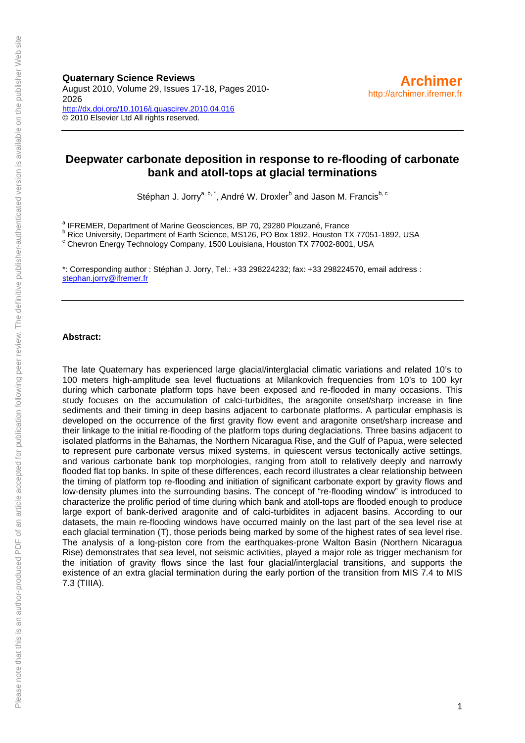**Quaternary Science Reviews**
August 2010, Volume 29, Issues 17-18, Pages 2010-2026
http://dx.doi.org/10.1016/j.quascirev.2010.04.016
© 2010 Elsevier Ltd All rights reserved.

**Archimer**
http://archimer.ifremer.fr

# Deepwater carbonate deposition in response to re-flooding of carbonate bank and atoll-tops at glacial terminations

Stéphan J. Jorry[a, b, *], André W. Droxler[b] and Jason M. Francis[b, c]

[a] IFREMER, Department of Marine Geosciences, BP 70, 29280 Plouzané, France
[b] Rice University, Department of Earth Science, MS126, PO Box 1892, Houston TX 77051-1892, USA
[c] Chevron Energy Technology Company, 1500 Louisiana, Houston TX 77002-8001, USA

*: Corresponding author : Stéphan J. Jorry, Tel.: +33 298224232; fax: +33 298224570, email address : stephan.jorry@ifremer.fr

**Abstract:**

The late Quaternary has experienced large glacial/interglacial climatic variations and related 10's to 100 meters high-amplitude sea level fluctuations at Milankovich frequencies from 10's to 100 kyr during which carbonate platform tops have been exposed and re-flooded in many occasions. This study focuses on the accumulation of calci-turbidites, the aragonite onset/sharp increase in fine sediments and their timing in deep basins adjacent to carbonate platforms. A particular emphasis is developed on the occurrence of the first gravity flow event and aragonite onset/sharp increase and their linkage to the initial re-flooding of the platform tops during deglaciations. Three basins adjacent to isolated platforms in the Bahamas, the Northern Nicaragua Rise, and the Gulf of Papua, were selected to represent pure carbonate versus mixed systems, in quiescent versus tectonically active settings, and various carbonate bank top morphologies, ranging from atoll to relatively deeply and narrowly flooded flat top banks. In spite of these differences, each record illustrates a clear relationship between the timing of platform top re-flooding and initiation of significant carbonate export by gravity flows and low-density plumes into the surrounding basins. The concept of "re-flooding window" is introduced to characterize the prolific period of time during which bank and atoll-tops are flooded enough to produce large export of bank-derived aragonite and of calci-turbidites in adjacent basins. According to our datasets, the main re-flooding windows have occurred mainly on the last part of the sea level rise at each glacial termination (T), those periods being marked by some of the highest rates of sea level rise. The analysis of a long-piston core from the earthquakes-prone Walton Basin (Northern Nicaragua Rise) demonstrates that sea level, not seismic activities, played a major role as trigger mechanism for the initiation of gravity flows since the last four glacial/interglacial transitions, and supports the existence of an extra glacial termination during the early portion of the transition from MIS 7.4 to MIS 7.3 (TIIIA).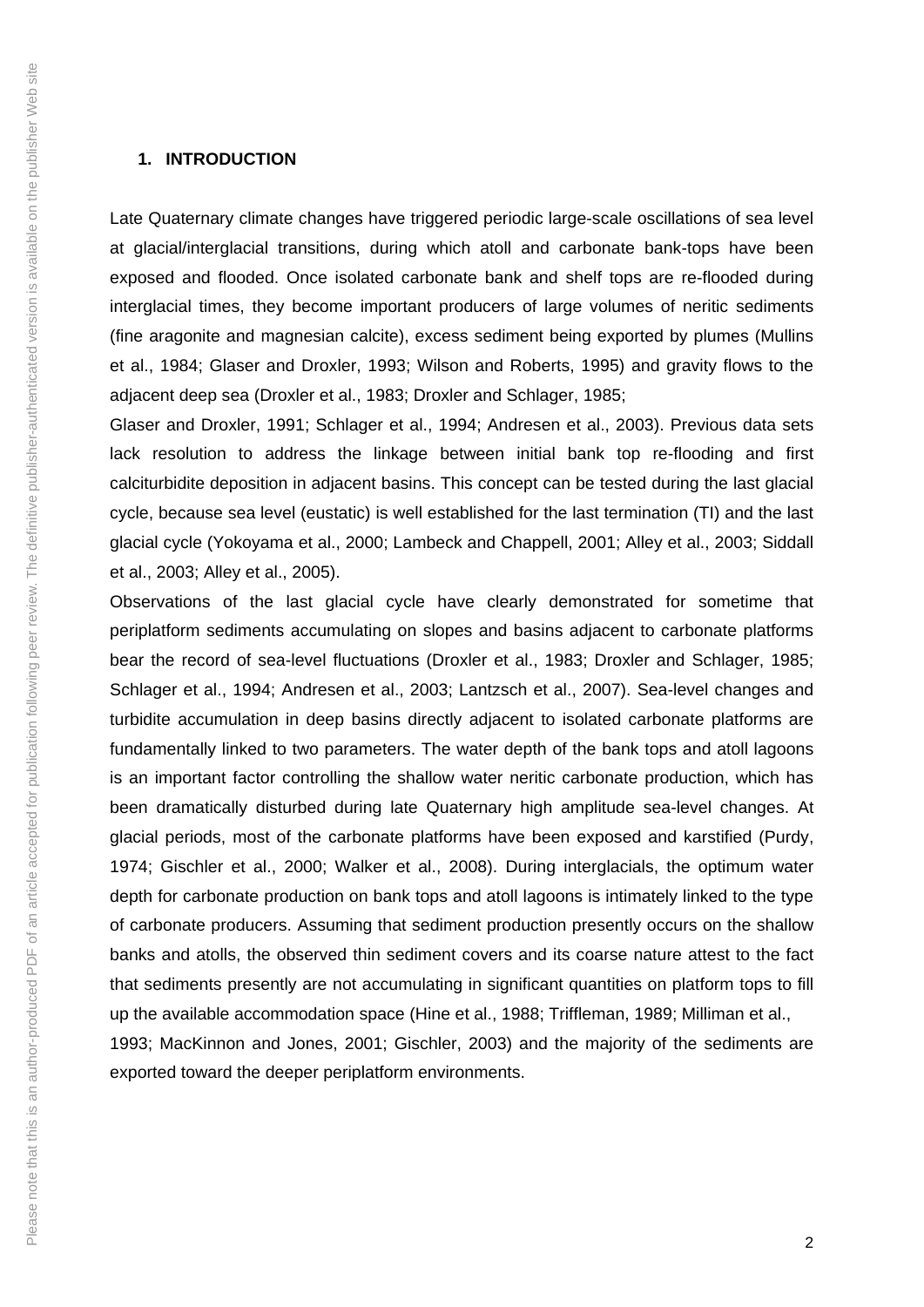## 1. INTRODUCTION

Late Quaternary climate changes have triggered periodic large-scale oscillations of sea level at glacial/interglacial transitions, during which atoll and carbonate bank-tops have been exposed and flooded. Once isolated carbonate bank and shelf tops are re-flooded during interglacial times, they become important producers of large volumes of neritic sediments (fine aragonite and magnesian calcite), excess sediment being exported by plumes (Mullins et al., 1984; Glaser and Droxler, 1993; Wilson and Roberts, 1995) and gravity flows to the adjacent deep sea (Droxler et al., 1983; Droxler and Schlager, 1985; Glaser and Droxler, 1991; Schlager et al., 1994; Andresen et al., 2003). Previous data sets lack resolution to address the linkage between initial bank top re-flooding and first calciturbidite deposition in adjacent basins. This concept can be tested during the last glacial cycle, because sea level (eustatic) is well established for the last termination (TI) and the last glacial cycle (Yokoyama et al., 2000; Lambeck and Chappell, 2001; Alley et al., 2003; Siddall et al., 2003; Alley et al., 2005).

Observations of the last glacial cycle have clearly demonstrated for sometime that periplatform sediments accumulating on slopes and basins adjacent to carbonate platforms bear the record of sea-level fluctuations (Droxler et al., 1983; Droxler and Schlager, 1985; Schlager et al., 1994; Andresen et al., 2003; Lantzsch et al., 2007). Sea-level changes and turbidite accumulation in deep basins directly adjacent to isolated carbonate platforms are fundamentally linked to two parameters. The water depth of the bank tops and atoll lagoons is an important factor controlling the shallow water neritic carbonate production, which has been dramatically disturbed during late Quaternary high amplitude sea-level changes. At glacial periods, most of the carbonate platforms have been exposed and karstified (Purdy, 1974; Gischler et al., 2000; Walker et al., 2008). During interglacials, the optimum water depth for carbonate production on bank tops and atoll lagoons is intimately linked to the type of carbonate producers. Assuming that sediment production presently occurs on the shallow banks and atolls, the observed thin sediment covers and its coarse nature attest to the fact that sediments presently are not accumulating in significant quantities on platform tops to fill up the available accommodation space (Hine et al., 1988; Triffleman, 1989; Milliman et al., 1993; MacKinnon and Jones, 2001; Gischler, 2003) and the majority of the sediments are exported toward the deeper periplatform environments.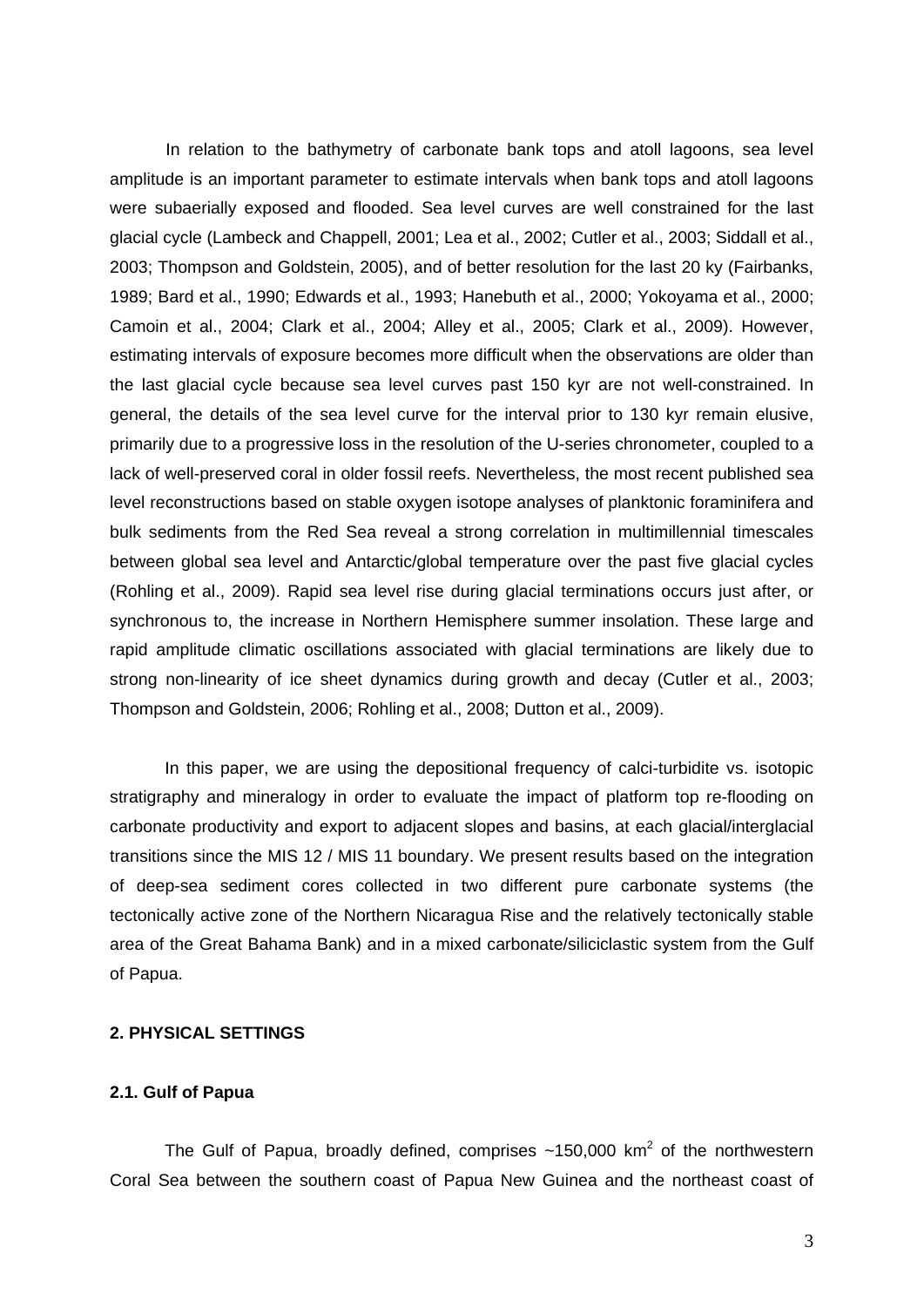In relation to the bathymetry of carbonate bank tops and atoll lagoons, sea level amplitude is an important parameter to estimate intervals when bank tops and atoll lagoons were subaerially exposed and flooded. Sea level curves are well constrained for the last glacial cycle (Lambeck and Chappell, 2001; Lea et al., 2002; Cutler et al., 2003; Siddall et al., 2003; Thompson and Goldstein, 2005), and of better resolution for the last 20 ky (Fairbanks, 1989; Bard et al., 1990; Edwards et al., 1993; Hanebuth et al., 2000; Yokoyama et al., 2000; Camoin et al., 2004; Clark et al., 2004; Alley et al., 2005; Clark et al., 2009). However, estimating intervals of exposure becomes more difficult when the observations are older than the last glacial cycle because sea level curves past 150 kyr are not well-constrained. In general, the details of the sea level curve for the interval prior to 130 kyr remain elusive, primarily due to a progressive loss in the resolution of the U-series chronometer, coupled to a lack of well-preserved coral in older fossil reefs. Nevertheless, the most recent published sea level reconstructions based on stable oxygen isotope analyses of planktonic foraminifera and bulk sediments from the Red Sea reveal a strong correlation in multimillennial timescales between global sea level and Antarctic/global temperature over the past five glacial cycles (Rohling et al., 2009). Rapid sea level rise during glacial terminations occurs just after, or synchronous to, the increase in Northern Hemisphere summer insolation. These large and rapid amplitude climatic oscillations associated with glacial terminations are likely due to strong non-linearity of ice sheet dynamics during growth and decay (Cutler et al., 2003; Thompson and Goldstein, 2006; Rohling et al., 2008; Dutton et al., 2009).

In this paper, we are using the depositional frequency of calci-turbidite vs. isotopic stratigraphy and mineralogy in order to evaluate the impact of platform top re-flooding on carbonate productivity and export to adjacent slopes and basins, at each glacial/interglacial transitions since the MIS 12 / MIS 11 boundary. We present results based on the integration of deep-sea sediment cores collected in two different pure carbonate systems (the tectonically active zone of the Northern Nicaragua Rise and the relatively tectonically stable area of the Great Bahama Bank) and in a mixed carbonate/siliciclastic system from the Gulf of Papua.

## 2. PHYSICAL SETTINGS

### 2.1. Gulf of Papua

The Gulf of Papua, broadly defined, comprises ~150,000 km$^2$ of the northwestern Coral Sea between the southern coast of Papua New Guinea and the northeast coast of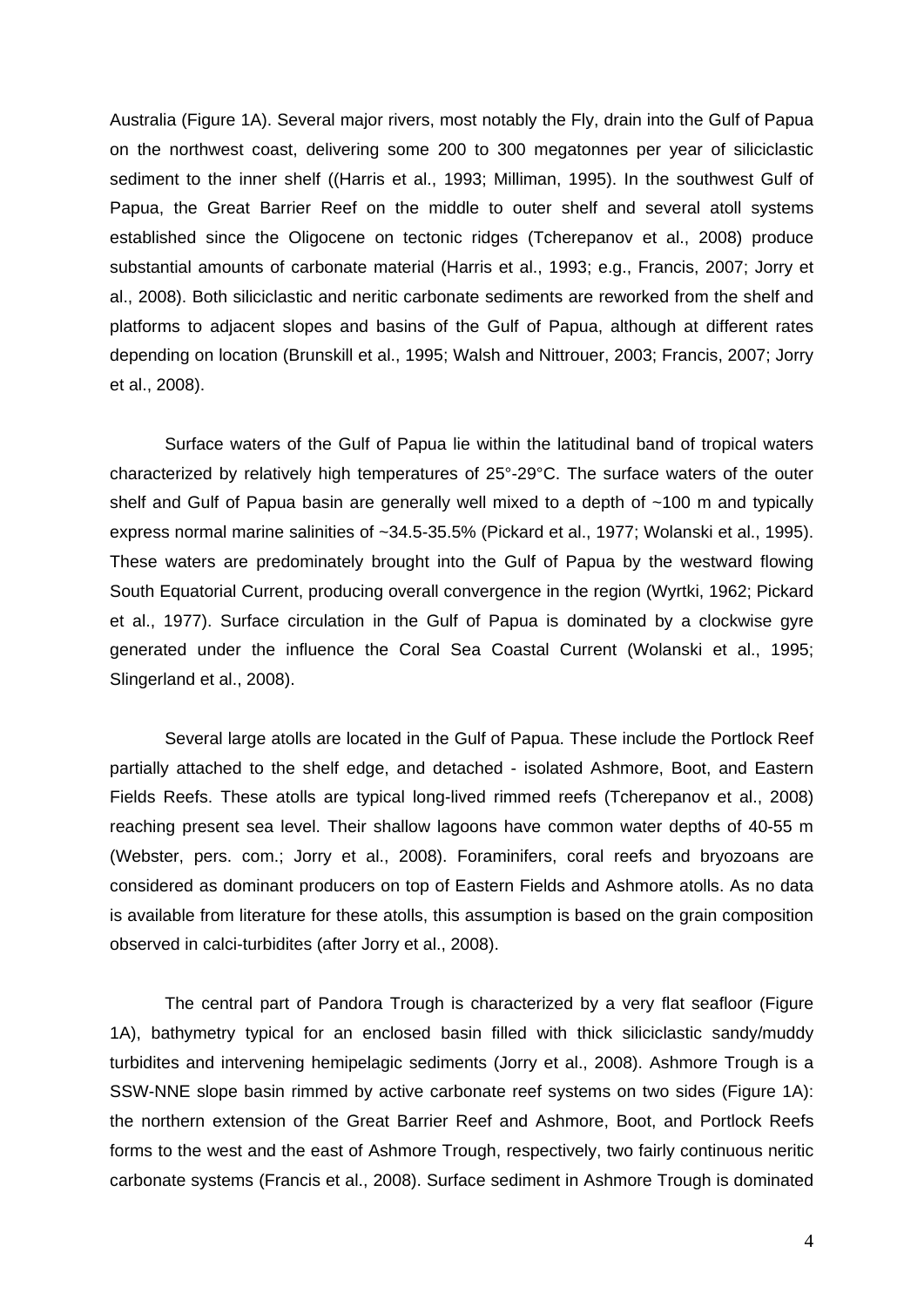Australia (Figure 1A). Several major rivers, most notably the Fly, drain into the Gulf of Papua on the northwest coast, delivering some 200 to 300 megatonnes per year of siliciclastic sediment to the inner shelf ((Harris et al., 1993; Milliman, 1995). In the southwest Gulf of Papua, the Great Barrier Reef on the middle to outer shelf and several atoll systems established since the Oligocene on tectonic ridges (Tcherepanov et al., 2008) produce substantial amounts of carbonate material (Harris et al., 1993; e.g., Francis, 2007; Jorry et al., 2008). Both siliciclastic and neritic carbonate sediments are reworked from the shelf and platforms to adjacent slopes and basins of the Gulf of Papua, although at different rates depending on location (Brunskill et al., 1995; Walsh and Nittrouer, 2003; Francis, 2007; Jorry et al., 2008).

Surface waters of the Gulf of Papua lie within the latitudinal band of tropical waters characterized by relatively high temperatures of 25°-29°C. The surface waters of the outer shelf and Gulf of Papua basin are generally well mixed to a depth of ~100 m and typically express normal marine salinities of ~34.5-35.5% (Pickard et al., 1977; Wolanski et al., 1995). These waters are predominately brought into the Gulf of Papua by the westward flowing South Equatorial Current, producing overall convergence in the region (Wyrtki, 1962; Pickard et al., 1977). Surface circulation in the Gulf of Papua is dominated by a clockwise gyre generated under the influence the Coral Sea Coastal Current (Wolanski et al., 1995; Slingerland et al., 2008).

Several large atolls are located in the Gulf of Papua. These include the Portlock Reef partially attached to the shelf edge, and detached - isolated Ashmore, Boot, and Eastern Fields Reefs. These atolls are typical long-lived rimmed reefs (Tcherepanov et al., 2008) reaching present sea level. Their shallow lagoons have common water depths of 40-55 m (Webster, pers. com.; Jorry et al., 2008). Foraminifers, coral reefs and bryozoans are considered as dominant producers on top of Eastern Fields and Ashmore atolls. As no data is available from literature for these atolls, this assumption is based on the grain composition observed in calci-turbidites (after Jorry et al., 2008).

The central part of Pandora Trough is characterized by a very flat seafloor (Figure 1A), bathymetry typical for an enclosed basin filled with thick siliciclastic sandy/muddy turbidites and intervening hemipelagic sediments (Jorry et al., 2008). Ashmore Trough is a SSW-NNE slope basin rimmed by active carbonate reef systems on two sides (Figure 1A): the northern extension of the Great Barrier Reef and Ashmore, Boot, and Portlock Reefs forms to the west and the east of Ashmore Trough, respectively, two fairly continuous neritic carbonate systems (Francis et al., 2008). Surface sediment in Ashmore Trough is dominated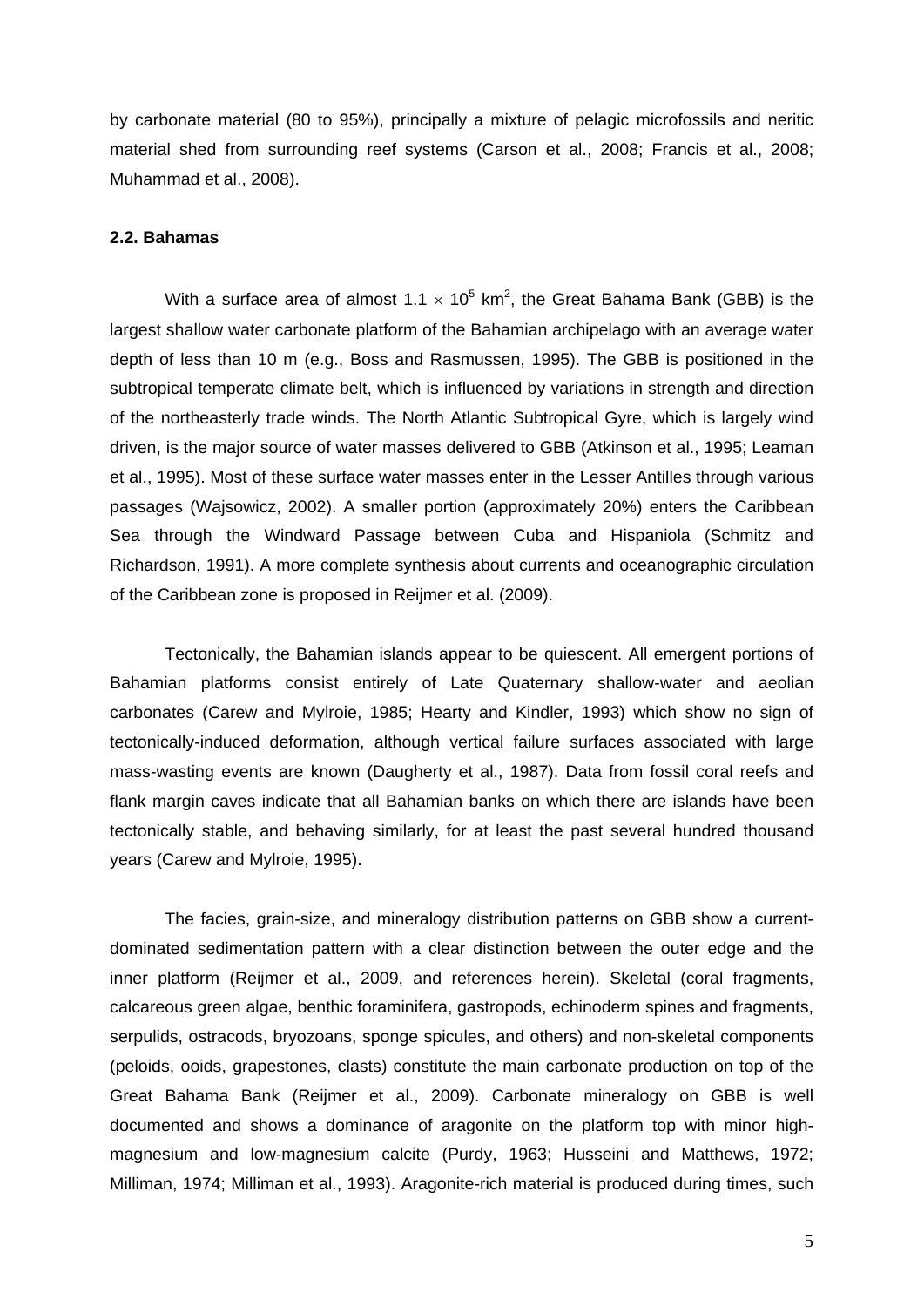by carbonate material (80 to 95%), principally a mixture of pelagic microfossils and neritic material shed from surrounding reef systems (Carson et al., 2008; Francis et al., 2008; Muhammad et al., 2008).

### 2.2. Bahamas

With a surface area of almost $1.1 \times 10^5$ km$^2$, the Great Bahama Bank (GBB) is the largest shallow water carbonate platform of the Bahamian archipelago with an average water depth of less than 10 m (e.g., Boss and Rasmussen, 1995). The GBB is positioned in the subtropical temperate climate belt, which is influenced by variations in strength and direction of the northeasterly trade winds. The North Atlantic Subtropical Gyre, which is largely wind driven, is the major source of water masses delivered to GBB (Atkinson et al., 1995; Leaman et al., 1995). Most of these surface water masses enter in the Lesser Antilles through various passages (Wajsowicz, 2002). A smaller portion (approximately 20%) enters the Caribbean Sea through the Windward Passage between Cuba and Hispaniola (Schmitz and Richardson, 1991). A more complete synthesis about currents and oceanographic circulation of the Caribbean zone is proposed in Reijmer et al. (2009).

Tectonically, the Bahamian islands appear to be quiescent. All emergent portions of Bahamian platforms consist entirely of Late Quaternary shallow-water and aeolian carbonates (Carew and Mylroie, 1985; Hearty and Kindler, 1993) which show no sign of tectonically-induced deformation, although vertical failure surfaces associated with large mass-wasting events are known (Daugherty et al., 1987). Data from fossil coral reefs and flank margin caves indicate that all Bahamian banks on which there are islands have been tectonically stable, and behaving similarly, for at least the past several hundred thousand years (Carew and Mylroie, 1995).

The facies, grain-size, and mineralogy distribution patterns on GBB show a current-dominated sedimentation pattern with a clear distinction between the outer edge and the inner platform (Reijmer et al., 2009, and references herein). Skeletal (coral fragments, calcareous green algae, benthic foraminifera, gastropods, echinoderm spines and fragments, serpulids, ostracods, bryozoans, sponge spicules, and others) and non-skeletal components (peloids, ooids, grapestones, clasts) constitute the main carbonate production on top of the Great Bahama Bank (Reijmer et al., 2009). Carbonate mineralogy on GBB is well documented and shows a dominance of aragonite on the platform top with minor high-magnesium and low-magnesium calcite (Purdy, 1963; Husseini and Matthews, 1972; Milliman, 1974; Milliman et al., 1993). Aragonite-rich material is produced during times, such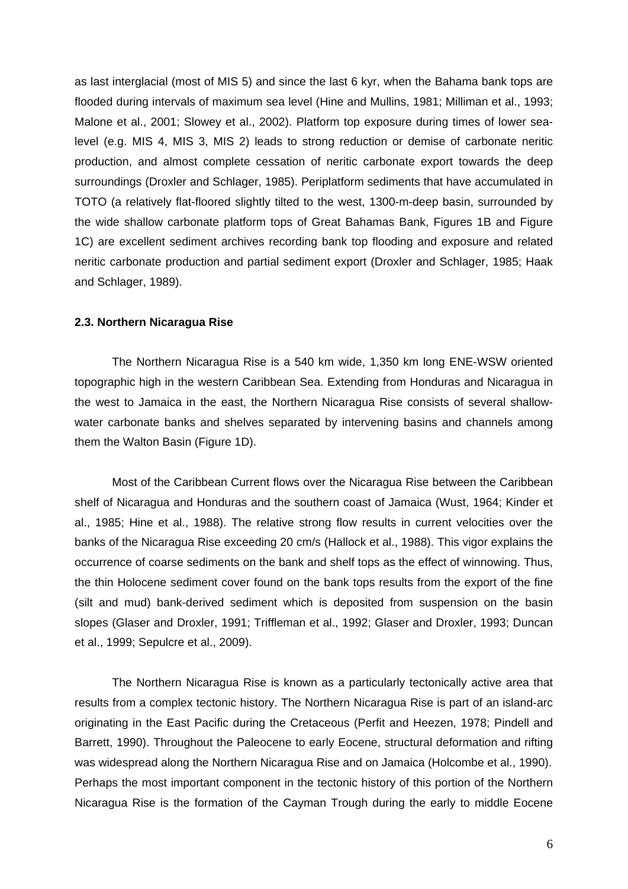as last interglacial (most of MIS 5) and since the last 6 kyr, when the Bahama bank tops are flooded during intervals of maximum sea level (Hine and Mullins, 1981; Milliman et al., 1993; Malone et al., 2001; Slowey et al., 2002). Platform top exposure during times of lower sea-level (e.g. MIS 4, MIS 3, MIS 2) leads to strong reduction or demise of carbonate neritic production, and almost complete cessation of neritic carbonate export towards the deep surroundings (Droxler and Schlager, 1985). Periplatform sediments that have accumulated in TOTO (a relatively flat-floored slightly tilted to the west, 1300-m-deep basin, surrounded by the wide shallow carbonate platform tops of Great Bahamas Bank, Figures 1B and Figure 1C) are excellent sediment archives recording bank top flooding and exposure and related neritic carbonate production and partial sediment export (Droxler and Schlager, 1985; Haak and Schlager, 1989).

### 2.3. Northern Nicaragua Rise

The Northern Nicaragua Rise is a 540 km wide, 1,350 km long ENE-WSW oriented topographic high in the western Caribbean Sea. Extending from Honduras and Nicaragua in the west to Jamaica in the east, the Northern Nicaragua Rise consists of several shallow-water carbonate banks and shelves separated by intervening basins and channels among them the Walton Basin (Figure 1D).

Most of the Caribbean Current flows over the Nicaragua Rise between the Caribbean shelf of Nicaragua and Honduras and the southern coast of Jamaica (Wust, 1964; Kinder et al., 1985; Hine et al., 1988). The relative strong flow results in current velocities over the banks of the Nicaragua Rise exceeding 20 cm/s (Hallock et al., 1988). This vigor explains the occurrence of coarse sediments on the bank and shelf tops as the effect of winnowing. Thus, the thin Holocene sediment cover found on the bank tops results from the export of the fine (silt and mud) bank-derived sediment which is deposited from suspension on the basin slopes (Glaser and Droxler, 1991; Triffleman et al., 1992; Glaser and Droxler, 1993; Duncan et al., 1999; Sepulcre et al., 2009).

The Northern Nicaragua Rise is known as a particularly tectonically active area that results from a complex tectonic history. The Northern Nicaragua Rise is part of an island-arc originating in the East Pacific during the Cretaceous (Perfit and Heezen, 1978; Pindell and Barrett, 1990). Throughout the Paleocene to early Eocene, structural deformation and rifting was widespread along the Northern Nicaragua Rise and on Jamaica (Holcombe et al., 1990). Perhaps the most important component in the tectonic history of this portion of the Northern Nicaragua Rise is the formation of the Cayman Trough during the early to middle Eocene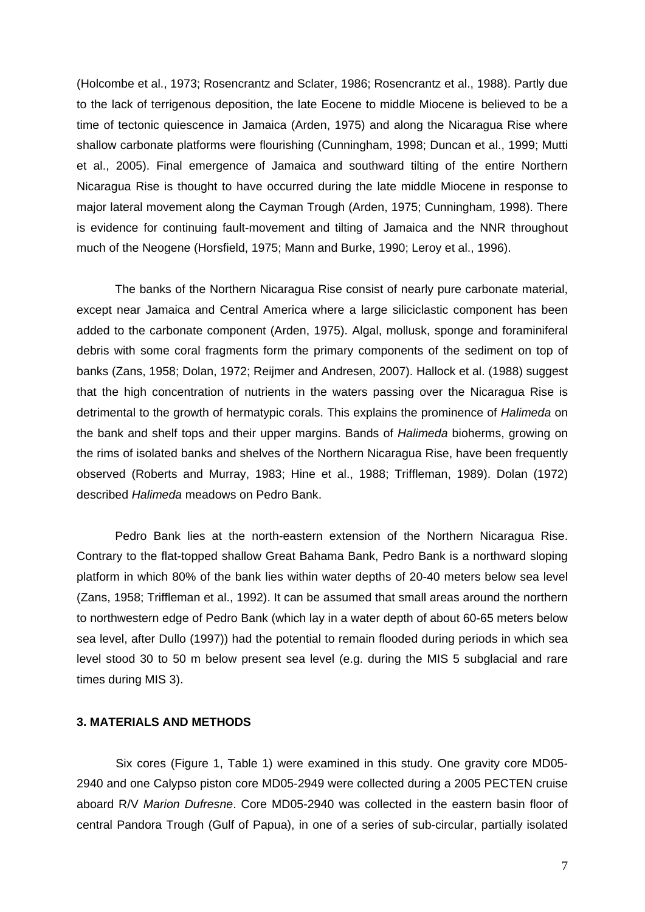(Holcombe et al., 1973; Rosencrantz and Sclater, 1986; Rosencrantz et al., 1988). Partly due to the lack of terrigenous deposition, the late Eocene to middle Miocene is believed to be a time of tectonic quiescence in Jamaica (Arden, 1975) and along the Nicaragua Rise where shallow carbonate platforms were flourishing (Cunningham, 1998; Duncan et al., 1999; Mutti et al., 2005). Final emergence of Jamaica and southward tilting of the entire Northern Nicaragua Rise is thought to have occurred during the late middle Miocene in response to major lateral movement along the Cayman Trough (Arden, 1975; Cunningham, 1998). There is evidence for continuing fault-movement and tilting of Jamaica and the NNR throughout much of the Neogene (Horsfield, 1975; Mann and Burke, 1990; Leroy et al., 1996).

The banks of the Northern Nicaragua Rise consist of nearly pure carbonate material, except near Jamaica and Central America where a large siliciclastic component has been added to the carbonate component (Arden, 1975). Algal, mollusk, sponge and foraminiferal debris with some coral fragments form the primary components of the sediment on top of banks (Zans, 1958; Dolan, 1972; Reijmer and Andresen, 2007). Hallock et al. (1988) suggest that the high concentration of nutrients in the waters passing over the Nicaragua Rise is detrimental to the growth of hermatypic corals. This explains the prominence of *Halimeda* on the bank and shelf tops and their upper margins. Bands of *Halimeda* bioherms, growing on the rims of isolated banks and shelves of the Northern Nicaragua Rise, have been frequently observed (Roberts and Murray, 1983; Hine et al., 1988; Triffleman, 1989). Dolan (1972) described *Halimeda* meadows on Pedro Bank.

Pedro Bank lies at the north-eastern extension of the Northern Nicaragua Rise. Contrary to the flat-topped shallow Great Bahama Bank, Pedro Bank is a northward sloping platform in which 80% of the bank lies within water depths of 20-40 meters below sea level (Zans, 1958; Triffleman et al., 1992). It can be assumed that small areas around the northern to northwestern edge of Pedro Bank (which lay in a water depth of about 60-65 meters below sea level, after Dullo (1997)) had the potential to remain flooded during periods in which sea level stood 30 to 50 m below present sea level (e.g. during the MIS 5 subglacial and rare times during MIS 3).

### 3. MATERIALS AND METHODS

Six cores (Figure 1, Table 1) were examined in this study. One gravity core MD05-2940 and one Calypso piston core MD05-2949 were collected during a 2005 PECTEN cruise aboard R/V *Marion Dufresne*. Core MD05-2940 was collected in the eastern basin floor of central Pandora Trough (Gulf of Papua), in one of a series of sub-circular, partially isolated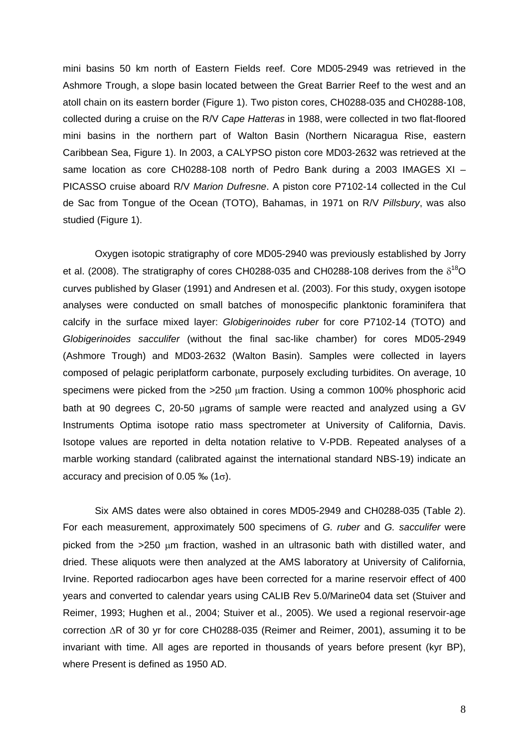mini basins 50 km north of Eastern Fields reef. Core MD05-2949 was retrieved in the Ashmore Trough, a slope basin located between the Great Barrier Reef to the west and an atoll chain on its eastern border (Figure 1). Two piston cores, CH0288-035 and CH0288-108, collected during a cruise on the R/V *Cape Hatteras* in 1988, were collected in two flat-floored mini basins in the northern part of Walton Basin (Northern Nicaragua Rise, eastern Caribbean Sea, Figure 1). In 2003, a CALYPSO piston core MD03-2632 was retrieved at the same location as core CH0288-108 north of Pedro Bank during a 2003 IMAGES XI – PICASSO cruise aboard R/V *Marion Dufresne*. A piston core P7102-14 collected in the Cul de Sac from Tongue of the Ocean (TOTO), Bahamas, in 1971 on R/V *Pillsbury*, was also studied (Figure 1).

Oxygen isotopic stratigraphy of core MD05-2940 was previously established by Jorry et al. (2008). The stratigraphy of cores CH0288-035 and CH0288-108 derives from the $\delta^{18}O$ curves published by Glaser (1991) and Andresen et al. (2003). For this study, oxygen isotope analyses were conducted on small batches of monospecific planktonic foraminifera that calcify in the surface mixed layer: *Globigerinoides ruber* for core P7102-14 (TOTO) and *Globigerinoides sacculifer* (without the final sac-like chamber) for cores MD05-2949 (Ashmore Trough) and MD03-2632 (Walton Basin). Samples were collected in layers composed of pelagic periplatform carbonate, purposely excluding turbidites. On average, 10 specimens were picked from the >250 μm fraction. Using a common 100% phosphoric acid bath at 90 degrees C, 20-50 μgrams of sample were reacted and analyzed using a GV Instruments Optima isotope ratio mass spectrometer at University of California, Davis. Isotope values are reported in delta notation relative to V-PDB. Repeated analyses of a marble working standard (calibrated against the international standard NBS-19) indicate an accuracy and precision of 0.05 ‰ ($1\sigma$).

Six AMS dates were also obtained in cores MD05-2949 and CH0288-035 (Table 2). For each measurement, approximately 500 specimens of *G. ruber* and *G. sacculifer* were picked from the >250 μm fraction, washed in an ultrasonic bath with distilled water, and dried. These aliquots were then analyzed at the AMS laboratory at University of California, Irvine. Reported radiocarbon ages have been corrected for a marine reservoir effect of 400 years and converted to calendar years using CALIB Rev 5.0/Marine04 data set (Stuiver and Reimer, 1993; Hughen et al., 2004; Stuiver et al., 2005). We used a regional reservoir-age correction $\Delta R$ of 30 yr for core CH0288-035 (Reimer and Reimer, 2001), assuming it to be invariant with time. All ages are reported in thousands of years before present (kyr BP), where Present is defined as 1950 AD.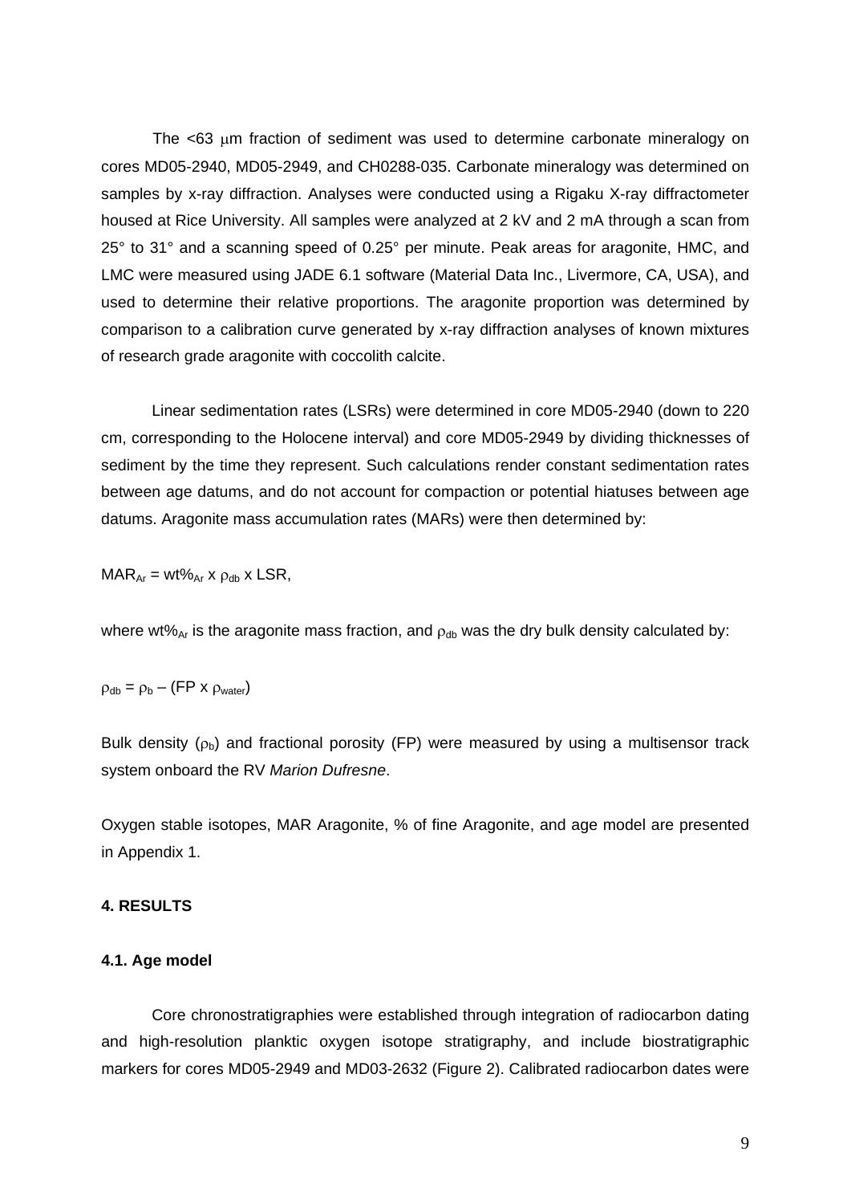The <63 $\mu$m fraction of sediment was used to determine carbonate mineralogy on cores MD05-2940, MD05-2949, and CH0288-035. Carbonate mineralogy was determined on samples by x-ray diffraction. Analyses were conducted using a Rigaku X-ray diffractometer housed at Rice University. All samples were analyzed at 2 kV and 2 mA through a scan from 25° to 31° and a scanning speed of 0.25° per minute. Peak areas for aragonite, HMC, and LMC were measured using JADE 6.1 software (Material Data Inc., Livermore, CA, USA), and used to determine their relative proportions. The aragonite proportion was determined by comparison to a calibration curve generated by x-ray diffraction analyses of known mixtures of research grade aragonite with coccolith calcite.

Linear sedimentation rates (LSRs) were determined in core MD05-2940 (down to 220 cm, corresponding to the Holocene interval) and core MD05-2949 by dividing thicknesses of sediment by the time they represent. Such calculations render constant sedimentation rates between age datums, and do not account for compaction or potential hiatuses between age datums. Aragonite mass accumulation rates (MARs) were then determined by:

$$MAR_{Ar} = wt\%_{Ar} \times \rho_{db} \times LSR,$$

where $wt\%_{Ar}$ is the aragonite mass fraction, and $\rho_{db}$ was the dry bulk density calculated by:

$$\rho_{db} = \rho_b - (FP \times \rho_{water})$$

Bulk density ($\rho_b$) and fractional porosity (FP) were measured by using a multisensor track system onboard the RV *Marion Dufresne*.

Oxygen stable isotopes, MAR Aragonite, % of fine Aragonite, and age model are presented in Appendix 1.

## 4. RESULTS

### 4.1. Age model

Core chronostratigraphies were established through integration of radiocarbon dating and high-resolution planktic oxygen isotope stratigraphy, and include biostratigraphic markers for cores MD05-2949 and MD03-2632 (Figure 2). Calibrated radiocarbon dates were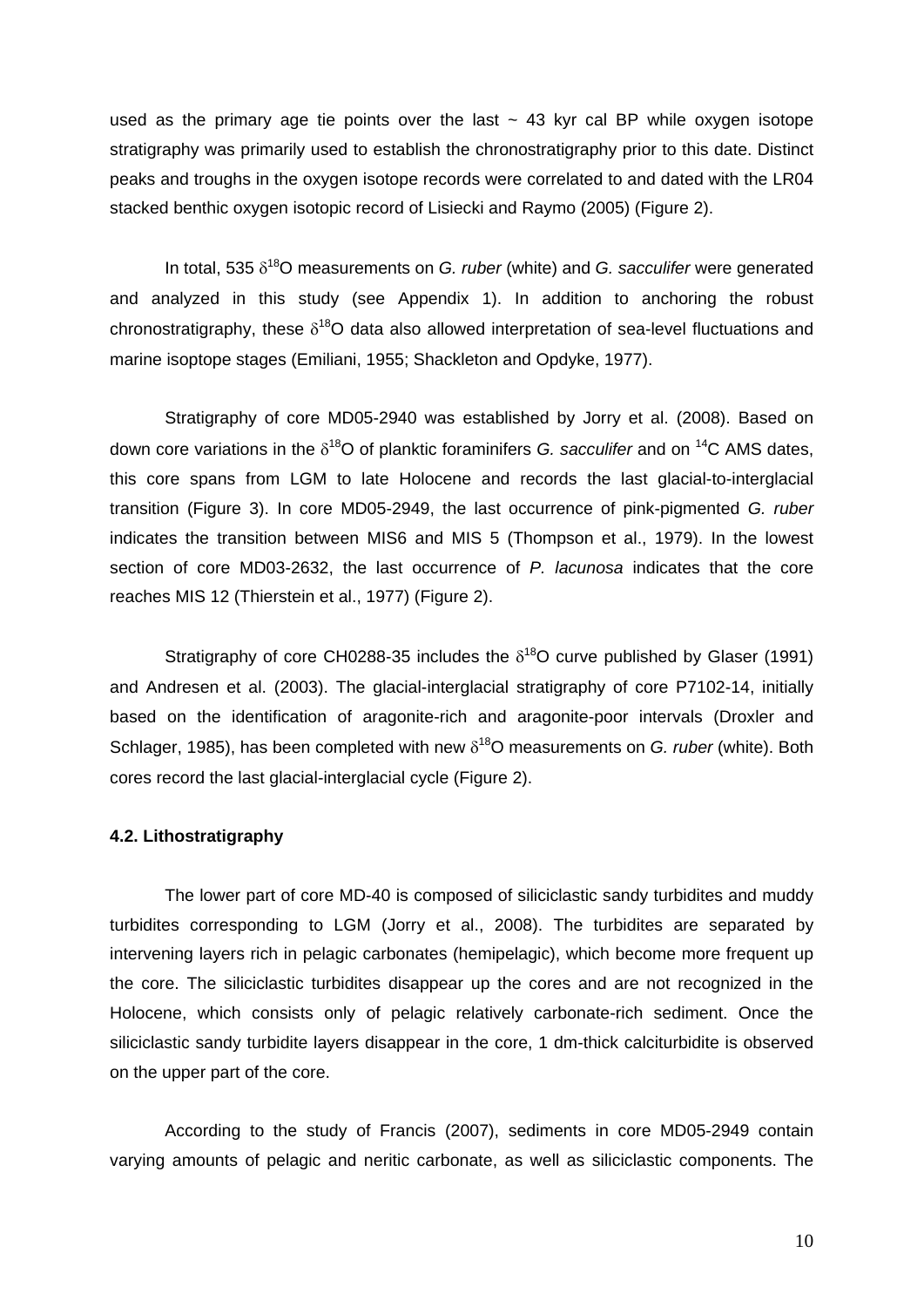used as the primary age tie points over the last ~ 43 kyr cal BP while oxygen isotope stratigraphy was primarily used to establish the chronostratigraphy prior to this date. Distinct peaks and troughs in the oxygen isotope records were correlated to and dated with the LR04 stacked benthic oxygen isotopic record of Lisiecki and Raymo (2005) (Figure 2).

In total, 535 $\delta^{18}$O measurements on *G. ruber* (white) and *G. sacculifer* were generated and analyzed in this study (see Appendix 1). In addition to anchoring the robust chronostratigraphy, these $\delta^{18}$O data also allowed interpretation of sea-level fluctuations and marine isoptope stages (Emiliani, 1955; Shackleton and Opdyke, 1977).

Stratigraphy of core MD05-2940 was established by Jorry et al. (2008). Based on down core variations in the $\delta^{18}$O of planktic foraminifers *G. sacculifer* and on $^{14}$C AMS dates, this core spans from LGM to late Holocene and records the last glacial-to-interglacial transition (Figure 3). In core MD05-2949, the last occurrence of pink-pigmented *G. ruber* indicates the transition between MIS6 and MIS 5 (Thompson et al., 1979). In the lowest section of core MD03-2632, the last occurrence of *P. lacunosa* indicates that the core reaches MIS 12 (Thierstein et al., 1977) (Figure 2).

Stratigraphy of core CH0288-35 includes the $\delta^{18}$O curve published by Glaser (1991) and Andresen et al. (2003). The glacial-interglacial stratigraphy of core P7102-14, initially based on the identification of aragonite-rich and aragonite-poor intervals (Droxler and Schlager, 1985), has been completed with new $\delta^{18}$O measurements on *G. ruber* (white). Both cores record the last glacial-interglacial cycle (Figure 2).

#### 4.2. Lithostratigraphy

The lower part of core MD-40 is composed of siliciclastic sandy turbidites and muddy turbidites corresponding to LGM (Jorry et al., 2008). The turbidites are separated by intervening layers rich in pelagic carbonates (hemipelagic), which become more frequent up the core. The siliciclastic turbidites disappear up the cores and are not recognized in the Holocene, which consists only of pelagic relatively carbonate-rich sediment. Once the siliciclastic sandy turbidite layers disappear in the core, 1 dm-thick calciturbidite is observed on the upper part of the core.

According to the study of Francis (2007), sediments in core MD05-2949 contain varying amounts of pelagic and neritic carbonate, as well as siliciclastic components. The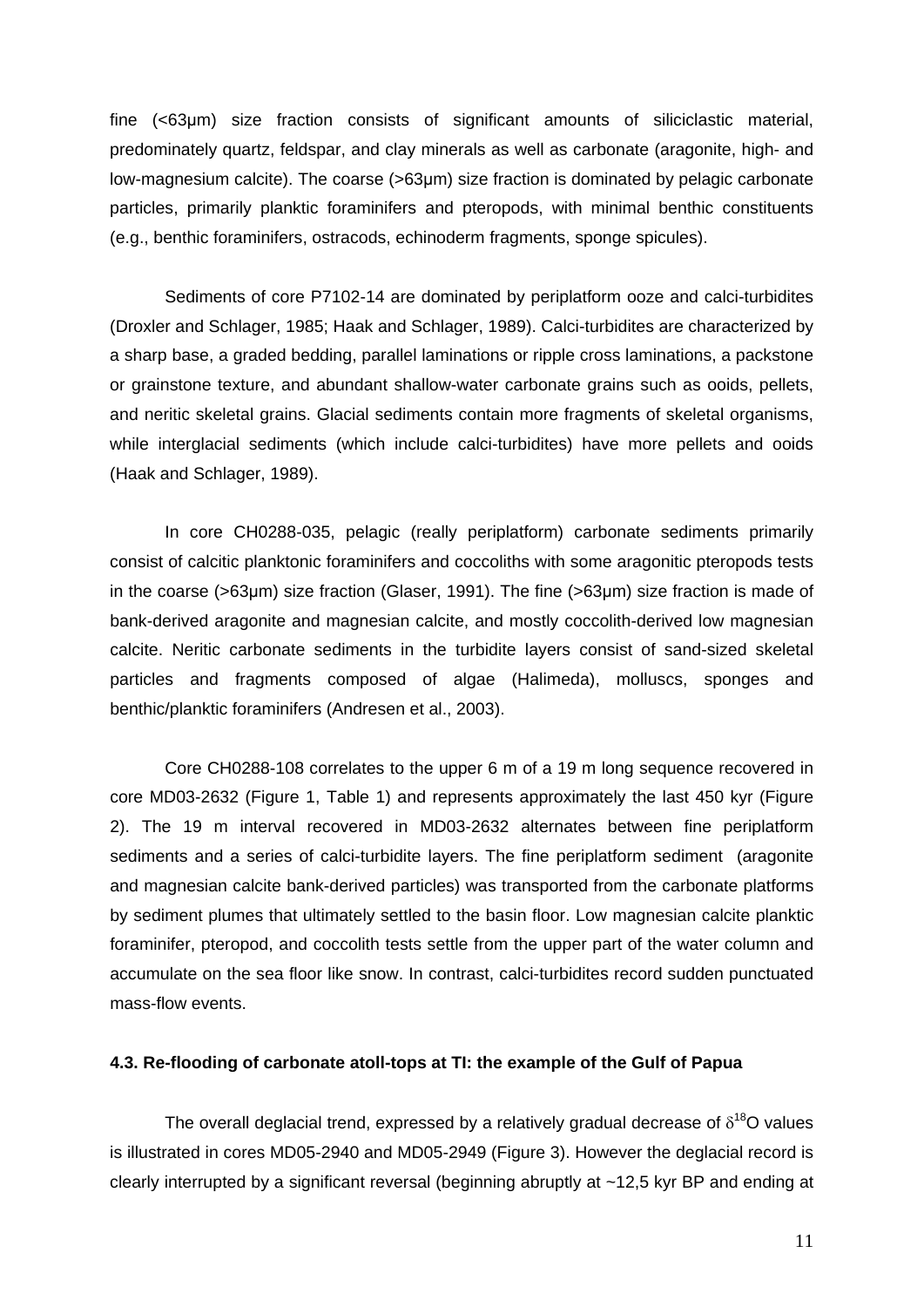fine (<63µm) size fraction consists of significant amounts of siliciclastic material, predominately quartz, feldspar, and clay minerals as well as carbonate (aragonite, high- and low-magnesium calcite). The coarse (>63µm) size fraction is dominated by pelagic carbonate particles, primarily planktic foraminifers and pteropods, with minimal benthic constituents (e.g., benthic foraminifers, ostracods, echinoderm fragments, sponge spicules).

Sediments of core P7102-14 are dominated by periplatform ooze and calci-turbidites (Droxler and Schlager, 1985; Haak and Schlager, 1989). Calci-turbidites are characterized by a sharp base, a graded bedding, parallel laminations or ripple cross laminations, a packstone or grainstone texture, and abundant shallow-water carbonate grains such as ooids, pellets, and neritic skeletal grains. Glacial sediments contain more fragments of skeletal organisms, while interglacial sediments (which include calci-turbidites) have more pellets and ooids (Haak and Schlager, 1989).

In core CH0288-035, pelagic (really periplatform) carbonate sediments primarily consist of calcitic planktonic foraminifers and coccoliths with some aragonitic pteropods tests in the coarse (>63µm) size fraction (Glaser, 1991). The fine (>63µm) size fraction is made of bank-derived aragonite and magnesian calcite, and mostly coccolith-derived low magnesian calcite. Neritic carbonate sediments in the turbidite layers consist of sand-sized skeletal particles and fragments composed of algae (Halimeda), molluscs, sponges and benthic/planktic foraminifers (Andresen et al., 2003).

Core CH0288-108 correlates to the upper 6 m of a 19 m long sequence recovered in core MD03-2632 (Figure 1, Table 1) and represents approximately the last 450 kyr (Figure 2). The 19 m interval recovered in MD03-2632 alternates between fine periplatform sediments and a series of calci-turbidite layers. The fine periplatform sediment (aragonite and magnesian calcite bank-derived particles) was transported from the carbonate platforms by sediment plumes that ultimately settled to the basin floor. Low magnesian calcite planktic foraminifer, pteropod, and coccolith tests settle from the upper part of the water column and accumulate on the sea floor like snow. In contrast, calci-turbidites record sudden punctuated mass-flow events.

### 4.3. Re-flooding of carbonate atoll-tops at TI: the example of the Gulf of Papua

The overall deglacial trend, expressed by a relatively gradual decrease of $\delta^{18}O$ values is illustrated in cores MD05-2940 and MD05-2949 (Figure 3). However the deglacial record is clearly interrupted by a significant reversal (beginning abruptly at ~12,5 kyr BP and ending at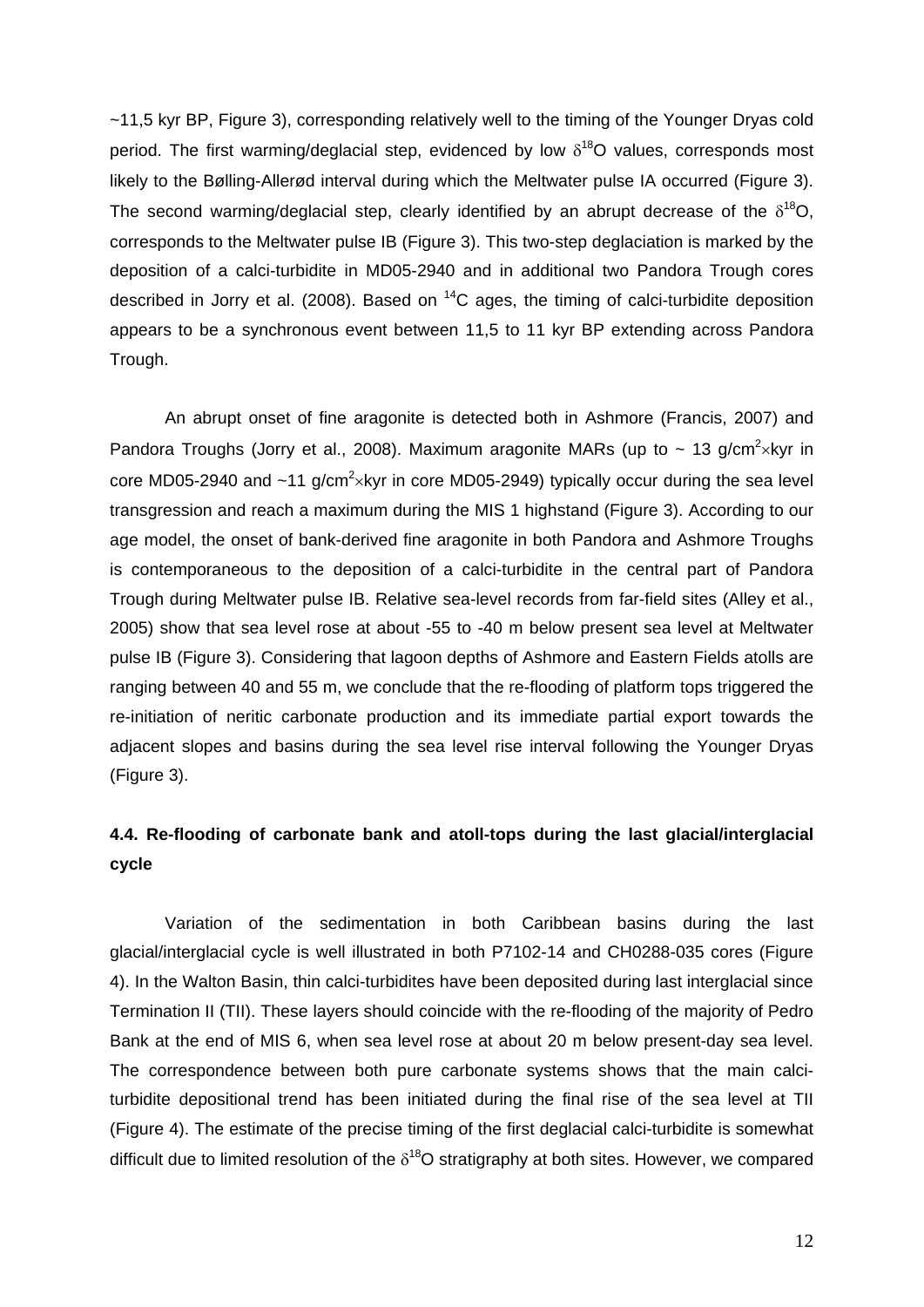~11,5 kyr BP, Figure 3), corresponding relatively well to the timing of the Younger Dryas cold period. The first warming/deglacial step, evidenced by low $\delta^{18}O$ values, corresponds most likely to the Bølling-Allerød interval during which the Meltwater pulse IA occurred (Figure 3). The second warming/deglacial step, clearly identified by an abrupt decrease of the $\delta^{18}O$, corresponds to the Meltwater pulse IB (Figure 3). This two-step deglaciation is marked by the deposition of a calci-turbidite in MD05-2940 and in additional two Pandora Trough cores described in Jorry et al. (2008). Based on $^{14}C$ ages, the timing of calci-turbidite deposition appears to be a synchronous event between 11,5 to 11 kyr BP extending across Pandora Trough.

An abrupt onset of fine aragonite is detected both in Ashmore (Francis, 2007) and Pandora Troughs (Jorry et al., 2008). Maximum aragonite MARs (up to ~ 13 $g/cm^2 \times kyr$ in core MD05-2940 and ~11 $g/cm^2 \times kyr$ in core MD05-2949) typically occur during the sea level transgression and reach a maximum during the MIS 1 highstand (Figure 3). According to our age model, the onset of bank-derived fine aragonite in both Pandora and Ashmore Troughs is contemporaneous to the deposition of a calci-turbidite in the central part of Pandora Trough during Meltwater pulse IB. Relative sea-level records from far-field sites (Alley et al., 2005) show that sea level rose at about -55 to -40 m below present sea level at Meltwater pulse IB (Figure 3). Considering that lagoon depths of Ashmore and Eastern Fields atolls are ranging between 40 and 55 m, we conclude that the re-flooding of platform tops triggered the re-initiation of neritic carbonate production and its immediate partial export towards the adjacent slopes and basins during the sea level rise interval following the Younger Dryas (Figure 3).

## 4.4. Re-flooding of carbonate bank and atoll-tops during the last glacial/interglacial cycle

Variation of the sedimentation in both Caribbean basins during the last glacial/interglacial cycle is well illustrated in both P7102-14 and CH0288-035 cores (Figure 4). In the Walton Basin, thin calci-turbidites have been deposited during last interglacial since Termination II (TII). These layers should coincide with the re-flooding of the majority of Pedro Bank at the end of MIS 6, when sea level rose at about 20 m below present-day sea level. The correspondence between both pure carbonate systems shows that the main calci-turbidite depositional trend has been initiated during the final rise of the sea level at TII (Figure 4). The estimate of the precise timing of the first deglacial calci-turbidite is somewhat difficult due to limited resolution of the $\delta^{18}O$ stratigraphy at both sites. However, we compared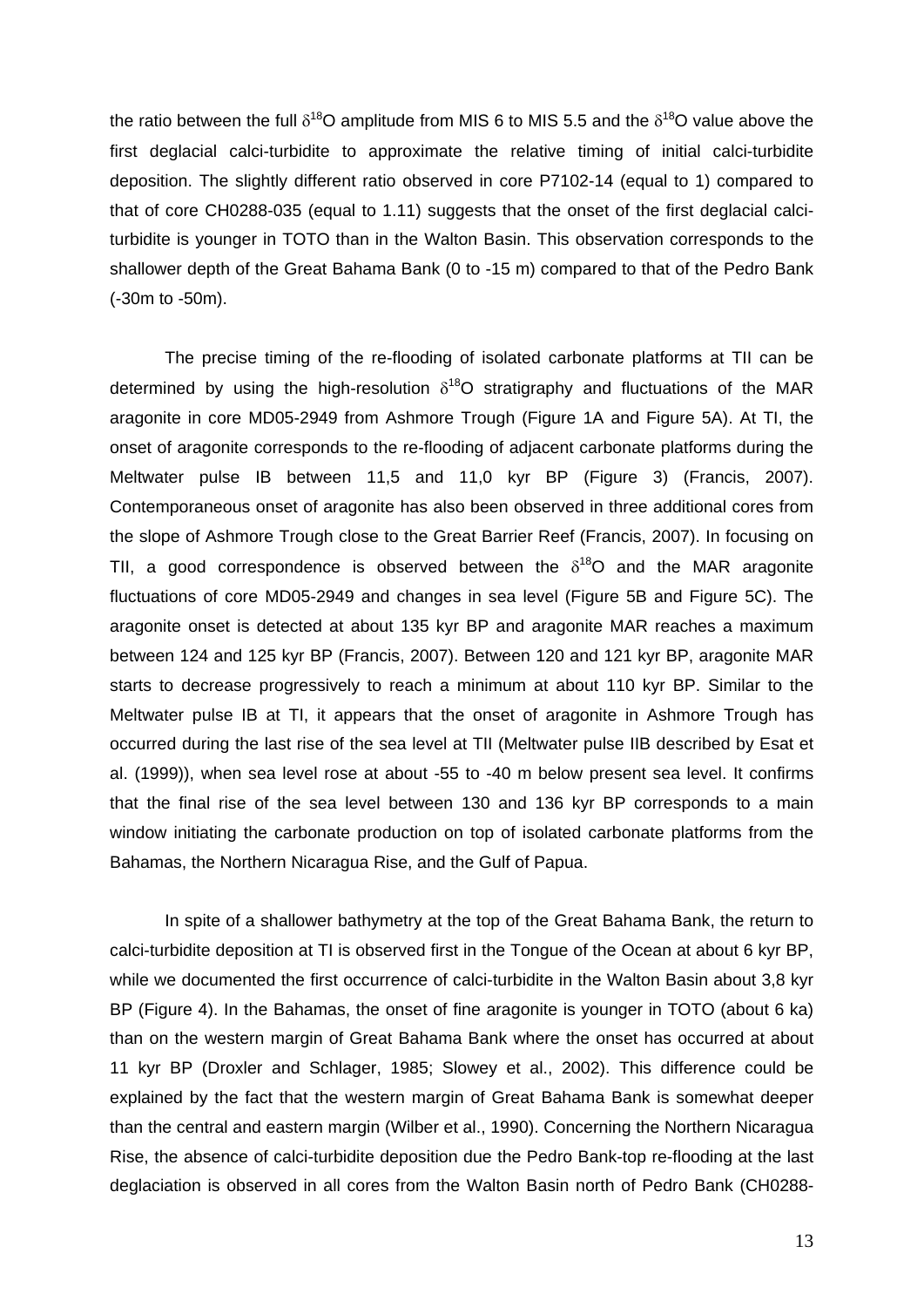the ratio between the full $\delta^{18}O$ amplitude from MIS 6 to MIS 5.5 and the $\delta^{18}O$ value above the first deglacial calci-turbidite to approximate the relative timing of initial calci-turbidite deposition. The slightly different ratio observed in core P7102-14 (equal to 1) compared to that of core CH0288-035 (equal to 1.11) suggests that the onset of the first deglacial calci-turbidite is younger in TOTO than in the Walton Basin. This observation corresponds to the shallower depth of the Great Bahama Bank (0 to -15 m) compared to that of the Pedro Bank (-30m to -50m).

The precise timing of the re-flooding of isolated carbonate platforms at TII can be determined by using the high-resolution $\delta^{18}O$ stratigraphy and fluctuations of the MAR aragonite in core MD05-2949 from Ashmore Trough (Figure 1A and Figure 5A). At TI, the onset of aragonite corresponds to the re-flooding of adjacent carbonate platforms during the Meltwater pulse IB between 11,5 and 11,0 kyr BP (Figure 3) (Francis, 2007). Contemporaneous onset of aragonite has also been observed in three additional cores from the slope of Ashmore Trough close to the Great Barrier Reef (Francis, 2007). In focusing on TII, a good correspondence is observed between the $\delta^{18}O$ and the MAR aragonite fluctuations of core MD05-2949 and changes in sea level (Figure 5B and Figure 5C). The aragonite onset is detected at about 135 kyr BP and aragonite MAR reaches a maximum between 124 and 125 kyr BP (Francis, 2007). Between 120 and 121 kyr BP, aragonite MAR starts to decrease progressively to reach a minimum at about 110 kyr BP. Similar to the Meltwater pulse IB at TI, it appears that the onset of aragonite in Ashmore Trough has occurred during the last rise of the sea level at TII (Meltwater pulse IIB described by Esat et al. (1999)), when sea level rose at about -55 to -40 m below present sea level. It confirms that the final rise of the sea level between 130 and 136 kyr BP corresponds to a main window initiating the carbonate production on top of isolated carbonate platforms from the Bahamas, the Northern Nicaragua Rise, and the Gulf of Papua.

In spite of a shallower bathymetry at the top of the Great Bahama Bank, the return to calci-turbidite deposition at TI is observed first in the Tongue of the Ocean at about 6 kyr BP, while we documented the first occurrence of calci-turbidite in the Walton Basin about 3,8 kyr BP (Figure 4). In the Bahamas, the onset of fine aragonite is younger in TOTO (about 6 ka) than on the western margin of Great Bahama Bank where the onset has occurred at about 11 kyr BP (Droxler and Schlager, 1985; Slowey et al., 2002). This difference could be explained by the fact that the western margin of Great Bahama Bank is somewhat deeper than the central and eastern margin (Wilber et al., 1990). Concerning the Northern Nicaragua Rise, the absence of calci-turbidite deposition due the Pedro Bank-top re-flooding at the last deglaciation is observed in all cores from the Walton Basin north of Pedro Bank (CH0288-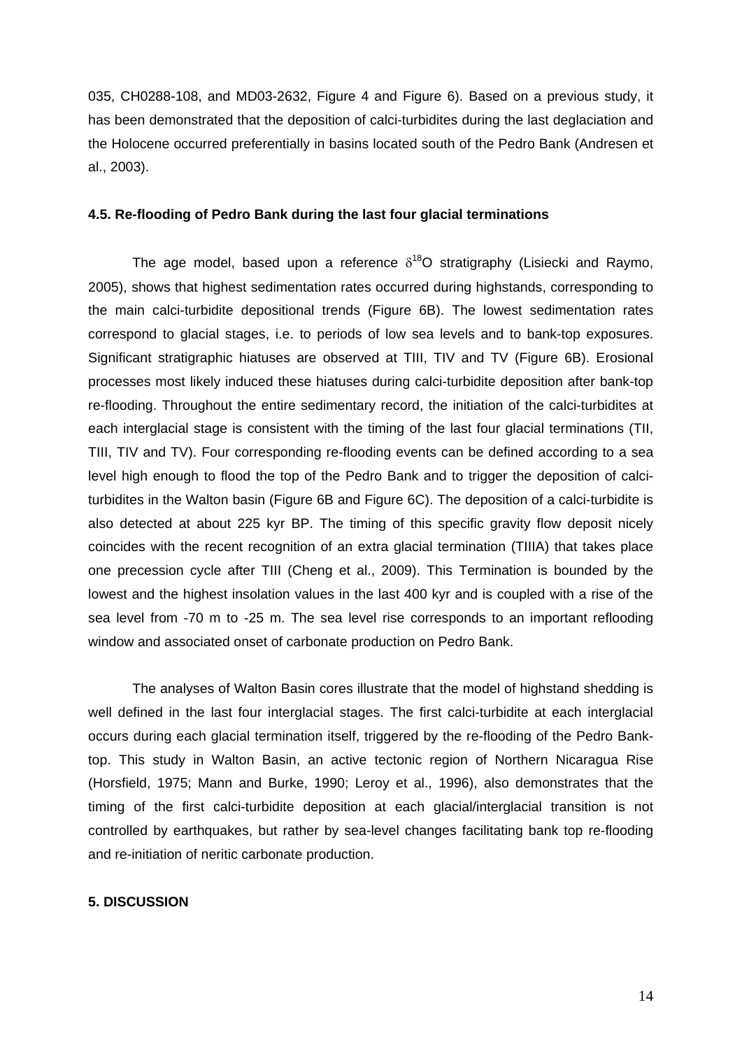035, CH0288-108, and MD03-2632, Figure 4 and Figure 6). Based on a previous study, it has been demonstrated that the deposition of calci-turbidites during the last deglaciation and the Holocene occurred preferentially in basins located south of the Pedro Bank (Andresen et al., 2003).

### 4.5. Re-flooding of Pedro Bank during the last four glacial terminations

The age model, based upon a reference $\delta^{18}$O stratigraphy (Lisiecki and Raymo, 2005), shows that highest sedimentation rates occurred during highstands, corresponding to the main calci-turbidite depositional trends (Figure 6B). The lowest sedimentation rates correspond to glacial stages, i.e. to periods of low sea levels and to bank-top exposures. Significant stratigraphic hiatuses are observed at TIII, TIV and TV (Figure 6B). Erosional processes most likely induced these hiatuses during calci-turbidite deposition after bank-top re-flooding. Throughout the entire sedimentary record, the initiation of the calci-turbidites at each interglacial stage is consistent with the timing of the last four glacial terminations (TII, TIII, TIV and TV). Four corresponding re-flooding events can be defined according to a sea level high enough to flood the top of the Pedro Bank and to trigger the deposition of calci-turbidites in the Walton basin (Figure 6B and Figure 6C). The deposition of a calci-turbidite is also detected at about 225 kyr BP. The timing of this specific gravity flow deposit nicely coincides with the recent recognition of an extra glacial termination (TIIIA) that takes place one precession cycle after TIII (Cheng et al., 2009). This Termination is bounded by the lowest and the highest insolation values in the last 400 kyr and is coupled with a rise of the sea level from -70 m to -25 m. The sea level rise corresponds to an important reflooding window and associated onset of carbonate production on Pedro Bank.

The analyses of Walton Basin cores illustrate that the model of highstand shedding is well defined in the last four interglacial stages. The first calci-turbidite at each interglacial occurs during each glacial termination itself, triggered by the re-flooding of the Pedro Bank-top. This study in Walton Basin, an active tectonic region of Northern Nicaragua Rise (Horsfield, 1975; Mann and Burke, 1990; Leroy et al., 1996), also demonstrates that the timing of the first calci-turbidite deposition at each glacial/interglacial transition is not controlled by earthquakes, but rather by sea-level changes facilitating bank top re-flooding and re-initiation of neritic carbonate production.

## 5. DISCUSSION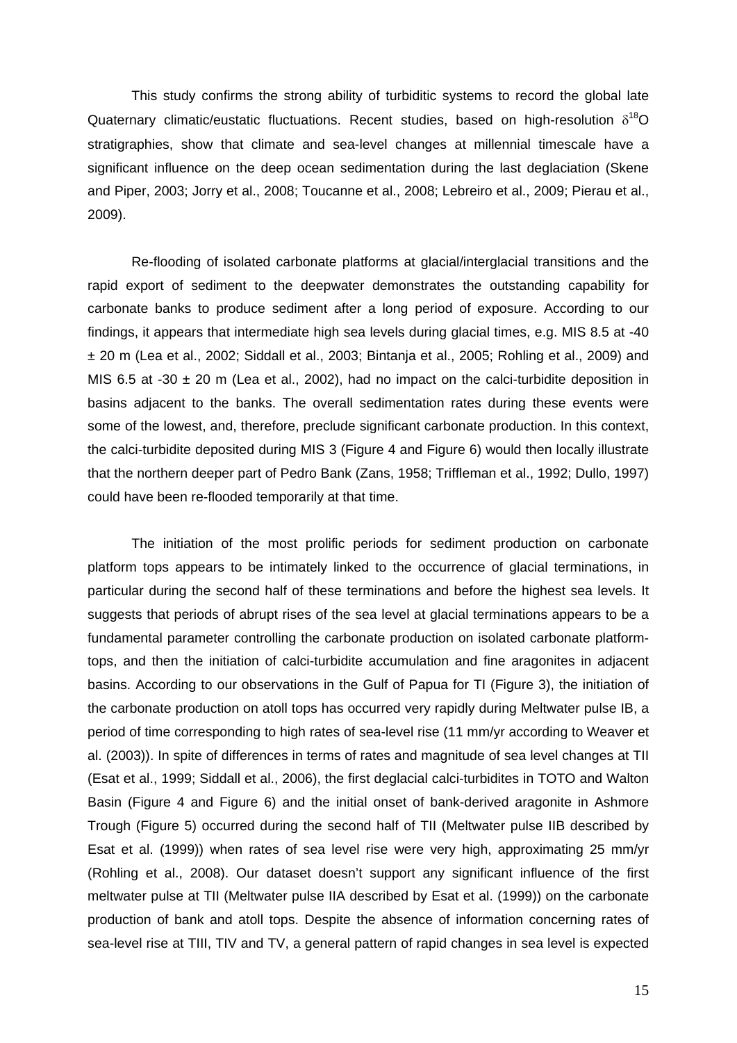This study confirms the strong ability of turbiditic systems to record the global late Quaternary climatic/eustatic fluctuations. Recent studies, based on high-resolution $\delta^{18}O$ stratigraphies, show that climate and sea-level changes at millennial timescale have a significant influence on the deep ocean sedimentation during the last deglaciation (Skene and Piper, 2003; Jorry et al., 2008; Toucanne et al., 2008; Lebreiro et al., 2009; Pierau et al., 2009).

Re-flooding of isolated carbonate platforms at glacial/interglacial transitions and the rapid export of sediment to the deepwater demonstrates the outstanding capability for carbonate banks to produce sediment after a long period of exposure. According to our findings, it appears that intermediate high sea levels during glacial times, e.g. MIS 8.5 at -40 ± 20 m (Lea et al., 2002; Siddall et al., 2003; Bintanja et al., 2005; Rohling et al., 2009) and MIS 6.5 at -30 ± 20 m (Lea et al., 2002), had no impact on the calci-turbidite deposition in basins adjacent to the banks. The overall sedimentation rates during these events were some of the lowest, and, therefore, preclude significant carbonate production. In this context, the calci-turbidite deposited during MIS 3 (Figure 4 and Figure 6) would then locally illustrate that the northern deeper part of Pedro Bank (Zans, 1958; Triffleman et al., 1992; Dullo, 1997) could have been re-flooded temporarily at that time.

The initiation of the most prolific periods for sediment production on carbonate platform tops appears to be intimately linked to the occurrence of glacial terminations, in particular during the second half of these terminations and before the highest sea levels. It suggests that periods of abrupt rises of the sea level at glacial terminations appears to be a fundamental parameter controlling the carbonate production on isolated carbonate platform-tops, and then the initiation of calci-turbidite accumulation and fine aragonites in adjacent basins. According to our observations in the Gulf of Papua for TI (Figure 3), the initiation of the carbonate production on atoll tops has occurred very rapidly during Meltwater pulse IB, a period of time corresponding to high rates of sea-level rise (11 mm/yr according to Weaver et al. (2003)). In spite of differences in terms of rates and magnitude of sea level changes at TII (Esat et al., 1999; Siddall et al., 2006), the first deglacial calci-turbidites in TOTO and Walton Basin (Figure 4 and Figure 6) and the initial onset of bank-derived aragonite in Ashmore Trough (Figure 5) occurred during the second half of TII (Meltwater pulse IIB described by Esat et al. (1999)) when rates of sea level rise were very high, approximating 25 mm/yr (Rohling et al., 2008). Our dataset doesn't support any significant influence of the first meltwater pulse at TII (Meltwater pulse IIA described by Esat et al. (1999)) on the carbonate production of bank and atoll tops. Despite the absence of information concerning rates of sea-level rise at TIII, TIV and TV, a general pattern of rapid changes in sea level is expected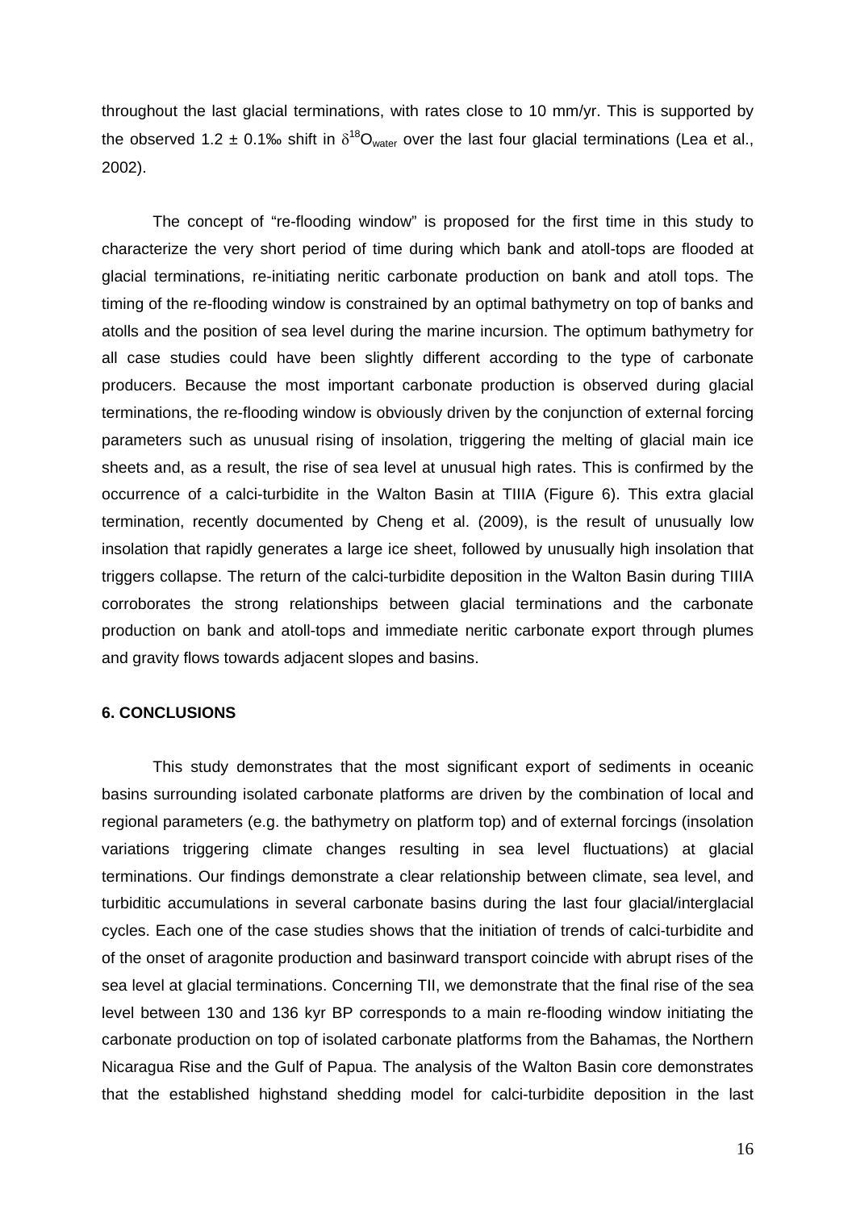throughout the last glacial terminations, with rates close to 10 mm/yr. This is supported by the observed 1.2 ± 0.1‰ shift in $\delta^{18}O_{water}$ over the last four glacial terminations (Lea et al., 2002).

The concept of "re-flooding window" is proposed for the first time in this study to characterize the very short period of time during which bank and atoll-tops are flooded at glacial terminations, re-initiating neritic carbonate production on bank and atoll tops. The timing of the re-flooding window is constrained by an optimal bathymetry on top of banks and atolls and the position of sea level during the marine incursion. The optimum bathymetry for all case studies could have been slightly different according to the type of carbonate producers. Because the most important carbonate production is observed during glacial terminations, the re-flooding window is obviously driven by the conjunction of external forcing parameters such as unusual rising of insolation, triggering the melting of glacial main ice sheets and, as a result, the rise of sea level at unusual high rates. This is confirmed by the occurrence of a calci-turbidite in the Walton Basin at TIIIA (Figure 6). This extra glacial termination, recently documented by Cheng et al. (2009), is the result of unusually low insolation that rapidly generates a large ice sheet, followed by unusually high insolation that triggers collapse. The return of the calci-turbidite deposition in the Walton Basin during TIIIA corroborates the strong relationships between glacial terminations and the carbonate production on bank and atoll-tops and immediate neritic carbonate export through plumes and gravity flows towards adjacent slopes and basins.

## 6. CONCLUSIONS

This study demonstrates that the most significant export of sediments in oceanic basins surrounding isolated carbonate platforms are driven by the combination of local and regional parameters (e.g. the bathymetry on platform top) and of external forcings (insolation variations triggering climate changes resulting in sea level fluctuations) at glacial terminations. Our findings demonstrate a clear relationship between climate, sea level, and turbiditic accumulations in several carbonate basins during the last four glacial/interglacial cycles. Each one of the case studies shows that the initiation of trends of calci-turbidite and of the onset of aragonite production and basinward transport coincide with abrupt rises of the sea level at glacial terminations. Concerning TII, we demonstrate that the final rise of the sea level between 130 and 136 kyr BP corresponds to a main re-flooding window initiating the carbonate production on top of isolated carbonate platforms from the Bahamas, the Northern Nicaragua Rise and the Gulf of Papua. The analysis of the Walton Basin core demonstrates that the established highstand shedding model for calci-turbidite deposition in the last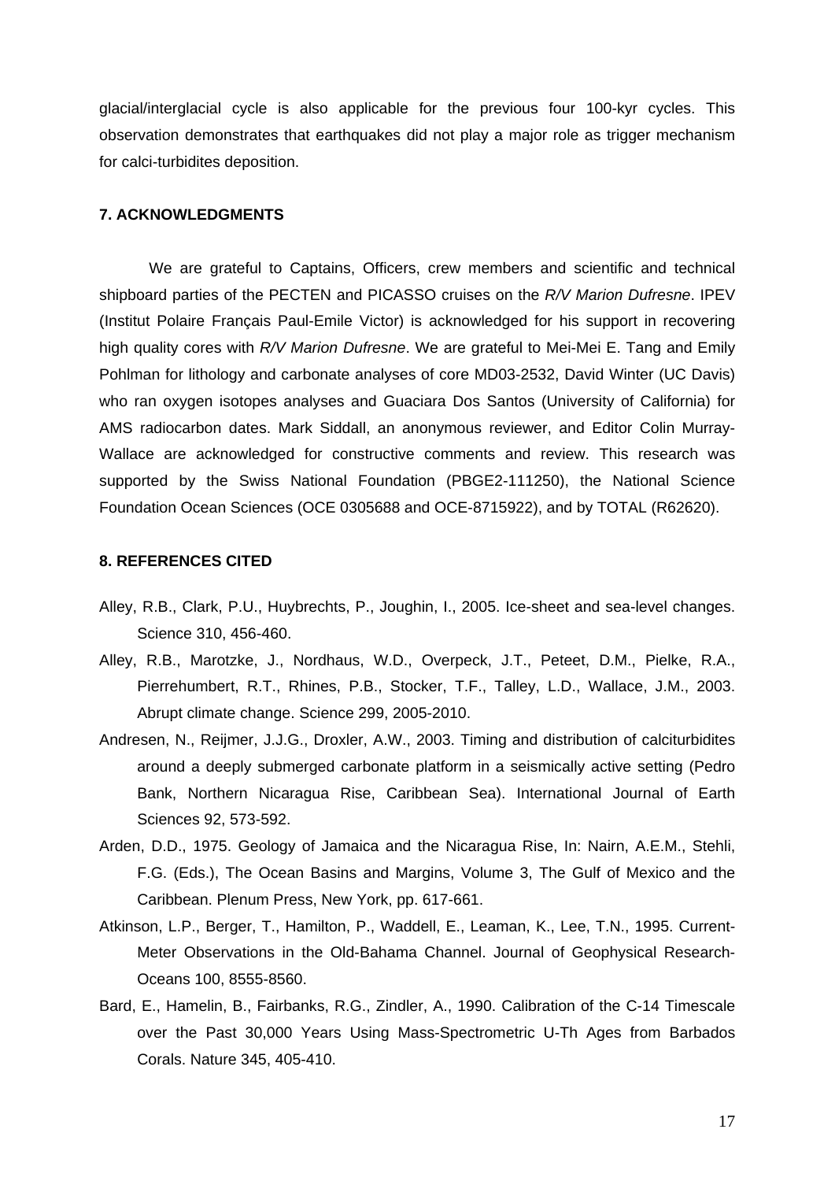glacial/interglacial cycle is also applicable for the previous four 100-kyr cycles. This observation demonstrates that earthquakes did not play a major role as trigger mechanism for calci-turbidites deposition.

### 7. ACKNOWLEDGMENTS

We are grateful to Captains, Officers, crew members and scientific and technical shipboard parties of the PECTEN and PICASSO cruises on the *R/V Marion Dufresne*. IPEV (Institut Polaire Français Paul-Emile Victor) is acknowledged for his support in recovering high quality cores with *R/V Marion Dufresne*. We are grateful to Mei-Mei E. Tang and Emily Pohlman for lithology and carbonate analyses of core MD03-2532, David Winter (UC Davis) who ran oxygen isotopes analyses and Guaciara Dos Santos (University of California) for AMS radiocarbon dates. Mark Siddall, an anonymous reviewer, and Editor Colin Murray-Wallace are acknowledged for constructive comments and review. This research was supported by the Swiss National Foundation (PBGE2-111250), the National Science Foundation Ocean Sciences (OCE 0305688 and OCE-8715922), and by TOTAL (R62620).

### 8. REFERENCES CITED

Alley, R.B., Clark, P.U., Huybrechts, P., Joughin, I., 2005. Ice-sheet and sea-level changes. Science 310, 456-460.

Alley, R.B., Marotzke, J., Nordhaus, W.D., Overpeck, J.T., Peteet, D.M., Pielke, R.A., Pierrehumbert, R.T., Rhines, P.B., Stocker, T.F., Talley, L.D., Wallace, J.M., 2003. Abrupt climate change. Science 299, 2005-2010.

Andresen, N., Reijmer, J.J.G., Droxler, A.W., 2003. Timing and distribution of calciturbidites around a deeply submerged carbonate platform in a seismically active setting (Pedro Bank, Northern Nicaragua Rise, Caribbean Sea). International Journal of Earth Sciences 92, 573-592.

Arden, D.D., 1975. Geology of Jamaica and the Nicaragua Rise, In: Nairn, A.E.M., Stehli, F.G. (Eds.), The Ocean Basins and Margins, Volume 3, The Gulf of Mexico and the Caribbean. Plenum Press, New York, pp. 617-661.

Atkinson, L.P., Berger, T., Hamilton, P., Waddell, E., Leaman, K., Lee, T.N., 1995. Current-Meter Observations in the Old-Bahama Channel. Journal of Geophysical Research-Oceans 100, 8555-8560.

Bard, E., Hamelin, B., Fairbanks, R.G., Zindler, A., 1990. Calibration of the C-14 Timescale over the Past 30,000 Years Using Mass-Spectrometric U-Th Ages from Barbados Corals. Nature 345, 405-410.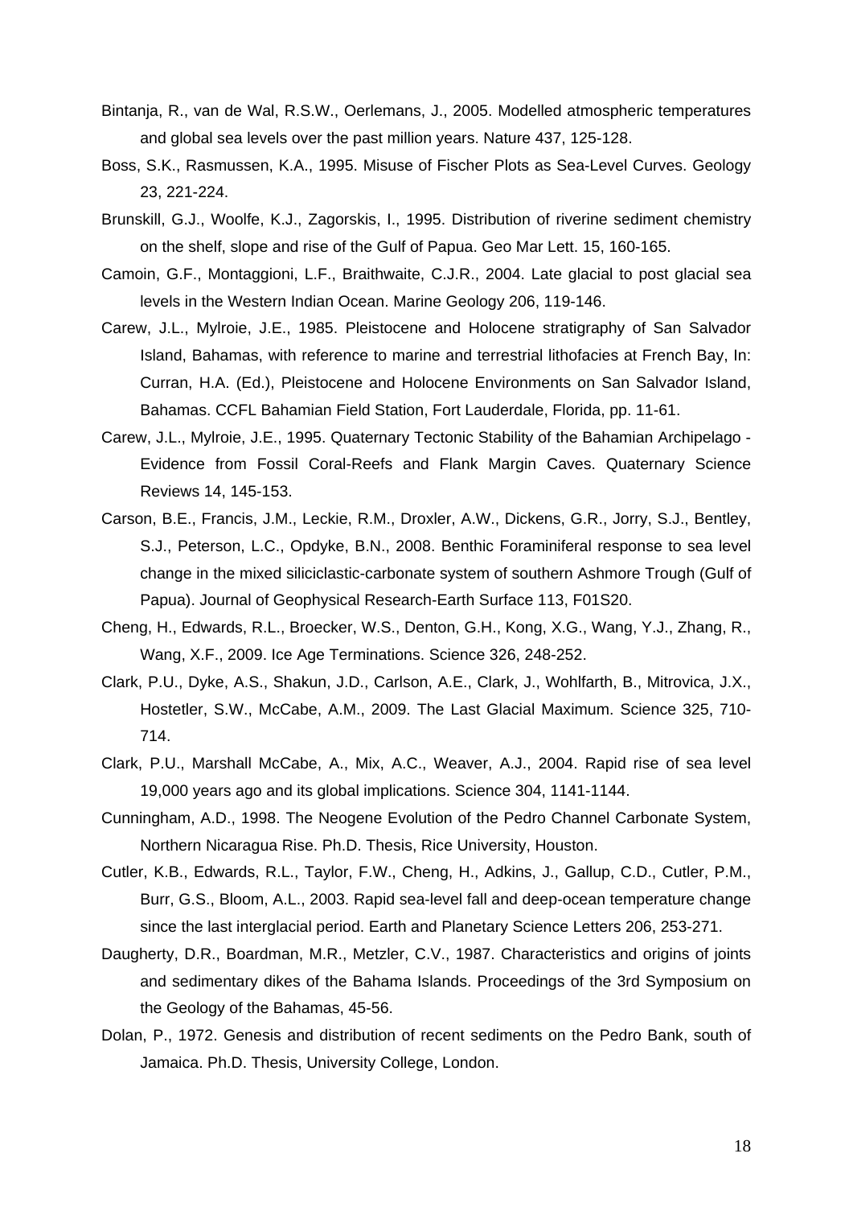Bintanja, R., van de Wal, R.S.W., Oerlemans, J., 2005. Modelled atmospheric temperatures and global sea levels over the past million years. Nature 437, 125-128.

Boss, S.K., Rasmussen, K.A., 1995. Misuse of Fischer Plots as Sea-Level Curves. Geology 23, 221-224.

Brunskill, G.J., Woolfe, K.J., Zagorskis, I., 1995. Distribution of riverine sediment chemistry on the shelf, slope and rise of the Gulf of Papua. Geo Mar Lett. 15, 160-165.

Camoin, G.F., Montaggioni, L.F., Braithwaite, C.J.R., 2004. Late glacial to post glacial sea levels in the Western Indian Ocean. Marine Geology 206, 119-146.

Carew, J.L., Mylroie, J.E., 1985. Pleistocene and Holocene stratigraphy of San Salvador Island, Bahamas, with reference to marine and terrestrial lithofacies at French Bay, In: Curran, H.A. (Ed.), Pleistocene and Holocene Environments on San Salvador Island, Bahamas. CCFL Bahamian Field Station, Fort Lauderdale, Florida, pp. 11-61.

Carew, J.L., Mylroie, J.E., 1995. Quaternary Tectonic Stability of the Bahamian Archipelago - Evidence from Fossil Coral-Reefs and Flank Margin Caves. Quaternary Science Reviews 14, 145-153.

Carson, B.E., Francis, J.M., Leckie, R.M., Droxler, A.W., Dickens, G.R., Jorry, S.J., Bentley, S.J., Peterson, L.C., Opdyke, B.N., 2008. Benthic Foraminiferal response to sea level change in the mixed siliciclastic-carbonate system of southern Ashmore Trough (Gulf of Papua). Journal of Geophysical Research-Earth Surface 113, F01S20.

Cheng, H., Edwards, R.L., Broecker, W.S., Denton, G.H., Kong, X.G., Wang, Y.J., Zhang, R., Wang, X.F., 2009. Ice Age Terminations. Science 326, 248-252.

Clark, P.U., Dyke, A.S., Shakun, J.D., Carlson, A.E., Clark, J., Wohlfarth, B., Mitrovica, J.X., Hostetler, S.W., McCabe, A.M., 2009. The Last Glacial Maximum. Science 325, 710-714.

Clark, P.U., Marshall McCabe, A., Mix, A.C., Weaver, A.J., 2004. Rapid rise of sea level 19,000 years ago and its global implications. Science 304, 1141-1144.

Cunningham, A.D., 1998. The Neogene Evolution of the Pedro Channel Carbonate System, Northern Nicaragua Rise. Ph.D. Thesis, Rice University, Houston.

Cutler, K.B., Edwards, R.L., Taylor, F.W., Cheng, H., Adkins, J., Gallup, C.D., Cutler, P.M., Burr, G.S., Bloom, A.L., 2003. Rapid sea-level fall and deep-ocean temperature change since the last interglacial period. Earth and Planetary Science Letters 206, 253-271.

Daugherty, D.R., Boardman, M.R., Metzler, C.V., 1987. Characteristics and origins of joints and sedimentary dikes of the Bahama Islands. Proceedings of the 3rd Symposium on the Geology of the Bahamas, 45-56.

Dolan, P., 1972. Genesis and distribution of recent sediments on the Pedro Bank, south of Jamaica. Ph.D. Thesis, University College, London.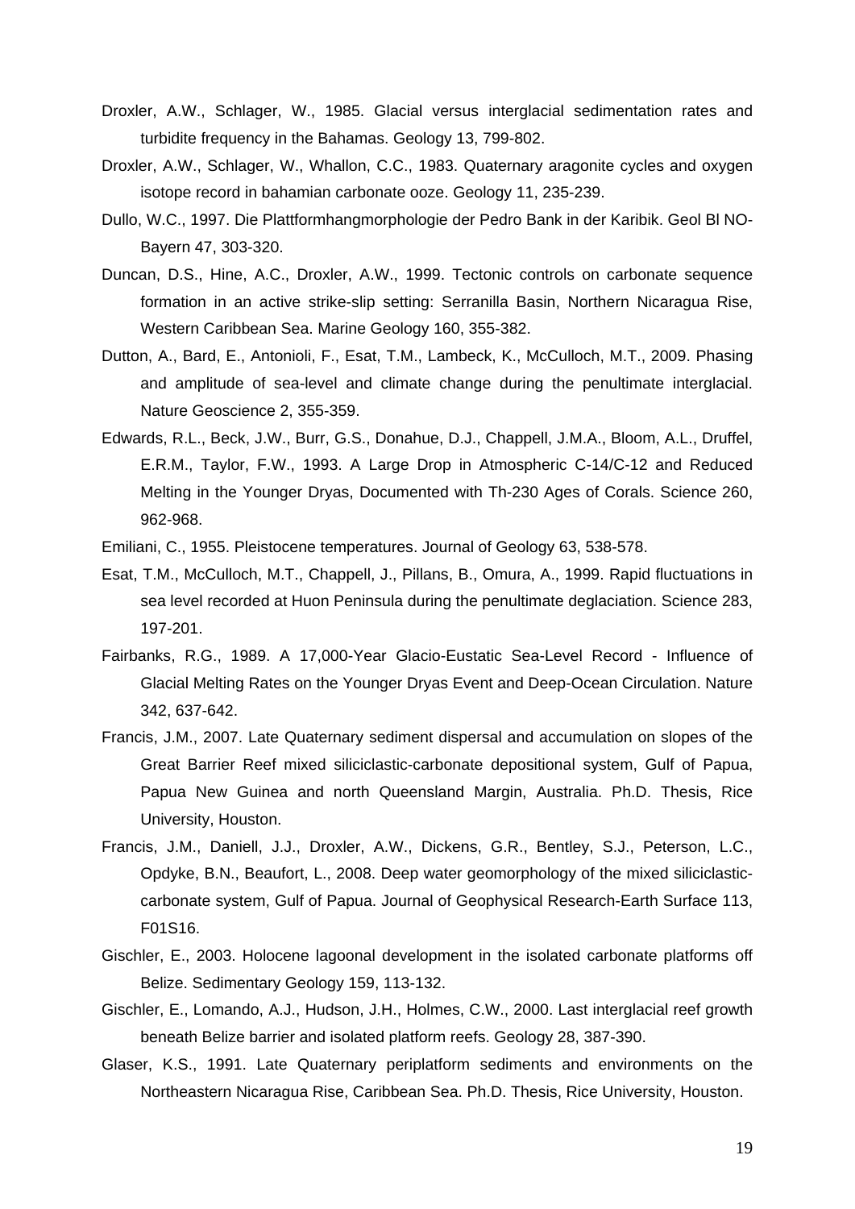Droxler, A.W., Schlager, W., 1985. Glacial versus interglacial sedimentation rates and turbidite frequency in the Bahamas. Geology 13, 799-802.

Droxler, A.W., Schlager, W., Whallon, C.C., 1983. Quaternary aragonite cycles and oxygen isotope record in bahamian carbonate ooze. Geology 11, 235-239.

Dullo, W.C., 1997. Die Plattformhangmorphologie der Pedro Bank in der Karibik. Geol Bl NO-Bayern 47, 303-320.

Duncan, D.S., Hine, A.C., Droxler, A.W., 1999. Tectonic controls on carbonate sequence formation in an active strike-slip setting: Serranilla Basin, Northern Nicaragua Rise, Western Caribbean Sea. Marine Geology 160, 355-382.

Dutton, A., Bard, E., Antonioli, F., Esat, T.M., Lambeck, K., McCulloch, M.T., 2009. Phasing and amplitude of sea-level and climate change during the penultimate interglacial. Nature Geoscience 2, 355-359.

Edwards, R.L., Beck, J.W., Burr, G.S., Donahue, D.J., Chappell, J.M.A., Bloom, A.L., Druffel, E.R.M., Taylor, F.W., 1993. A Large Drop in Atmospheric C-14/C-12 and Reduced Melting in the Younger Dryas, Documented with Th-230 Ages of Corals. Science 260, 962-968.

Emiliani, C., 1955. Pleistocene temperatures. Journal of Geology 63, 538-578.

Esat, T.M., McCulloch, M.T., Chappell, J., Pillans, B., Omura, A., 1999. Rapid fluctuations in sea level recorded at Huon Peninsula during the penultimate deglaciation. Science 283, 197-201.

Fairbanks, R.G., 1989. A 17,000-Year Glacio-Eustatic Sea-Level Record - Influence of Glacial Melting Rates on the Younger Dryas Event and Deep-Ocean Circulation. Nature 342, 637-642.

Francis, J.M., 2007. Late Quaternary sediment dispersal and accumulation on slopes of the Great Barrier Reef mixed siliciclastic-carbonate depositional system, Gulf of Papua, Papua New Guinea and north Queensland Margin, Australia. Ph.D. Thesis, Rice University, Houston.

Francis, J.M., Daniell, J.J., Droxler, A.W., Dickens, G.R., Bentley, S.J., Peterson, L.C., Opdyke, B.N., Beaufort, L., 2008. Deep water geomorphology of the mixed siliciclastic-carbonate system, Gulf of Papua. Journal of Geophysical Research-Earth Surface 113, F01S16.

Gischler, E., 2003. Holocene lagoonal development in the isolated carbonate platforms off Belize. Sedimentary Geology 159, 113-132.

Gischler, E., Lomando, A.J., Hudson, J.H., Holmes, C.W., 2000. Last interglacial reef growth beneath Belize barrier and isolated platform reefs. Geology 28, 387-390.

Glaser, K.S., 1991. Late Quaternary periplatform sediments and environments on the Northeastern Nicaragua Rise, Caribbean Sea. Ph.D. Thesis, Rice University, Houston.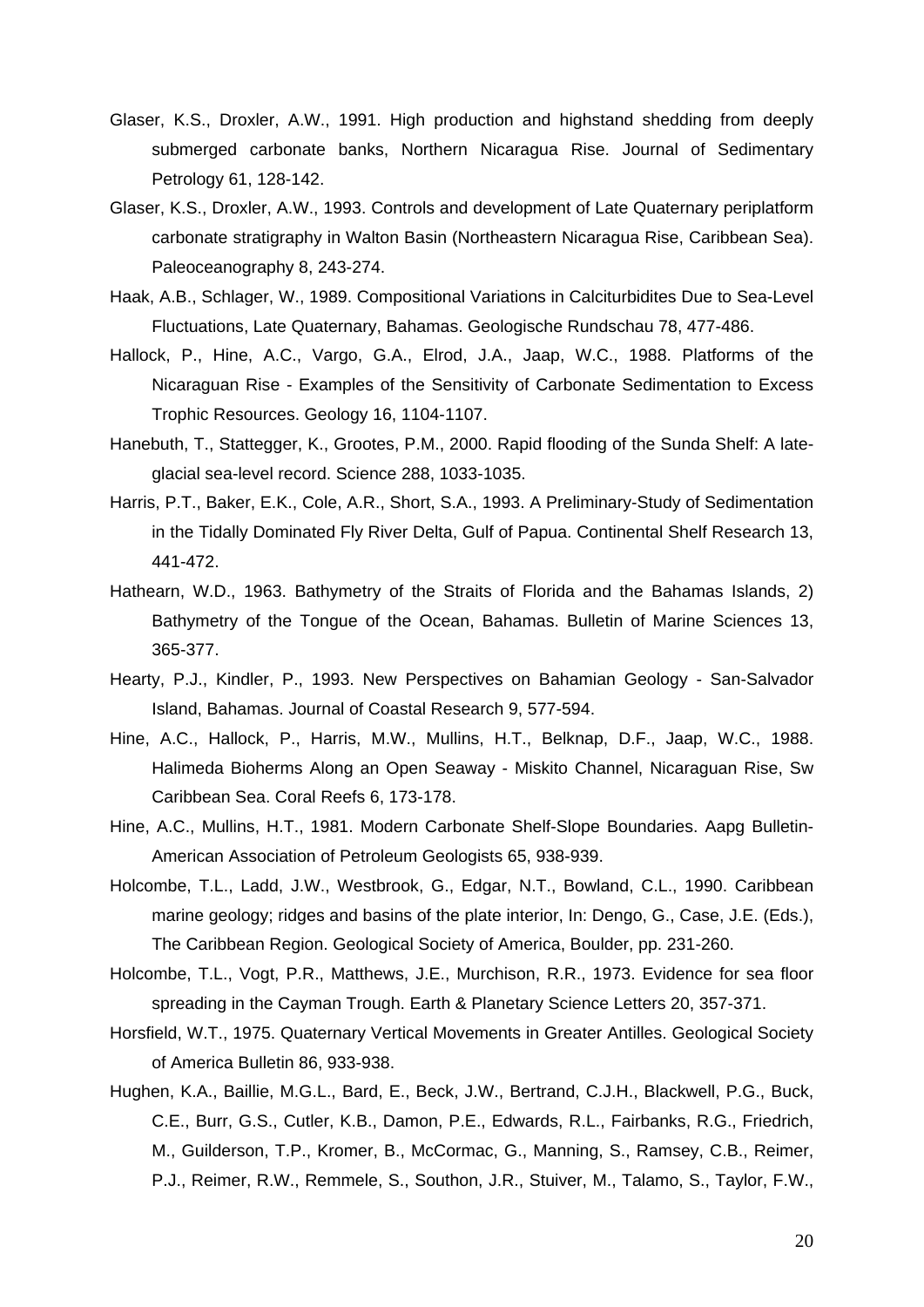Glaser, K.S., Droxler, A.W., 1991. High production and highstand shedding from deeply submerged carbonate banks, Northern Nicaragua Rise. Journal of Sedimentary Petrology 61, 128-142.

Glaser, K.S., Droxler, A.W., 1993. Controls and development of Late Quaternary periplatform carbonate stratigraphy in Walton Basin (Northeastern Nicaragua Rise, Caribbean Sea). Paleoceanography 8, 243-274.

Haak, A.B., Schlager, W., 1989. Compositional Variations in Calciturbidites Due to Sea-Level Fluctuations, Late Quaternary, Bahamas. Geologische Rundschau 78, 477-486.

Hallock, P., Hine, A.C., Vargo, G.A., Elrod, J.A., Jaap, W.C., 1988. Platforms of the Nicaraguan Rise - Examples of the Sensitivity of Carbonate Sedimentation to Excess Trophic Resources. Geology 16, 1104-1107.

Hanebuth, T., Stattegger, K., Grootes, P.M., 2000. Rapid flooding of the Sunda Shelf: A late-glacial sea-level record. Science 288, 1033-1035.

Harris, P.T., Baker, E.K., Cole, A.R., Short, S.A., 1993. A Preliminary-Study of Sedimentation in the Tidally Dominated Fly River Delta, Gulf of Papua. Continental Shelf Research 13, 441-472.

Hathearn, W.D., 1963. Bathymetry of the Straits of Florida and the Bahamas Islands, 2) Bathymetry of the Tongue of the Ocean, Bahamas. Bulletin of Marine Sciences 13, 365-377.

Hearty, P.J., Kindler, P., 1993. New Perspectives on Bahamian Geology - San-Salvador Island, Bahamas. Journal of Coastal Research 9, 577-594.

Hine, A.C., Hallock, P., Harris, M.W., Mullins, H.T., Belknap, D.F., Jaap, W.C., 1988. Halimeda Bioherms Along an Open Seaway - Miskito Channel, Nicaraguan Rise, Sw Caribbean Sea. Coral Reefs 6, 173-178.

Hine, A.C., Mullins, H.T., 1981. Modern Carbonate Shelf-Slope Boundaries. Aapg Bulletin-American Association of Petroleum Geologists 65, 938-939.

Holcombe, T.L., Ladd, J.W., Westbrook, G., Edgar, N.T., Bowland, C.L., 1990. Caribbean marine geology; ridges and basins of the plate interior, In: Dengo, G., Case, J.E. (Eds.), The Caribbean Region. Geological Society of America, Boulder, pp. 231-260.

Holcombe, T.L., Vogt, P.R., Matthews, J.E., Murchison, R.R., 1973. Evidence for sea floor spreading in the Cayman Trough. Earth & Planetary Science Letters 20, 357-371.

Horsfield, W.T., 1975. Quaternary Vertical Movements in Greater Antilles. Geological Society of America Bulletin 86, 933-938.

Hughen, K.A., Baillie, M.G.L., Bard, E., Beck, J.W., Bertrand, C.J.H., Blackwell, P.G., Buck, C.E., Burr, G.S., Cutler, K.B., Damon, P.E., Edwards, R.L., Fairbanks, R.G., Friedrich, M., Guilderson, T.P., Kromer, B., McCormac, G., Manning, S., Ramsey, C.B., Reimer, P.J., Reimer, R.W., Remmele, S., Southon, J.R., Stuiver, M., Talamo, S., Taylor, F.W.,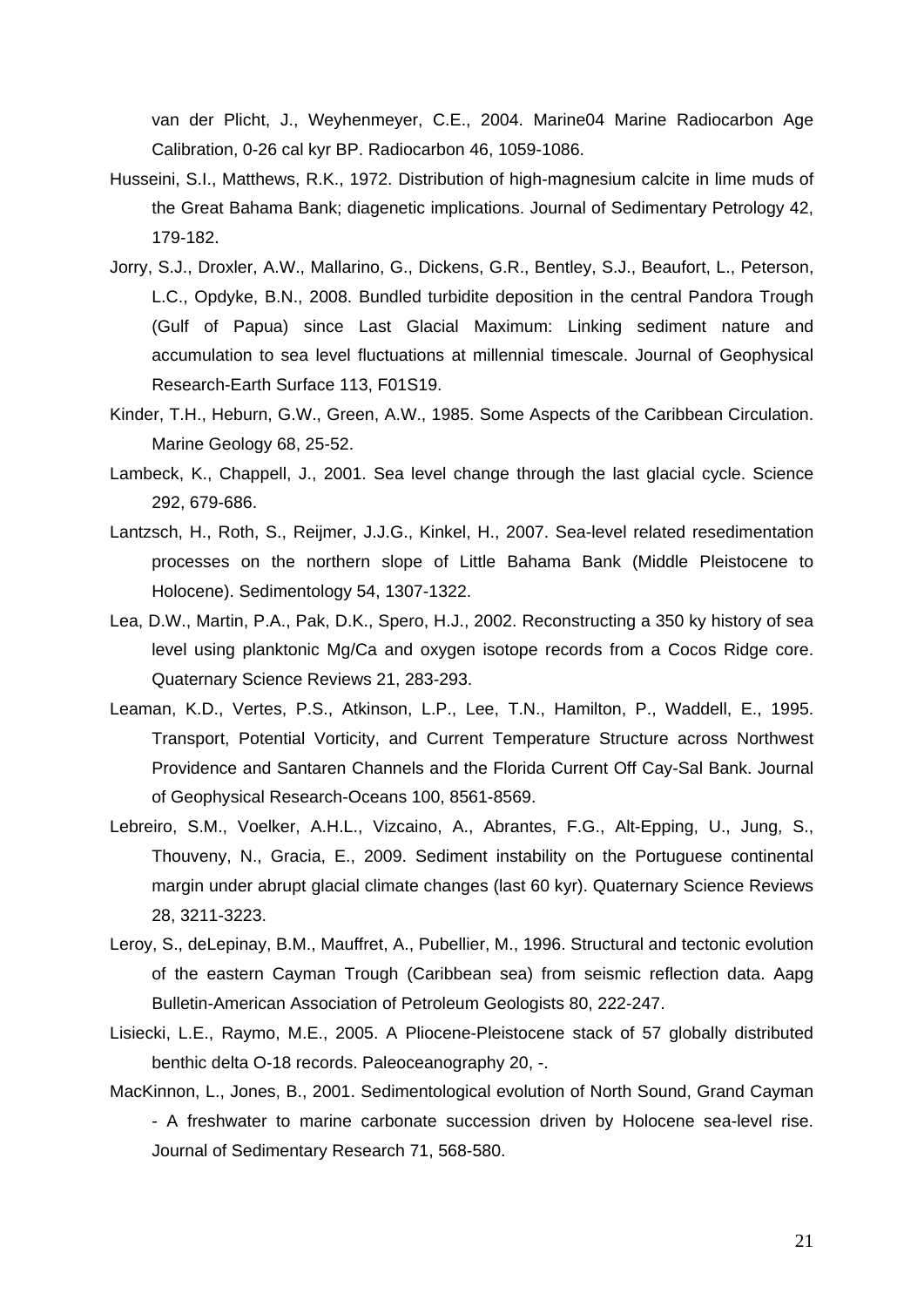van der Plicht, J., Weyhenmeyer, C.E., 2004. Marine04 Marine Radiocarbon Age Calibration, 0-26 cal kyr BP. Radiocarbon 46, 1059-1086.

Husseini, S.I., Matthews, R.K., 1972. Distribution of high-magnesium calcite in lime muds of the Great Bahama Bank; diagenetic implications. Journal of Sedimentary Petrology 42, 179-182.

Jorry, S.J., Droxler, A.W., Mallarino, G., Dickens, G.R., Bentley, S.J., Beaufort, L., Peterson, L.C., Opdyke, B.N., 2008. Bundled turbidite deposition in the central Pandora Trough (Gulf of Papua) since Last Glacial Maximum: Linking sediment nature and accumulation to sea level fluctuations at millennial timescale. Journal of Geophysical Research-Earth Surface 113, F01S19.

Kinder, T.H., Heburn, G.W., Green, A.W., 1985. Some Aspects of the Caribbean Circulation. Marine Geology 68, 25-52.

Lambeck, K., Chappell, J., 2001. Sea level change through the last glacial cycle. Science 292, 679-686.

Lantzsch, H., Roth, S., Reijmer, J.J.G., Kinkel, H., 2007. Sea-level related resedimentation processes on the northern slope of Little Bahama Bank (Middle Pleistocene to Holocene). Sedimentology 54, 1307-1322.

Lea, D.W., Martin, P.A., Pak, D.K., Spero, H.J., 2002. Reconstructing a 350 ky history of sea level using planktonic Mg/Ca and oxygen isotope records from a Cocos Ridge core. Quaternary Science Reviews 21, 283-293.

Leaman, K.D., Vertes, P.S., Atkinson, L.P., Lee, T.N., Hamilton, P., Waddell, E., 1995. Transport, Potential Vorticity, and Current Temperature Structure across Northwest Providence and Santaren Channels and the Florida Current Off Cay-Sal Bank. Journal of Geophysical Research-Oceans 100, 8561-8569.

Lebreiro, S.M., Voelker, A.H.L., Vizcaino, A., Abrantes, F.G., Alt-Epping, U., Jung, S., Thouveny, N., Gracia, E., 2009. Sediment instability on the Portuguese continental margin under abrupt glacial climate changes (last 60 kyr). Quaternary Science Reviews 28, 3211-3223.

Leroy, S., deLepinay, B.M., Mauffret, A., Pubellier, M., 1996. Structural and tectonic evolution of the eastern Cayman Trough (Caribbean sea) from seismic reflection data. Aapg Bulletin-American Association of Petroleum Geologists 80, 222-247.

Lisiecki, L.E., Raymo, M.E., 2005. A Pliocene-Pleistocene stack of 57 globally distributed benthic delta O-18 records. Paleoceanography 20, -.

MacKinnon, L., Jones, B., 2001. Sedimentological evolution of North Sound, Grand Cayman - A freshwater to marine carbonate succession driven by Holocene sea-level rise. Journal of Sedimentary Research 71, 568-580.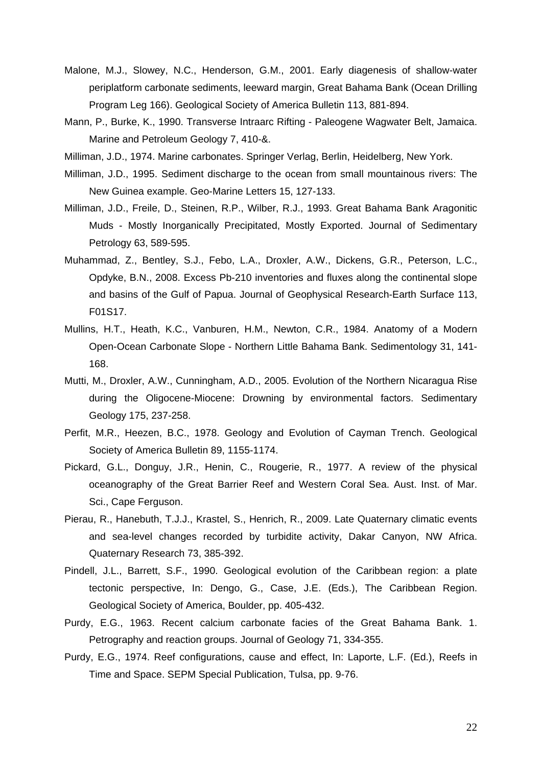Malone, M.J., Slowey, N.C., Henderson, G.M., 2001. Early diagenesis of shallow-water periplatform carbonate sediments, leeward margin, Great Bahama Bank (Ocean Drilling Program Leg 166). Geological Society of America Bulletin 113, 881-894.

Mann, P., Burke, K., 1990. Transverse Intraarc Rifting - Paleogene Wagwater Belt, Jamaica. Marine and Petroleum Geology 7, 410-&.

Milliman, J.D., 1974. Marine carbonates. Springer Verlag, Berlin, Heidelberg, New York.

Milliman, J.D., 1995. Sediment discharge to the ocean from small mountainous rivers: The New Guinea example. Geo-Marine Letters 15, 127-133.

Milliman, J.D., Freile, D., Steinen, R.P., Wilber, R.J., 1993. Great Bahama Bank Aragonitic Muds - Mostly Inorganically Precipitated, Mostly Exported. Journal of Sedimentary Petrology 63, 589-595.

Muhammad, Z., Bentley, S.J., Febo, L.A., Droxler, A.W., Dickens, G.R., Peterson, L.C., Opdyke, B.N., 2008. Excess Pb-210 inventories and fluxes along the continental slope and basins of the Gulf of Papua. Journal of Geophysical Research-Earth Surface 113, F01S17.

Mullins, H.T., Heath, K.C., Vanburen, H.M., Newton, C.R., 1984. Anatomy of a Modern Open-Ocean Carbonate Slope - Northern Little Bahama Bank. Sedimentology 31, 141-168.

Mutti, M., Droxler, A.W., Cunningham, A.D., 2005. Evolution of the Northern Nicaragua Rise during the Oligocene-Miocene: Drowning by environmental factors. Sedimentary Geology 175, 237-258.

Perfit, M.R., Heezen, B.C., 1978. Geology and Evolution of Cayman Trench. Geological Society of America Bulletin 89, 1155-1174.

Pickard, G.L., Donguy, J.R., Henin, C., Rougerie, R., 1977. A review of the physical oceanography of the Great Barrier Reef and Western Coral Sea. Aust. Inst. of Mar. Sci., Cape Ferguson.

Pierau, R., Hanebuth, T.J.J., Krastel, S., Henrich, R., 2009. Late Quaternary climatic events and sea-level changes recorded by turbidite activity, Dakar Canyon, NW Africa. Quaternary Research 73, 385-392.

Pindell, J.L., Barrett, S.F., 1990. Geological evolution of the Caribbean region: a plate tectonic perspective, In: Dengo, G., Case, J.E. (Eds.), The Caribbean Region. Geological Society of America, Boulder, pp. 405-432.

Purdy, E.G., 1963. Recent calcium carbonate facies of the Great Bahama Bank. 1. Petrography and reaction groups. Journal of Geology 71, 334-355.

Purdy, E.G., 1974. Reef configurations, cause and effect, In: Laporte, L.F. (Ed.), Reefs in Time and Space. SEPM Special Publication, Tulsa, pp. 9-76.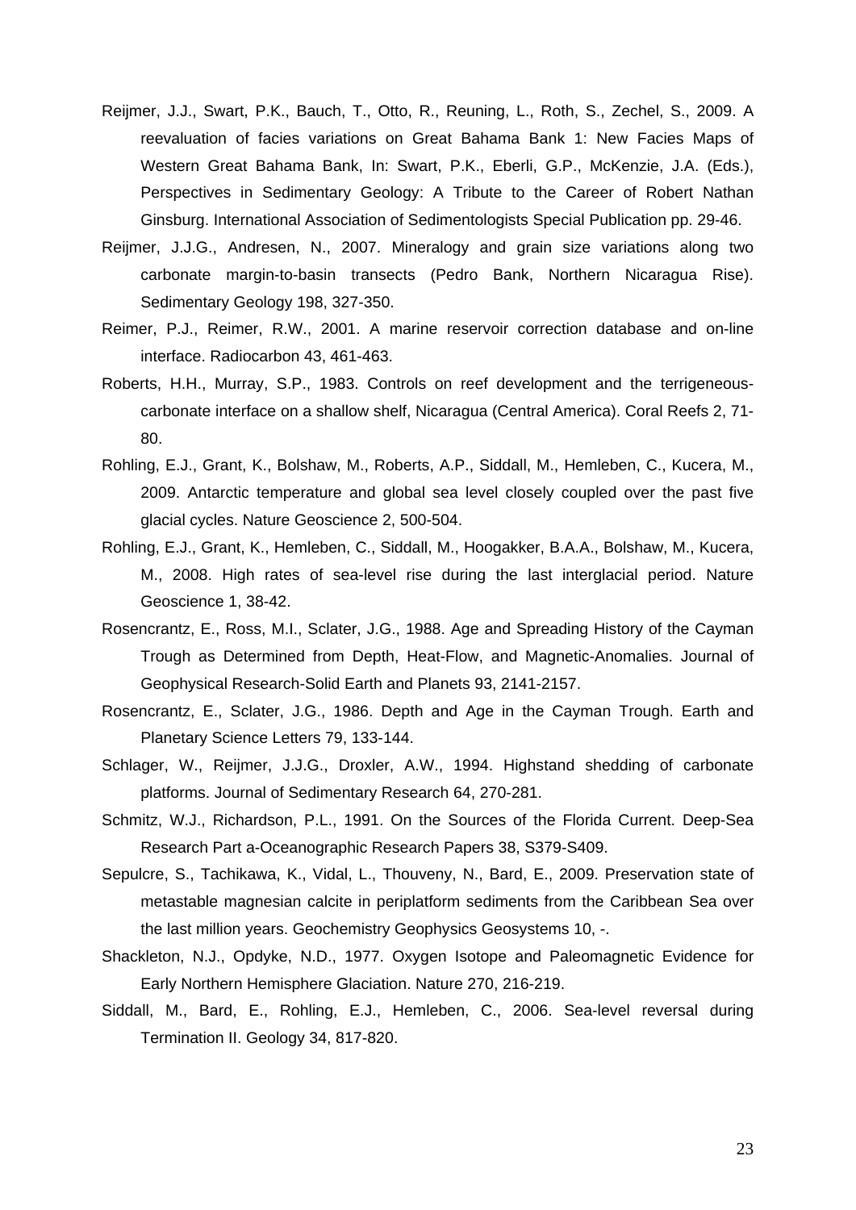Reijmer, J.J., Swart, P.K., Bauch, T., Otto, R., Reuning, L., Roth, S., Zechel, S., 2009. A reevaluation of facies variations on Great Bahama Bank 1: New Facies Maps of Western Great Bahama Bank, In: Swart, P.K., Eberli, G.P., McKenzie, J.A. (Eds.), Perspectives in Sedimentary Geology: A Tribute to the Career of Robert Nathan Ginsburg. International Association of Sedimentologists Special Publication pp. 29-46.

Reijmer, J.J.G., Andresen, N., 2007. Mineralogy and grain size variations along two carbonate margin-to-basin transects (Pedro Bank, Northern Nicaragua Rise). Sedimentary Geology 198, 327-350.

Reimer, P.J., Reimer, R.W., 2001. A marine reservoir correction database and on-line interface. Radiocarbon 43, 461-463.

Roberts, H.H., Murray, S.P., 1983. Controls on reef development and the terrigeneous-carbonate interface on a shallow shelf, Nicaragua (Central America). Coral Reefs 2, 71-80.

Rohling, E.J., Grant, K., Bolshaw, M., Roberts, A.P., Siddall, M., Hemleben, C., Kucera, M., 2009. Antarctic temperature and global sea level closely coupled over the past five glacial cycles. Nature Geoscience 2, 500-504.

Rohling, E.J., Grant, K., Hemleben, C., Siddall, M., Hoogakker, B.A.A., Bolshaw, M., Kucera, M., 2008. High rates of sea-level rise during the last interglacial period. Nature Geoscience 1, 38-42.

Rosencrantz, E., Ross, M.I., Sclater, J.G., 1988. Age and Spreading History of the Cayman Trough as Determined from Depth, Heat-Flow, and Magnetic-Anomalies. Journal of Geophysical Research-Solid Earth and Planets 93, 2141-2157.

Rosencrantz, E., Sclater, J.G., 1986. Depth and Age in the Cayman Trough. Earth and Planetary Science Letters 79, 133-144.

Schlager, W., Reijmer, J.J.G., Droxler, A.W., 1994. Highstand shedding of carbonate platforms. Journal of Sedimentary Research 64, 270-281.

Schmitz, W.J., Richardson, P.L., 1991. On the Sources of the Florida Current. Deep-Sea Research Part a-Oceanographic Research Papers 38, S379-S409.

Sepulcre, S., Tachikawa, K., Vidal, L., Thouveny, N., Bard, E., 2009. Preservation state of metastable magnesian calcite in periplatform sediments from the Caribbean Sea over the last million years. Geochemistry Geophysics Geosystems 10, -.

Shackleton, N.J., Opdyke, N.D., 1977. Oxygen Isotope and Paleomagnetic Evidence for Early Northern Hemisphere Glaciation. Nature 270, 216-219.

Siddall, M., Bard, E., Rohling, E.J., Hemleben, C., 2006. Sea-level reversal during Termination II. Geology 34, 817-820.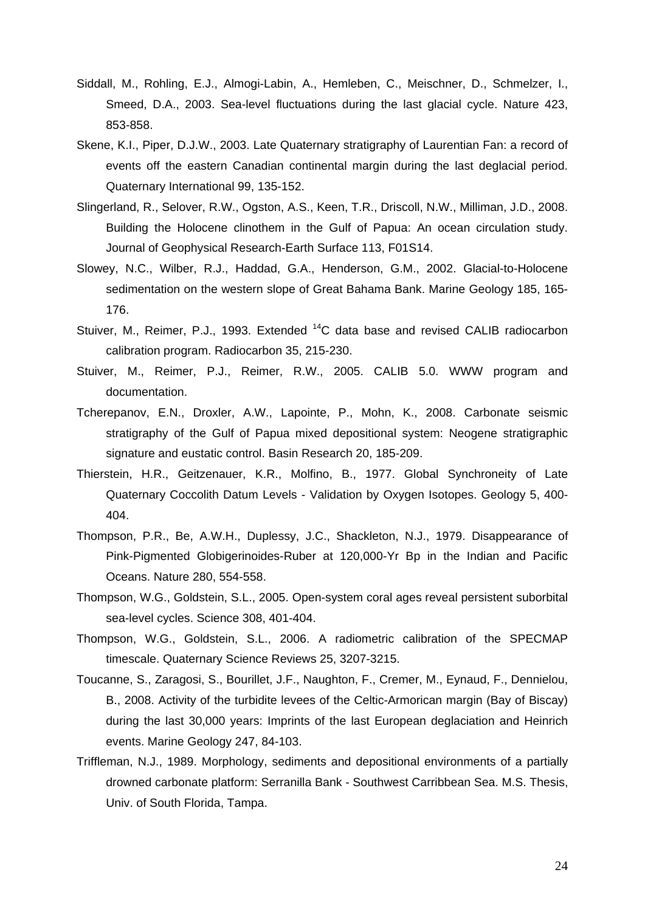Siddall, M., Rohling, E.J., Almogi-Labin, A., Hemleben, C., Meischner, D., Schmelzer, I., Smeed, D.A., 2003. Sea-level fluctuations during the last glacial cycle. Nature 423, 853-858.

Skene, K.I., Piper, D.J.W., 2003. Late Quaternary stratigraphy of Laurentian Fan: a record of events off the eastern Canadian continental margin during the last deglacial period. Quaternary International 99, 135-152.

Slingerland, R., Selover, R.W., Ogston, A.S., Keen, T.R., Driscoll, N.W., Milliman, J.D., 2008. Building the Holocene clinothem in the Gulf of Papua: An ocean circulation study. Journal of Geophysical Research-Earth Surface 113, F01S14.

Slowey, N.C., Wilber, R.J., Haddad, G.A., Henderson, G.M., 2002. Glacial-to-Holocene sedimentation on the western slope of Great Bahama Bank. Marine Geology 185, 165-176.

Stuiver, M., Reimer, P.J., 1993. Extended $^{14}$C data base and revised CALIB radiocarbon calibration program. Radiocarbon 35, 215-230.

Stuiver, M., Reimer, P.J., Reimer, R.W., 2005. CALIB 5.0. WWW program and documentation.

Tcherepanov, E.N., Droxler, A.W., Lapointe, P., Mohn, K., 2008. Carbonate seismic stratigraphy of the Gulf of Papua mixed depositional system: Neogene stratigraphic signature and eustatic control. Basin Research 20, 185-209.

Thierstein, H.R., Geitzenauer, K.R., Molfino, B., 1977. Global Synchroneity of Late Quaternary Coccolith Datum Levels - Validation by Oxygen Isotopes. Geology 5, 400-404.

Thompson, P.R., Be, A.W.H., Duplessy, J.C., Shackleton, N.J., 1979. Disappearance of Pink-Pigmented Globigerinoides-Ruber at 120,000-Yr Bp in the Indian and Pacific Oceans. Nature 280, 554-558.

Thompson, W.G., Goldstein, S.L., 2005. Open-system coral ages reveal persistent suborbital sea-level cycles. Science 308, 401-404.

Thompson, W.G., Goldstein, S.L., 2006. A radiometric calibration of the SPECMAP timescale. Quaternary Science Reviews 25, 3207-3215.

Toucanne, S., Zaragosi, S., Bourillet, J.F., Naughton, F., Cremer, M., Eynaud, F., Dennielou, B., 2008. Activity of the turbidite levees of the Celtic-Armorican margin (Bay of Biscay) during the last 30,000 years: Imprints of the last European deglaciation and Heinrich events. Marine Geology 247, 84-103.

Triffleman, N.J., 1989. Morphology, sediments and depositional environments of a partially drowned carbonate platform: Serranilla Bank - Southwest Carribbean Sea. M.S. Thesis, Univ. of South Florida, Tampa.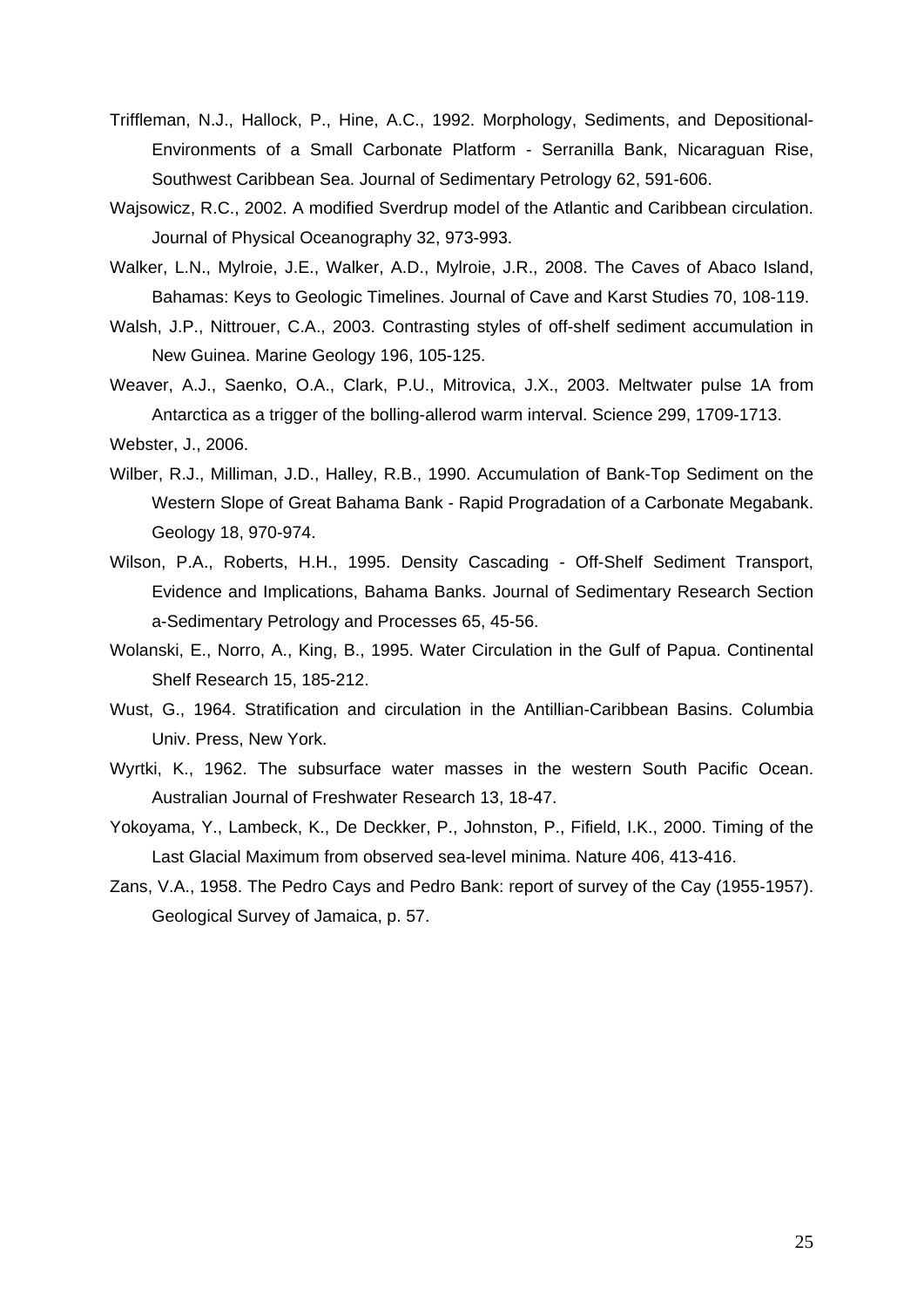Triffleman, N.J., Hallock, P., Hine, A.C., 1992. Morphology, Sediments, and Depositional-Environments of a Small Carbonate Platform - Serranilla Bank, Nicaraguan Rise, Southwest Caribbean Sea. Journal of Sedimentary Petrology 62, 591-606.

Wajsowicz, R.C., 2002. A modified Sverdrup model of the Atlantic and Caribbean circulation. Journal of Physical Oceanography 32, 973-993.

Walker, L.N., Mylroie, J.E., Walker, A.D., Mylroie, J.R., 2008. The Caves of Abaco Island, Bahamas: Keys to Geologic Timelines. Journal of Cave and Karst Studies 70, 108-119.

Walsh, J.P., Nittrouer, C.A., 2003. Contrasting styles of off-shelf sediment accumulation in New Guinea. Marine Geology 196, 105-125.

Weaver, A.J., Saenko, O.A., Clark, P.U., Mitrovica, J.X., 2003. Meltwater pulse 1A from Antarctica as a trigger of the bolling-allerod warm interval. Science 299, 1709-1713.

Webster, J., 2006.

Wilber, R.J., Milliman, J.D., Halley, R.B., 1990. Accumulation of Bank-Top Sediment on the Western Slope of Great Bahama Bank - Rapid Progradation of a Carbonate Megabank. Geology 18, 970-974.

Wilson, P.A., Roberts, H.H., 1995. Density Cascading - Off-Shelf Sediment Transport, Evidence and Implications, Bahama Banks. Journal of Sedimentary Research Section a-Sedimentary Petrology and Processes 65, 45-56.

Wolanski, E., Norro, A., King, B., 1995. Water Circulation in the Gulf of Papua. Continental Shelf Research 15, 185-212.

Wust, G., 1964. Stratification and circulation in the Antillian-Caribbean Basins. Columbia Univ. Press, New York.

Wyrtki, K., 1962. The subsurface water masses in the western South Pacific Ocean. Australian Journal of Freshwater Research 13, 18-47.

Yokoyama, Y., Lambeck, K., De Deckker, P., Johnston, P., Fifield, I.K., 2000. Timing of the Last Glacial Maximum from observed sea-level minima. Nature 406, 413-416.

Zans, V.A., 1958. The Pedro Cays and Pedro Bank: report of survey of the Cay (1955-1957). Geological Survey of Jamaica, p. 57.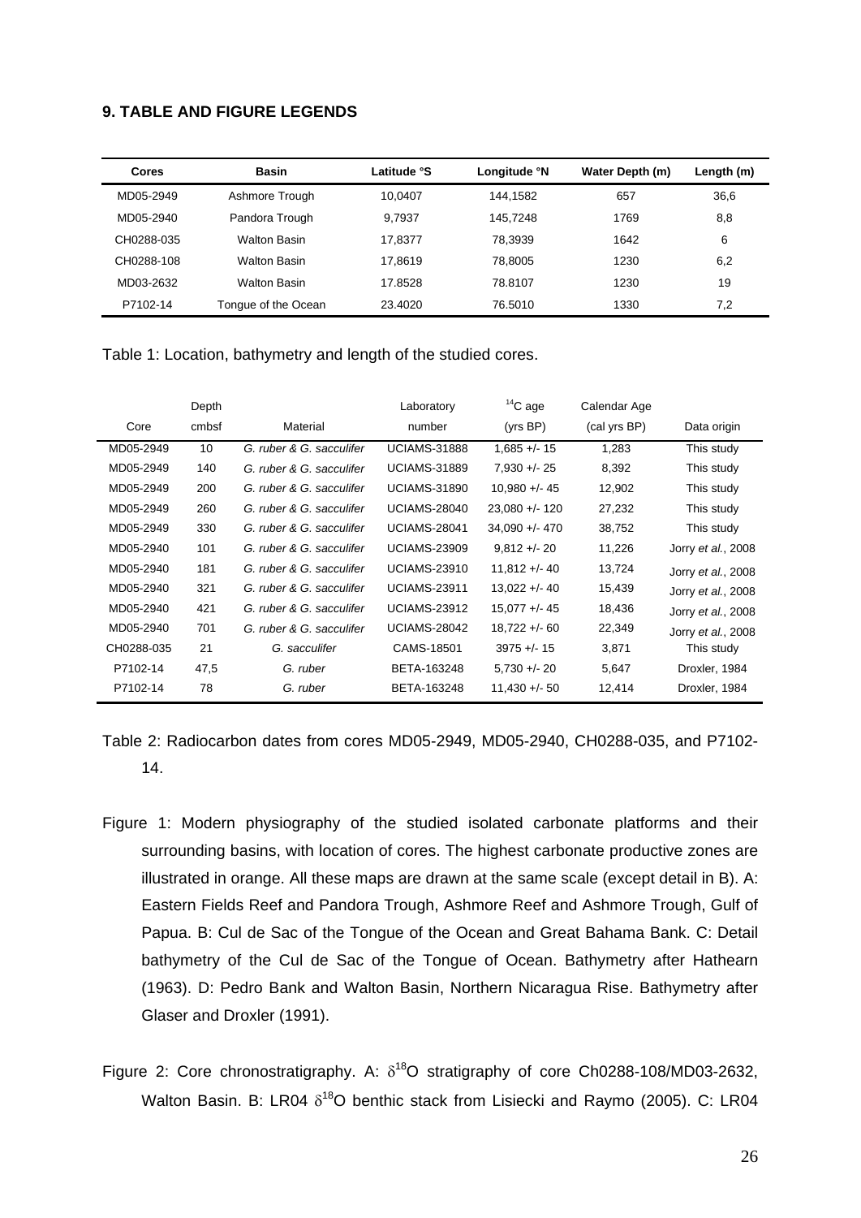## 9. TABLE AND FIGURE LEGENDS

| Cores | Basin | Latitude °S | Longitude °N | Water Depth (m) | Length (m) |
|---|---|---|---|---|---|
| MD05-2949 | Ashmore Trough | 10,0407 | 144,1582 | 657 | 36,6 |
| MD05-2940 | Pandora Trough | 9,7937 | 145,7248 | 1769 | 8,8 |
| CH0288-035 | Walton Basin | 17,8377 | 78,3939 | 1642 | 6 |
| CH0288-108 | Walton Basin | 17,8619 | 78,8005 | 1230 | 6,2 |
| MD03-2632 | Walton Basin | 17.8528 | 78.8107 | 1230 | 19 |
| P7102-14 | Tongue of the Ocean | 23.4020 | 76.5010 | 1330 | 7,2 |

Table 1: Location, bathymetry and length of the studied cores.

| Core | Depth cmbsf | Material | Laboratory number | $^{14}C$ age (yrs BP) | Calendar Age (cal yrs BP) | Data origin |
|---|---|---|---|---|---|---|
| MD05-2949 | 10 | *G. ruber & G. sacculifer* | UCIAMS-31888 | 1,685 +/- 15 | 1,283 | This study |
| MD05-2949 | 140 | *G. ruber & G. sacculifer* | UCIAMS-31889 | 7,930 +/- 25 | 8,392 | This study |
| MD05-2949 | 200 | *G. ruber & G. sacculifer* | UCIAMS-31890 | 10,980 +/- 45 | 12,902 | This study |
| MD05-2949 | 260 | *G. ruber & G. sacculifer* | UCIAMS-28040 | 23,080 +/- 120 | 27,232 | This study |
| MD05-2949 | 330 | *G. ruber & G. sacculifer* | UCIAMS-28041 | 34,090 +/- 470 | 38,752 | This study |
| MD05-2940 | 101 | *G. ruber & G. sacculifer* | UCIAMS-23909 | 9,812 +/- 20 | 11,226 | Jorry *et al.*, 2008 |
| MD05-2940 | 181 | *G. ruber & G. sacculifer* | UCIAMS-23910 | 11,812 +/- 40 | 13,724 | Jorry *et al.*, 2008 |
| MD05-2940 | 321 | *G. ruber & G. sacculifer* | UCIAMS-23911 | 13,022 +/- 40 | 15,439 | Jorry *et al.*, 2008 |
| MD05-2940 | 421 | *G. ruber & G. sacculifer* | UCIAMS-23912 | 15,077 +/- 45 | 18,436 | Jorry *et al.*, 2008 |
| MD05-2940 | 701 | *G. ruber & G. sacculifer* | UCIAMS-28042 | 18,722 +/- 60 | 22,349 | Jorry *et al.*, 2008 |
| CH0288-035 | 21 | *G. sacculifer* | CAMS-18501 | 3975 +/- 15 | 3,871 | This study |
| P7102-14 | 47,5 | *G. ruber* | BETA-163248 | 5,730 +/- 20 | 5,647 | Droxler, 1984 |
| P7102-14 | 78 | *G. ruber* | BETA-163248 | 11,430 +/- 50 | 12,414 | Droxler, 1984 |

Table 2: Radiocarbon dates from cores MD05-2949, MD05-2940, CH0288-035, and P7102-14.

Figure 1: Modern physiography of the studied isolated carbonate platforms and their surrounding basins, with location of cores. The highest carbonate productive zones are illustrated in orange. All these maps are drawn at the same scale (except detail in B). A: Eastern Fields Reef and Pandora Trough, Ashmore Reef and Ashmore Trough, Gulf of Papua. B: Cul de Sac of the Tongue of the Ocean and Great Bahama Bank. C: Detail bathymetry of the Cul de Sac of the Tongue of Ocean. Bathymetry after Hathearn (1963). D: Pedro Bank and Walton Basin, Northern Nicaragua Rise. Bathymetry after Glaser and Droxler (1991).

Figure 2: Core chronostratigraphy. A: $\delta^{18}O$ stratigraphy of core Ch0288-108/MD03-2632, Walton Basin. B: LR04 $\delta^{18}O$ benthic stack from Lisiecki and Raymo (2005). C: LR04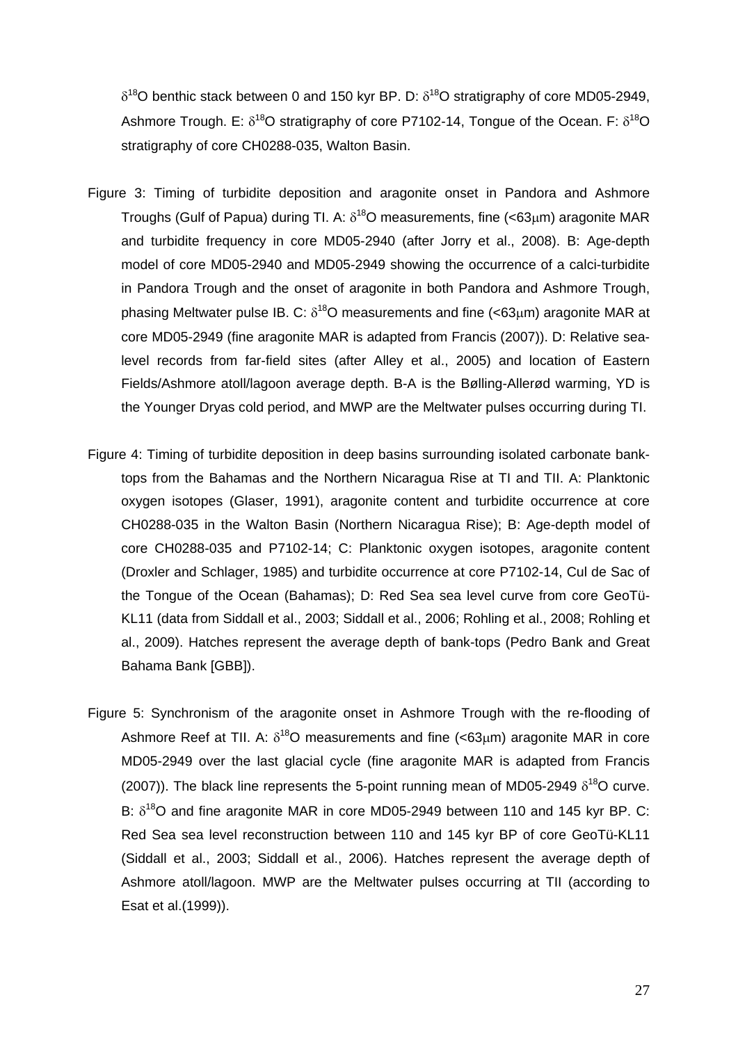$\delta^{18}O$ benthic stack between 0 and 150 kyr BP. D: $\delta^{18}O$ stratigraphy of core MD05-2949, Ashmore Trough. E: $\delta^{18}O$ stratigraphy of core P7102-14, Tongue of the Ocean. F: $\delta^{18}O$ stratigraphy of core CH0288-035, Walton Basin.

Figure 3: Timing of turbidite deposition and aragonite onset in Pandora and Ashmore Troughs (Gulf of Papua) during TI. A: $\delta^{18}O$ measurements, fine (<63$\mu$m) aragonite MAR and turbidite frequency in core MD05-2940 (after Jorry et al., 2008). B: Age-depth model of core MD05-2940 and MD05-2949 showing the occurrence of a calci-turbidite in Pandora Trough and the onset of aragonite in both Pandora and Ashmore Trough, phasing Meltwater pulse IB. C: $\delta^{18}O$ measurements and fine (<63$\mu$m) aragonite MAR at core MD05-2949 (fine aragonite MAR is adapted from Francis (2007)). D: Relative sea-level records from far-field sites (after Alley et al., 2005) and location of Eastern Fields/Ashmore atoll/lagoon average depth. B-A is the Bølling-Allerød warming, YD is the Younger Dryas cold period, and MWP are the Meltwater pulses occurring during TI.

Figure 4: Timing of turbidite deposition in deep basins surrounding isolated carbonate bank-tops from the Bahamas and the Northern Nicaragua Rise at TI and TII. A: Planktonic oxygen isotopes (Glaser, 1991), aragonite content and turbidite occurrence at core CH0288-035 in the Walton Basin (Northern Nicaragua Rise); B: Age-depth model of core CH0288-035 and P7102-14; C: Planktonic oxygen isotopes, aragonite content (Droxler and Schlager, 1985) and turbidite occurrence at core P7102-14, Cul de Sac of the Tongue of the Ocean (Bahamas); D: Red Sea sea level curve from core GeoTü-KL11 (data from Siddall et al., 2003; Siddall et al., 2006; Rohling et al., 2008; Rohling et al., 2009). Hatches represent the average depth of bank-tops (Pedro Bank and Great Bahama Bank [GBB]).

Figure 5: Synchronism of the aragonite onset in Ashmore Trough with the re-flooding of Ashmore Reef at TII. A: $\delta^{18}O$ measurements and fine (<63$\mu$m) aragonite MAR in core MD05-2949 over the last glacial cycle (fine aragonite MAR is adapted from Francis (2007)). The black line represents the 5-point running mean of MD05-2949 $\delta^{18}O$ curve. B: $\delta^{18}O$ and fine aragonite MAR in core MD05-2949 between 110 and 145 kyr BP. C: Red Sea sea level reconstruction between 110 and 145 kyr BP of core GeoTü-KL11 (Siddall et al., 2003; Siddall et al., 2006). Hatches represent the average depth of Ashmore atoll/lagoon. MWP are the Meltwater pulses occurring at TII (according to Esat et al.(1999)).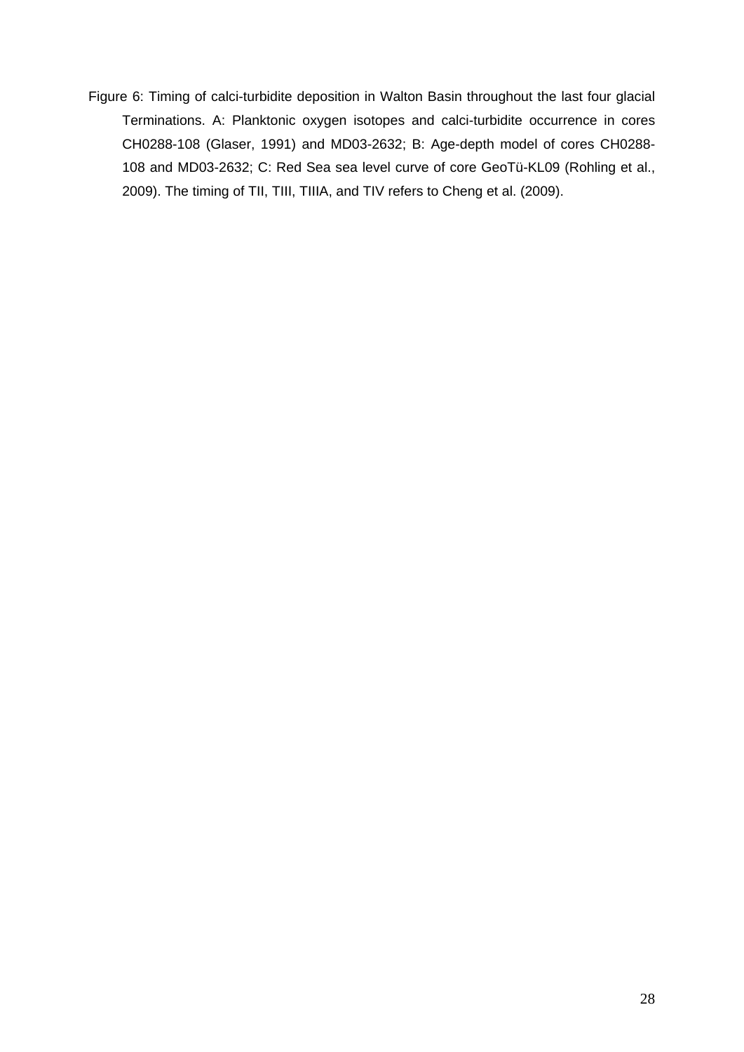Figure 6: Timing of calci-turbidite deposition in Walton Basin throughout the last four glacial Terminations. A: Planktonic oxygen isotopes and calci-turbidite occurrence in cores CH0288-108 (Glaser, 1991) and MD03-2632; B: Age-depth model of cores CH0288-108 and MD03-2632; C: Red Sea sea level curve of core GeoTü-KL09 (Rohling et al., 2009). The timing of TII, TIII, TIIIA, and TIV refers to Cheng et al. (2009).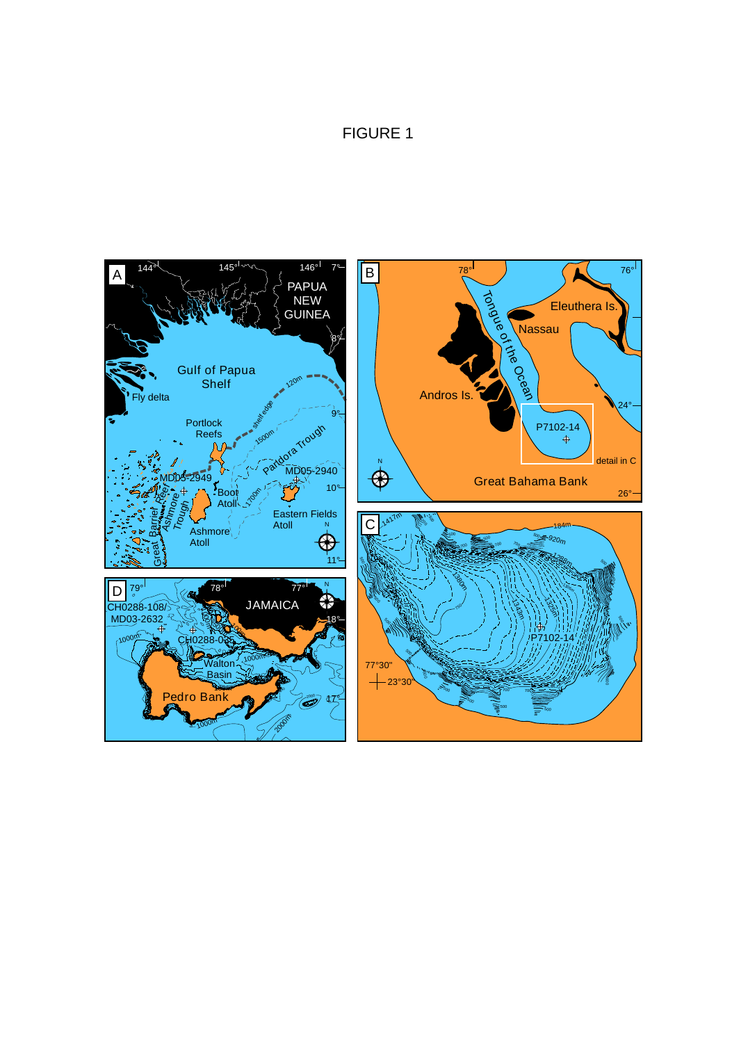FIGURE 1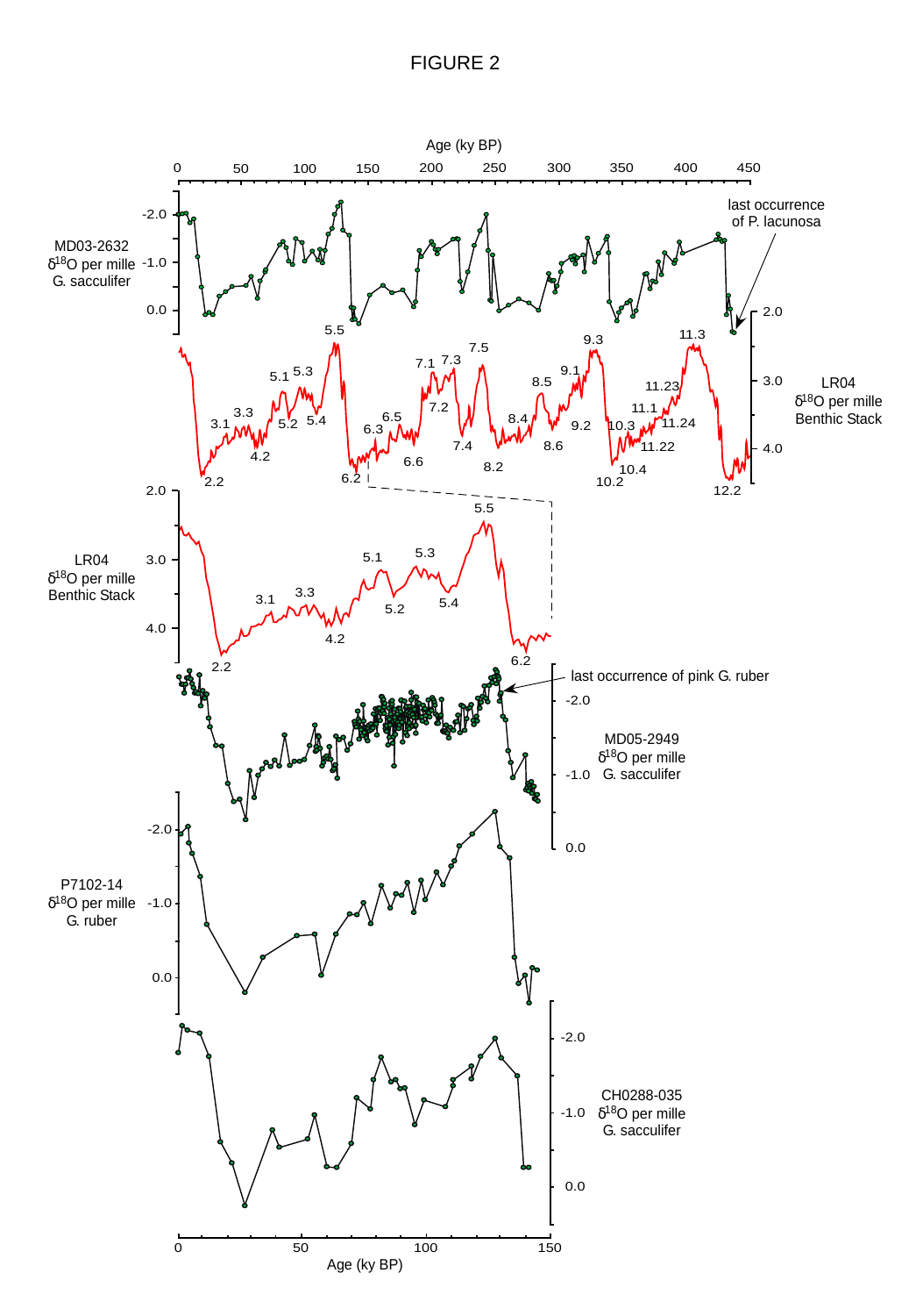# FIGURE 2

Age (ky BP)

0 50 100 150 200 250 300 350 400 450

MD03-2632 $\delta^{18}O$ per mille G. sacculifer

last occurrence of P. lacunosa

LR04 $\delta^{18}O$ per mille Benthic Stack

LR04 $\delta^{18}O$ per mille Benthic Stack

last occurrence of pink G. ruber

MD05-2949 $\delta^{18}O$ per mille G. sacculifer

P7102-14 $\delta^{18}O$ per mille G. ruber

CH0288-035 $\delta^{18}O$ per mille G. sacculifer

0 50 100 150

Age (ky BP)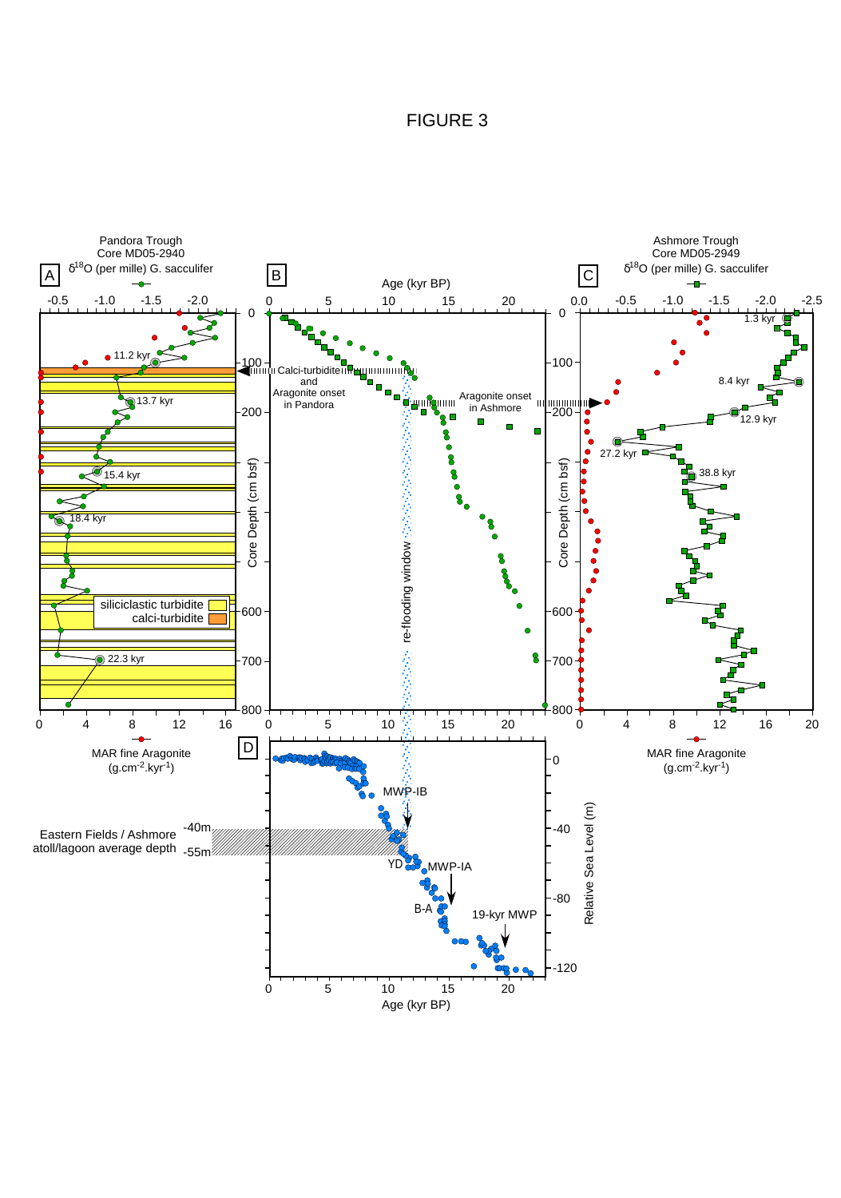FIGURE 3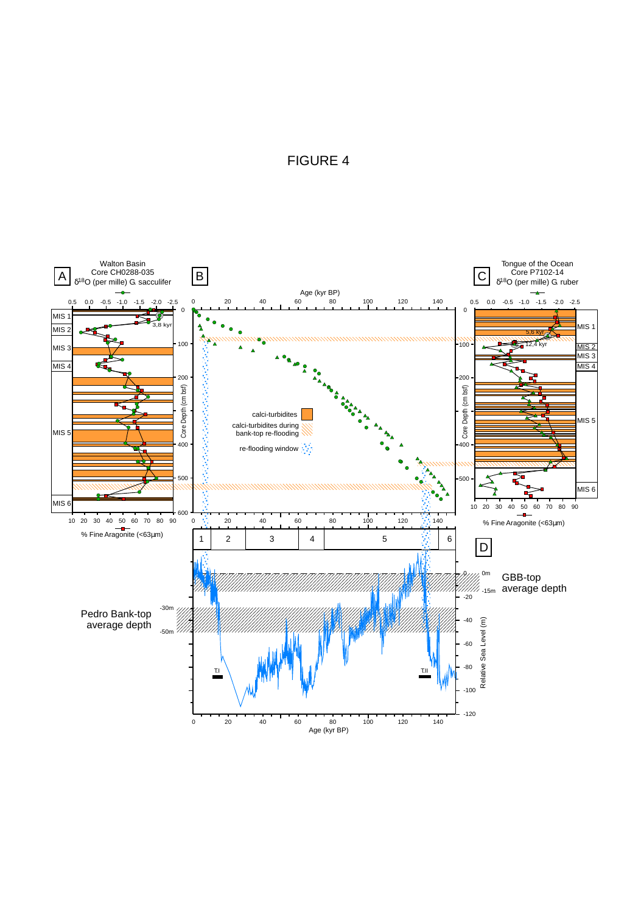# FIGURE 4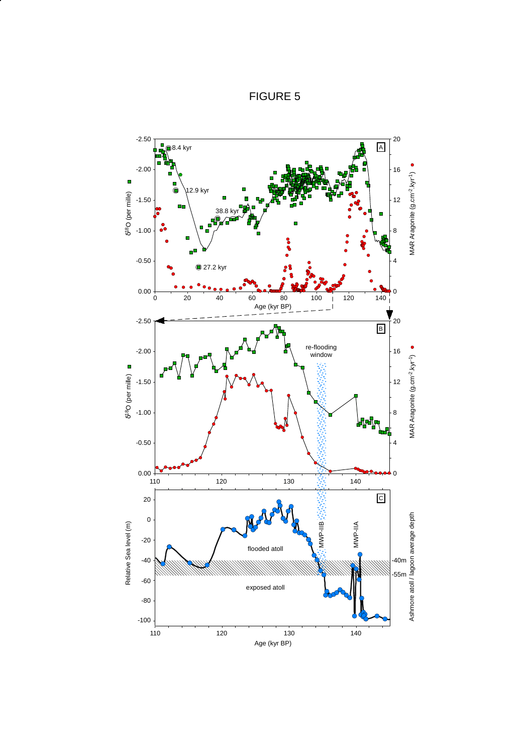FIGURE 5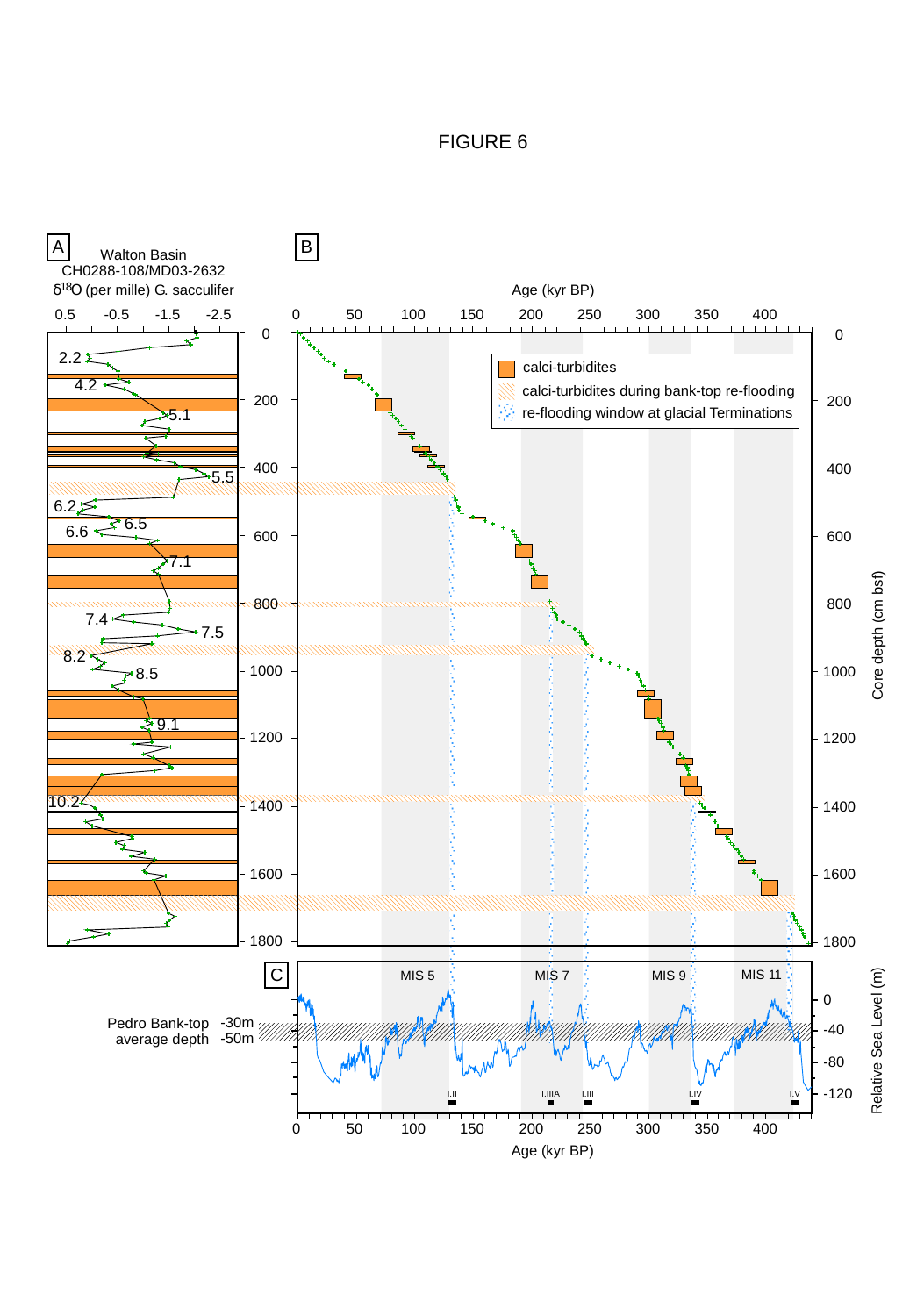FIGURE 6

A

Walton Basin
CH0288-108/MD03-2632
$\delta^{18}O$ (per mille) G. sacculifer

B

Age (kyr BP)

calci-turbidites
calci-turbidites during bank-top re-flooding
re-flooding window at glacial Terminations

Core depth (cm bsf)

C

MIS 5 MIS 7 MIS 9 MIS 11

Pedro Bank-top average depth -30m -50m

T.II T.IIIA T.III T.IV T.V

Relative Sea Level (m)

Age (kyr BP)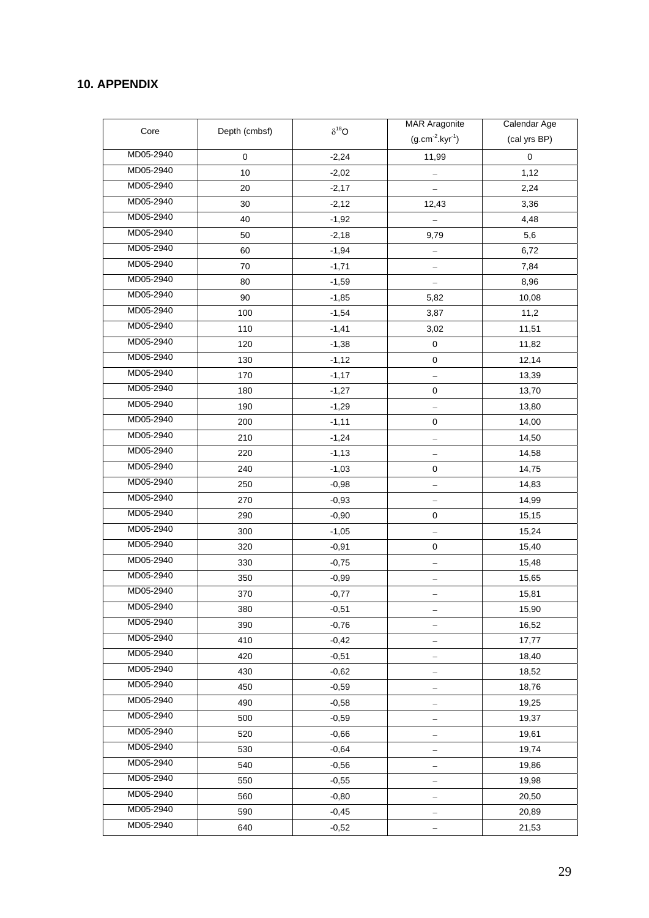## 10. APPENDIX

| Core | Depth (cmbsf) | $\delta^{18}O$ | MAR Aragonite ($g.cm^{-2}.kyr^{-1}$) | Calendar Age (cal yrs BP) |
|---|---|---|---|---|
| MD05-2940 | 0 | -2,24 | 11,99 | 0 |
| MD05-2940 | 10 | -2,02 | – | 1,12 |
| MD05-2940 | 20 | -2,17 | – | 2,24 |
| MD05-2940 | 30 | -2,12 | 12,43 | 3,36 |
| MD05-2940 | 40 | -1,92 | – | 4,48 |
| MD05-2940 | 50 | -2,18 | 9,79 | 5,6 |
| MD05-2940 | 60 | -1,94 | – | 6,72 |
| MD05-2940 | 70 | -1,71 | – | 7,84 |
| MD05-2940 | 80 | -1,59 | – | 8,96 |
| MD05-2940 | 90 | -1,85 | 5,82 | 10,08 |
| MD05-2940 | 100 | -1,54 | 3,87 | 11,2 |
| MD05-2940 | 110 | -1,41 | 3,02 | 11,51 |
| MD05-2940 | 120 | -1,38 | 0 | 11,82 |
| MD05-2940 | 130 | -1,12 | 0 | 12,14 |
| MD05-2940 | 170 | -1,17 | – | 13,39 |
| MD05-2940 | 180 | -1,27 | 0 | 13,70 |
| MD05-2940 | 190 | -1,29 | – | 13,80 |
| MD05-2940 | 200 | -1,11 | 0 | 14,00 |
| MD05-2940 | 210 | -1,24 | – | 14,50 |
| MD05-2940 | 220 | -1,13 | – | 14,58 |
| MD05-2940 | 240 | -1,03 | 0 | 14,75 |
| MD05-2940 | 250 | -0,98 | – | 14,83 |
| MD05-2940 | 270 | -0,93 | – | 14,99 |
| MD05-2940 | 290 | -0,90 | 0 | 15,15 |
| MD05-2940 | 300 | -1,05 | – | 15,24 |
| MD05-2940 | 320 | -0,91 | 0 | 15,40 |
| MD05-2940 | 330 | -0,75 | – | 15,48 |
| MD05-2940 | 350 | -0,99 | – | 15,65 |
| MD05-2940 | 370 | -0,77 | – | 15,81 |
| MD05-2940 | 380 | -0,51 | – | 15,90 |
| MD05-2940 | 390 | -0,76 | – | 16,52 |
| MD05-2940 | 410 | -0,42 | – | 17,77 |
| MD05-2940 | 420 | -0,51 | – | 18,40 |
| MD05-2940 | 430 | -0,62 | – | 18,52 |
| MD05-2940 | 450 | -0,59 | – | 18,76 |
| MD05-2940 | 490 | -0,58 | – | 19,25 |
| MD05-2940 | 500 | -0,59 | – | 19,37 |
| MD05-2940 | 520 | -0,66 | – | 19,61 |
| MD05-2940 | 530 | -0,64 | – | 19,74 |
| MD05-2940 | 540 | -0,56 | – | 19,86 |
| MD05-2940 | 550 | -0,55 | – | 19,98 |
| MD05-2940 | 560 | -0,80 | – | 20,50 |
| MD05-2940 | 590 | -0,45 | – | 20,89 |
| MD05-2940 | 640 | -0,52 | – | 21,53 |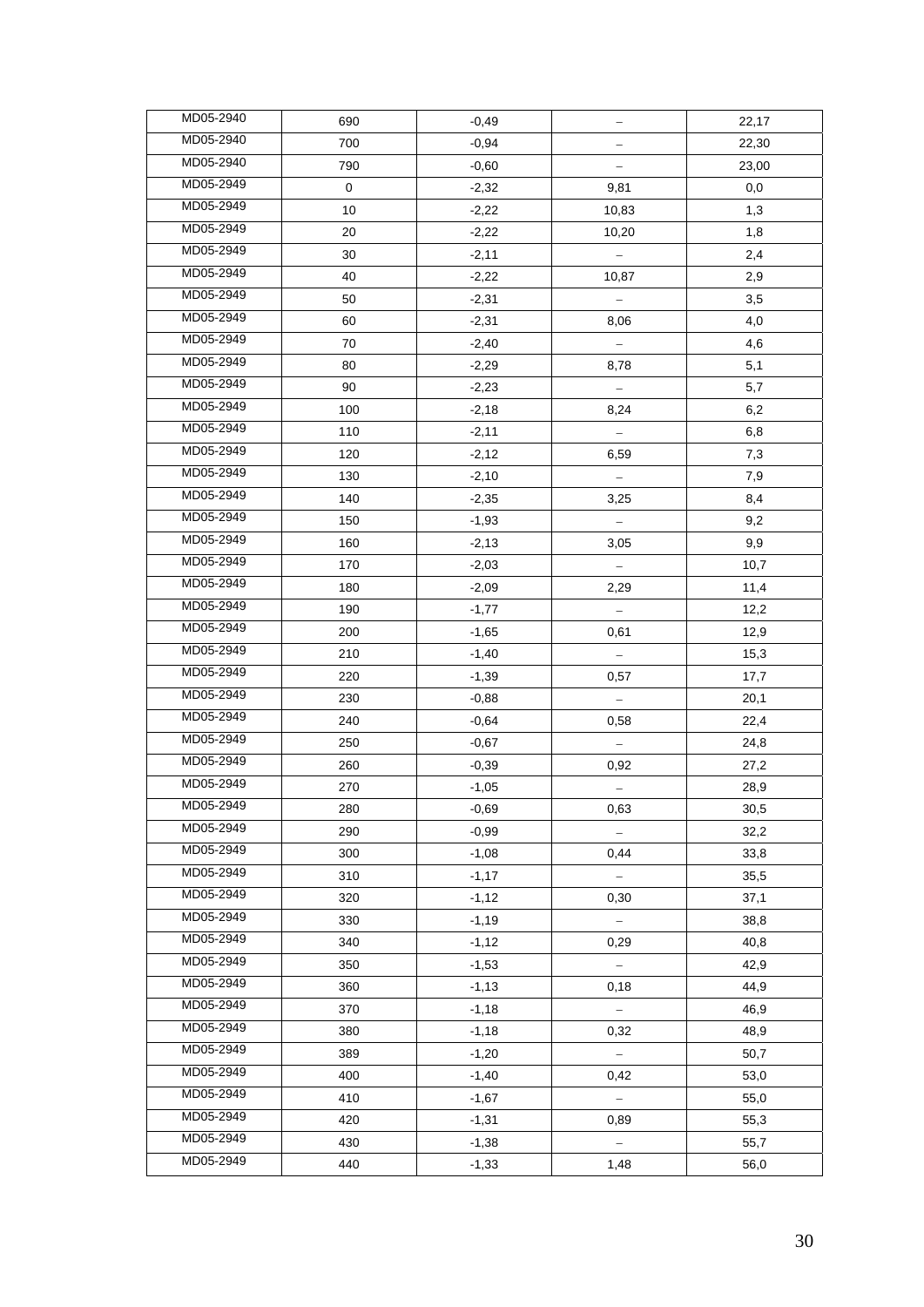| | | | | |
|---|---|---|---|---|
| MD05-2940 | 690 | -0,49 | – | 22,17 |
| MD05-2940 | 700 | -0,94 | – | 22,30 |
| MD05-2940 | 790 | -0,60 | – | 23,00 |
| MD05-2949 | 0 | -2,32 | 9,81 | 0,0 |
| MD05-2949 | 10 | -2,22 | 10,83 | 1,3 |
| MD05-2949 | 20 | -2,22 | 10,20 | 1,8 |
| MD05-2949 | 30 | -2,11 | – | 2,4 |
| MD05-2949 | 40 | -2,22 | 10,87 | 2,9 |
| MD05-2949 | 50 | -2,31 | – | 3,5 |
| MD05-2949 | 60 | -2,31 | 8,06 | 4,0 |
| MD05-2949 | 70 | -2,40 | – | 4,6 |
| MD05-2949 | 80 | -2,29 | 8,78 | 5,1 |
| MD05-2949 | 90 | -2,23 | – | 5,7 |
| MD05-2949 | 100 | -2,18 | 8,24 | 6,2 |
| MD05-2949 | 110 | -2,11 | – | 6,8 |
| MD05-2949 | 120 | -2,12 | 6,59 | 7,3 |
| MD05-2949 | 130 | -2,10 | – | 7,9 |
| MD05-2949 | 140 | -2,35 | 3,25 | 8,4 |
| MD05-2949 | 150 | -1,93 | – | 9,2 |
| MD05-2949 | 160 | -2,13 | 3,05 | 9,9 |
| MD05-2949 | 170 | -2,03 | – | 10,7 |
| MD05-2949 | 180 | -2,09 | 2,29 | 11,4 |
| MD05-2949 | 190 | -1,77 | – | 12,2 |
| MD05-2949 | 200 | -1,65 | 0,61 | 12,9 |
| MD05-2949 | 210 | -1,40 | – | 15,3 |
| MD05-2949 | 220 | -1,39 | 0,57 | 17,7 |
| MD05-2949 | 230 | -0,88 | – | 20,1 |
| MD05-2949 | 240 | -0,64 | 0,58 | 22,4 |
| MD05-2949 | 250 | -0,67 | – | 24,8 |
| MD05-2949 | 260 | -0,39 | 0,92 | 27,2 |
| MD05-2949 | 270 | -1,05 | – | 28,9 |
| MD05-2949 | 280 | -0,69 | 0,63 | 30,5 |
| MD05-2949 | 290 | -0,99 | – | 32,2 |
| MD05-2949 | 300 | -1,08 | 0,44 | 33,8 |
| MD05-2949 | 310 | -1,17 | – | 35,5 |
| MD05-2949 | 320 | -1,12 | 0,30 | 37,1 |
| MD05-2949 | 330 | -1,19 | – | 38,8 |
| MD05-2949 | 340 | -1,12 | 0,29 | 40,8 |
| MD05-2949 | 350 | -1,53 | – | 42,9 |
| MD05-2949 | 360 | -1,13 | 0,18 | 44,9 |
| MD05-2949 | 370 | -1,18 | – | 46,9 |
| MD05-2949 | 380 | -1,18 | 0,32 | 48,9 |
| MD05-2949 | 389 | -1,20 | – | 50,7 |
| MD05-2949 | 400 | -1,40 | 0,42 | 53,0 |
| MD05-2949 | 410 | -1,67 | – | 55,0 |
| MD05-2949 | 420 | -1,31 | 0,89 | 55,3 |
| MD05-2949 | 430 | -1,38 | – | 55,7 |
| MD05-2949 | 440 | -1,33 | 1,48 | 56,0 |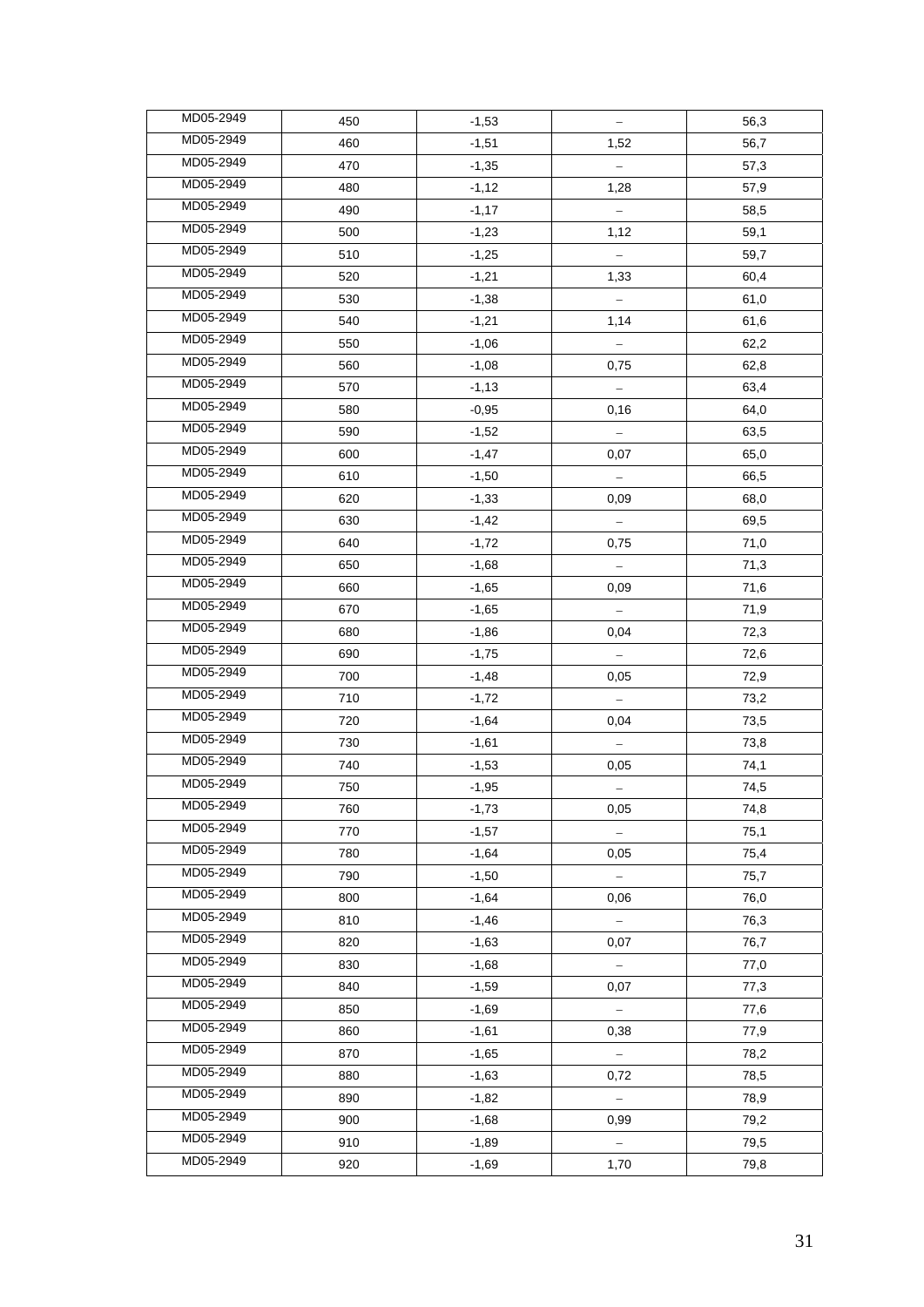| MD05-2949 | 450 | -1,53 | – | 56,3 |
|---|---|---|---|---|
| MD05-2949 | 460 | -1,51 | 1,52 | 56,7 |
| MD05-2949 | 470 | -1,35 | – | 57,3 |
| MD05-2949 | 480 | -1,12 | 1,28 | 57,9 |
| MD05-2949 | 490 | -1,17 | – | 58,5 |
| MD05-2949 | 500 | -1,23 | 1,12 | 59,1 |
| MD05-2949 | 510 | -1,25 | – | 59,7 |
| MD05-2949 | 520 | -1,21 | 1,33 | 60,4 |
| MD05-2949 | 530 | -1,38 | – | 61,0 |
| MD05-2949 | 540 | -1,21 | 1,14 | 61,6 |
| MD05-2949 | 550 | -1,06 | – | 62,2 |
| MD05-2949 | 560 | -1,08 | 0,75 | 62,8 |
| MD05-2949 | 570 | -1,13 | – | 63,4 |
| MD05-2949 | 580 | -0,95 | 0,16 | 64,0 |
| MD05-2949 | 590 | -1,52 | – | 63,5 |
| MD05-2949 | 600 | -1,47 | 0,07 | 65,0 |
| MD05-2949 | 610 | -1,50 | – | 66,5 |
| MD05-2949 | 620 | -1,33 | 0,09 | 68,0 |
| MD05-2949 | 630 | -1,42 | – | 69,5 |
| MD05-2949 | 640 | -1,72 | 0,75 | 71,0 |
| MD05-2949 | 650 | -1,68 | – | 71,3 |
| MD05-2949 | 660 | -1,65 | 0,09 | 71,6 |
| MD05-2949 | 670 | -1,65 | – | 71,9 |
| MD05-2949 | 680 | -1,86 | 0,04 | 72,3 |
| MD05-2949 | 690 | -1,75 | – | 72,6 |
| MD05-2949 | 700 | -1,48 | 0,05 | 72,9 |
| MD05-2949 | 710 | -1,72 | – | 73,2 |
| MD05-2949 | 720 | -1,64 | 0,04 | 73,5 |
| MD05-2949 | 730 | -1,61 | – | 73,8 |
| MD05-2949 | 740 | -1,53 | 0,05 | 74,1 |
| MD05-2949 | 750 | -1,95 | – | 74,5 |
| MD05-2949 | 760 | -1,73 | 0,05 | 74,8 |
| MD05-2949 | 770 | -1,57 | – | 75,1 |
| MD05-2949 | 780 | -1,64 | 0,05 | 75,4 |
| MD05-2949 | 790 | -1,50 | – | 75,7 |
| MD05-2949 | 800 | -1,64 | 0,06 | 76,0 |
| MD05-2949 | 810 | -1,46 | – | 76,3 |
| MD05-2949 | 820 | -1,63 | 0,07 | 76,7 |
| MD05-2949 | 830 | -1,68 | – | 77,0 |
| MD05-2949 | 840 | -1,59 | 0,07 | 77,3 |
| MD05-2949 | 850 | -1,69 | – | 77,6 |
| MD05-2949 | 860 | -1,61 | 0,38 | 77,9 |
| MD05-2949 | 870 | -1,65 | – | 78,2 |
| MD05-2949 | 880 | -1,63 | 0,72 | 78,5 |
| MD05-2949 | 890 | -1,82 | – | 78,9 |
| MD05-2949 | 900 | -1,68 | 0,99 | 79,2 |
| MD05-2949 | 910 | -1,89 | – | 79,5 |
| MD05-2949 | 920 | -1,69 | 1,70 | 79,8 |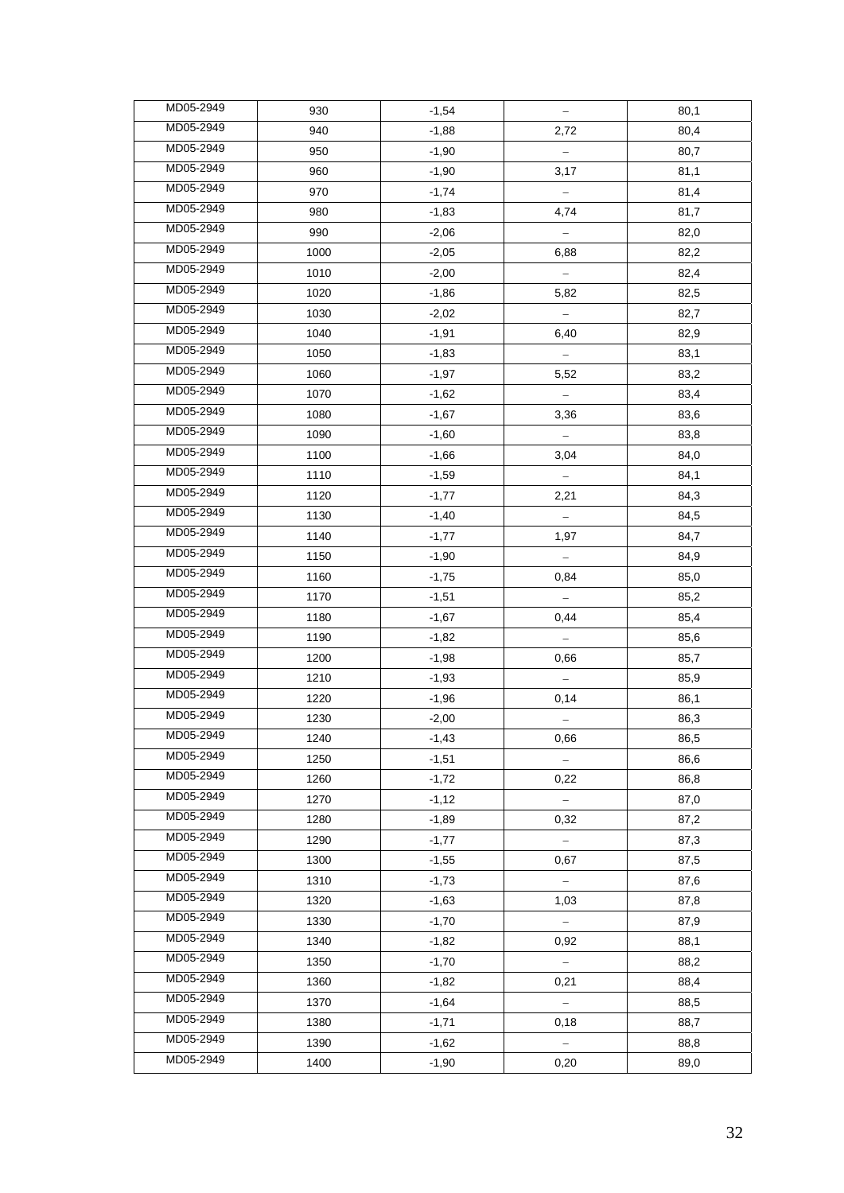| MD05-2949 | 930 | -1,54 | – | 80,1 |
|---|---|---|---|---|
| MD05-2949 | 940 | -1,88 | 2,72 | 80,4 |
| MD05-2949 | 950 | -1,90 | – | 80,7 |
| MD05-2949 | 960 | -1,90 | 3,17 | 81,1 |
| MD05-2949 | 970 | -1,74 | – | 81,4 |
| MD05-2949 | 980 | -1,83 | 4,74 | 81,7 |
| MD05-2949 | 990 | -2,06 | – | 82,0 |
| MD05-2949 | 1000 | -2,05 | 6,88 | 82,2 |
| MD05-2949 | 1010 | -2,00 | – | 82,4 |
| MD05-2949 | 1020 | -1,86 | 5,82 | 82,5 |
| MD05-2949 | 1030 | -2,02 | – | 82,7 |
| MD05-2949 | 1040 | -1,91 | 6,40 | 82,9 |
| MD05-2949 | 1050 | -1,83 | – | 83,1 |
| MD05-2949 | 1060 | -1,97 | 5,52 | 83,2 |
| MD05-2949 | 1070 | -1,62 | – | 83,4 |
| MD05-2949 | 1080 | -1,67 | 3,36 | 83,6 |
| MD05-2949 | 1090 | -1,60 | – | 83,8 |
| MD05-2949 | 1100 | -1,66 | 3,04 | 84,0 |
| MD05-2949 | 1110 | -1,59 | – | 84,1 |
| MD05-2949 | 1120 | -1,77 | 2,21 | 84,3 |
| MD05-2949 | 1130 | -1,40 | – | 84,5 |
| MD05-2949 | 1140 | -1,77 | 1,97 | 84,7 |
| MD05-2949 | 1150 | -1,90 | – | 84,9 |
| MD05-2949 | 1160 | -1,75 | 0,84 | 85,0 |
| MD05-2949 | 1170 | -1,51 | – | 85,2 |
| MD05-2949 | 1180 | -1,67 | 0,44 | 85,4 |
| MD05-2949 | 1190 | -1,82 | – | 85,6 |
| MD05-2949 | 1200 | -1,98 | 0,66 | 85,7 |
| MD05-2949 | 1210 | -1,93 | – | 85,9 |
| MD05-2949 | 1220 | -1,96 | 0,14 | 86,1 |
| MD05-2949 | 1230 | -2,00 | – | 86,3 |
| MD05-2949 | 1240 | -1,43 | 0,66 | 86,5 |
| MD05-2949 | 1250 | -1,51 | – | 86,6 |
| MD05-2949 | 1260 | -1,72 | 0,22 | 86,8 |
| MD05-2949 | 1270 | -1,12 | – | 87,0 |
| MD05-2949 | 1280 | -1,89 | 0,32 | 87,2 |
| MD05-2949 | 1290 | -1,77 | – | 87,3 |
| MD05-2949 | 1300 | -1,55 | 0,67 | 87,5 |
| MD05-2949 | 1310 | -1,73 | – | 87,6 |
| MD05-2949 | 1320 | -1,63 | 1,03 | 87,8 |
| MD05-2949 | 1330 | -1,70 | – | 87,9 |
| MD05-2949 | 1340 | -1,82 | 0,92 | 88,1 |
| MD05-2949 | 1350 | -1,70 | – | 88,2 |
| MD05-2949 | 1360 | -1,82 | 0,21 | 88,4 |
| MD05-2949 | 1370 | -1,64 | – | 88,5 |
| MD05-2949 | 1380 | -1,71 | 0,18 | 88,7 |
| MD05-2949 | 1390 | -1,62 | – | 88,8 |
| MD05-2949 | 1400 | -1,90 | 0,20 | 89,0 |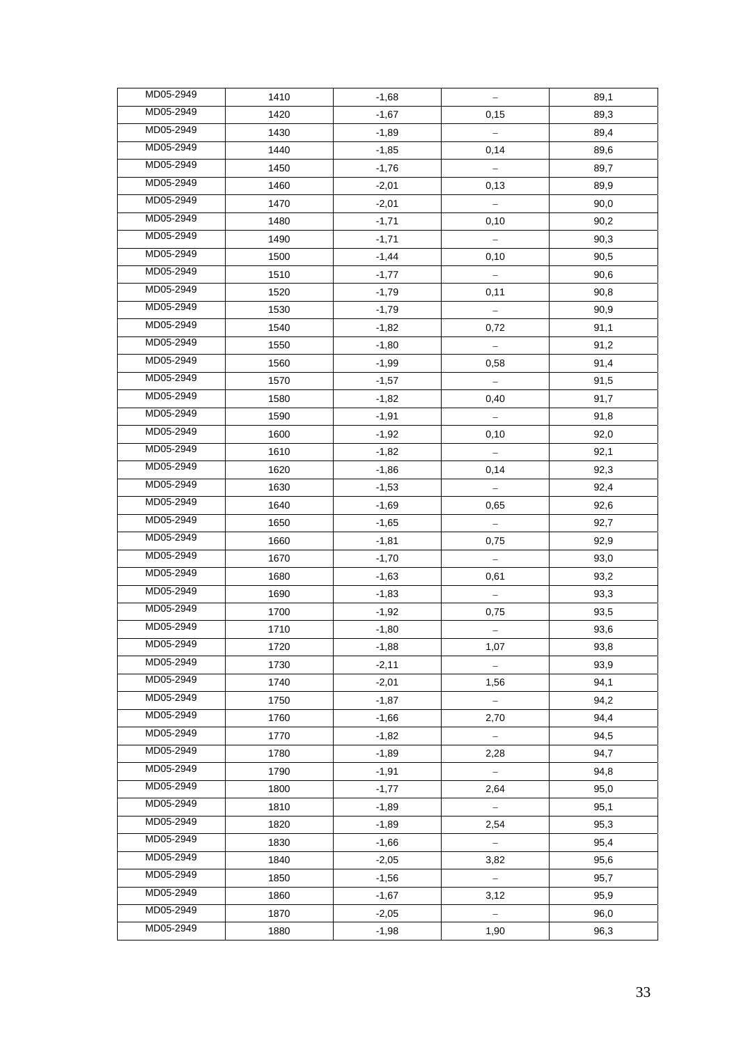| | | | | |
|---|---|---|---|---|
| MD05-2949 | 1410 | -1,68 | – | 89,1 |
| MD05-2949 | 1420 | -1,67 | 0,15 | 89,3 |
| MD05-2949 | 1430 | -1,89 | – | 89,4 |
| MD05-2949 | 1440 | -1,85 | 0,14 | 89,6 |
| MD05-2949 | 1450 | -1,76 | – | 89,7 |
| MD05-2949 | 1460 | -2,01 | 0,13 | 89,9 |
| MD05-2949 | 1470 | -2,01 | – | 90,0 |
| MD05-2949 | 1480 | -1,71 | 0,10 | 90,2 |
| MD05-2949 | 1490 | -1,71 | – | 90,3 |
| MD05-2949 | 1500 | -1,44 | 0,10 | 90,5 |
| MD05-2949 | 1510 | -1,77 | – | 90,6 |
| MD05-2949 | 1520 | -1,79 | 0,11 | 90,8 |
| MD05-2949 | 1530 | -1,79 | – | 90,9 |
| MD05-2949 | 1540 | -1,82 | 0,72 | 91,1 |
| MD05-2949 | 1550 | -1,80 | – | 91,2 |
| MD05-2949 | 1560 | -1,99 | 0,58 | 91,4 |
| MD05-2949 | 1570 | -1,57 | – | 91,5 |
| MD05-2949 | 1580 | -1,82 | 0,40 | 91,7 |
| MD05-2949 | 1590 | -1,91 | – | 91,8 |
| MD05-2949 | 1600 | -1,92 | 0,10 | 92,0 |
| MD05-2949 | 1610 | -1,82 | – | 92,1 |
| MD05-2949 | 1620 | -1,86 | 0,14 | 92,3 |
| MD05-2949 | 1630 | -1,53 | – | 92,4 |
| MD05-2949 | 1640 | -1,69 | 0,65 | 92,6 |
| MD05-2949 | 1650 | -1,65 | – | 92,7 |
| MD05-2949 | 1660 | -1,81 | 0,75 | 92,9 |
| MD05-2949 | 1670 | -1,70 | – | 93,0 |
| MD05-2949 | 1680 | -1,63 | 0,61 | 93,2 |
| MD05-2949 | 1690 | -1,83 | – | 93,3 |
| MD05-2949 | 1700 | -1,92 | 0,75 | 93,5 |
| MD05-2949 | 1710 | -1,80 | – | 93,6 |
| MD05-2949 | 1720 | -1,88 | 1,07 | 93,8 |
| MD05-2949 | 1730 | -2,11 | – | 93,9 |
| MD05-2949 | 1740 | -2,01 | 1,56 | 94,1 |
| MD05-2949 | 1750 | -1,87 | – | 94,2 |
| MD05-2949 | 1760 | -1,66 | 2,70 | 94,4 |
| MD05-2949 | 1770 | -1,82 | – | 94,5 |
| MD05-2949 | 1780 | -1,89 | 2,28 | 94,7 |
| MD05-2949 | 1790 | -1,91 | – | 94,8 |
| MD05-2949 | 1800 | -1,77 | 2,64 | 95,0 |
| MD05-2949 | 1810 | -1,89 | – | 95,1 |
| MD05-2949 | 1820 | -1,89 | 2,54 | 95,3 |
| MD05-2949 | 1830 | -1,66 | – | 95,4 |
| MD05-2949 | 1840 | -2,05 | 3,82 | 95,6 |
| MD05-2949 | 1850 | -1,56 | – | 95,7 |
| MD05-2949 | 1860 | -1,67 | 3,12 | 95,9 |
| MD05-2949 | 1870 | -2,05 | – | 96,0 |
| MD05-2949 | 1880 | -1,98 | 1,90 | 96,3 |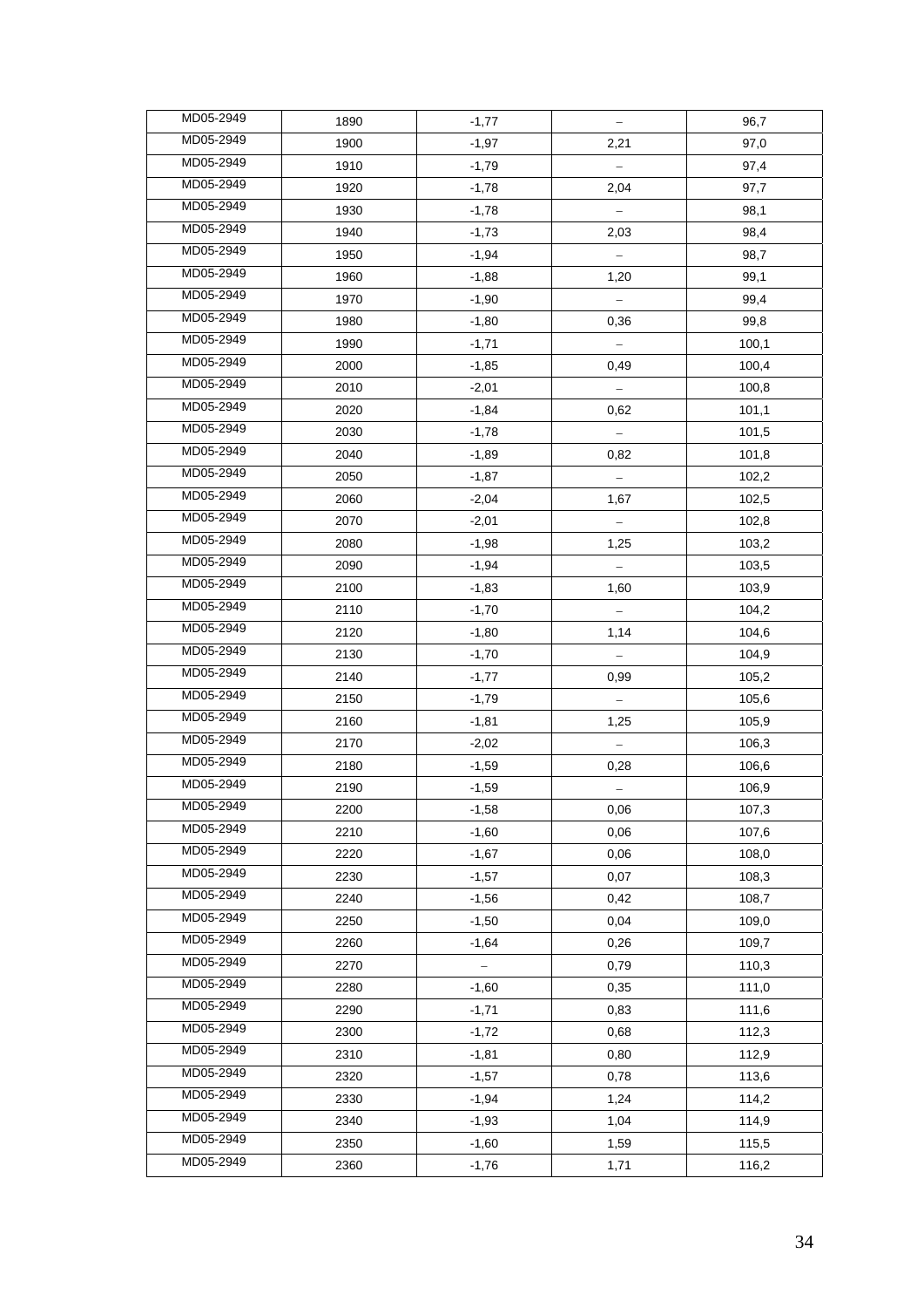| MD05-2949 | 1890 | -1,77 | – | 96,7 |
|---|---|---|---|---|
| MD05-2949 | 1900 | -1,97 | 2,21 | 97,0 |
| MD05-2949 | 1910 | -1,79 | – | 97,4 |
| MD05-2949 | 1920 | -1,78 | 2,04 | 97,7 |
| MD05-2949 | 1930 | -1,78 | – | 98,1 |
| MD05-2949 | 1940 | -1,73 | 2,03 | 98,4 |
| MD05-2949 | 1950 | -1,94 | – | 98,7 |
| MD05-2949 | 1960 | -1,88 | 1,20 | 99,1 |
| MD05-2949 | 1970 | -1,90 | – | 99,4 |
| MD05-2949 | 1980 | -1,80 | 0,36 | 99,8 |
| MD05-2949 | 1990 | -1,71 | – | 100,1 |
| MD05-2949 | 2000 | -1,85 | 0,49 | 100,4 |
| MD05-2949 | 2010 | -2,01 | – | 100,8 |
| MD05-2949 | 2020 | -1,84 | 0,62 | 101,1 |
| MD05-2949 | 2030 | -1,78 | – | 101,5 |
| MD05-2949 | 2040 | -1,89 | 0,82 | 101,8 |
| MD05-2949 | 2050 | -1,87 | – | 102,2 |
| MD05-2949 | 2060 | -2,04 | 1,67 | 102,5 |
| MD05-2949 | 2070 | -2,01 | – | 102,8 |
| MD05-2949 | 2080 | -1,98 | 1,25 | 103,2 |
| MD05-2949 | 2090 | -1,94 | – | 103,5 |
| MD05-2949 | 2100 | -1,83 | 1,60 | 103,9 |
| MD05-2949 | 2110 | -1,70 | – | 104,2 |
| MD05-2949 | 2120 | -1,80 | 1,14 | 104,6 |
| MD05-2949 | 2130 | -1,70 | – | 104,9 |
| MD05-2949 | 2140 | -1,77 | 0,99 | 105,2 |
| MD05-2949 | 2150 | -1,79 | – | 105,6 |
| MD05-2949 | 2160 | -1,81 | 1,25 | 105,9 |
| MD05-2949 | 2170 | -2,02 | – | 106,3 |
| MD05-2949 | 2180 | -1,59 | 0,28 | 106,6 |
| MD05-2949 | 2190 | -1,59 | – | 106,9 |
| MD05-2949 | 2200 | -1,58 | 0,06 | 107,3 |
| MD05-2949 | 2210 | -1,60 | 0,06 | 107,6 |
| MD05-2949 | 2220 | -1,67 | 0,06 | 108,0 |
| MD05-2949 | 2230 | -1,57 | 0,07 | 108,3 |
| MD05-2949 | 2240 | -1,56 | 0,42 | 108,7 |
| MD05-2949 | 2250 | -1,50 | 0,04 | 109,0 |
| MD05-2949 | 2260 | -1,64 | 0,26 | 109,7 |
| MD05-2949 | 2270 | – | 0,79 | 110,3 |
| MD05-2949 | 2280 | -1,60 | 0,35 | 111,0 |
| MD05-2949 | 2290 | -1,71 | 0,83 | 111,6 |
| MD05-2949 | 2300 | -1,72 | 0,68 | 112,3 |
| MD05-2949 | 2310 | -1,81 | 0,80 | 112,9 |
| MD05-2949 | 2320 | -1,57 | 0,78 | 113,6 |
| MD05-2949 | 2330 | -1,94 | 1,24 | 114,2 |
| MD05-2949 | 2340 | -1,93 | 1,04 | 114,9 |
| MD05-2949 | 2350 | -1,60 | 1,59 | 115,5 |
| MD05-2949 | 2360 | -1,76 | 1,71 | 116,2 |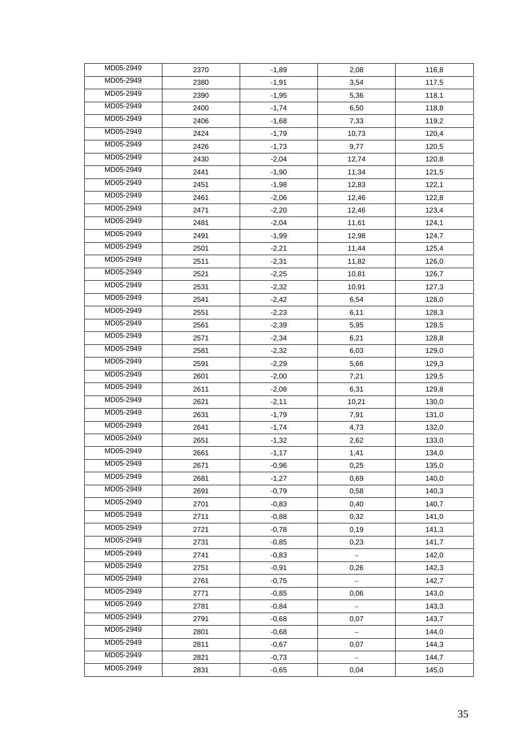| MD05-2949 | 2370 | -1,89 | 2,08 | 116,8 |
|---|---|---|---|---|
| MD05-2949 | 2380 | -1,91 | 3,54 | 117,5 |
| MD05-2949 | 2390 | -1,95 | 5,36 | 118,1 |
| MD05-2949 | 2400 | -1,74 | 6,50 | 118,8 |
| MD05-2949 | 2406 | -1,68 | 7,33 | 119,2 |
| MD05-2949 | 2424 | -1,79 | 10,73 | 120,4 |
| MD05-2949 | 2426 | -1,73 | 9,77 | 120,5 |
| MD05-2949 | 2430 | -2,04 | 12,74 | 120,8 |
| MD05-2949 | 2441 | -1,90 | 11,34 | 121,5 |
| MD05-2949 | 2451 | -1,98 | 12,83 | 122,1 |
| MD05-2949 | 2461 | -2,06 | 12,46 | 122,8 |
| MD05-2949 | 2471 | -2,20 | 12,46 | 123,4 |
| MD05-2949 | 2481 | -2,04 | 11,61 | 124,1 |
| MD05-2949 | 2491 | -1,99 | 12,98 | 124,7 |
| MD05-2949 | 2501 | -2,21 | 11,44 | 125,4 |
| MD05-2949 | 2511 | -2,31 | 11,82 | 126,0 |
| MD05-2949 | 2521 | -2,25 | 10,81 | 126,7 |
| MD05-2949 | 2531 | -2,32 | 10,91 | 127,3 |
| MD05-2949 | 2541 | -2,42 | 6,54 | 128,0 |
| MD05-2949 | 2551 | -2,23 | 6,11 | 128,3 |
| MD05-2949 | 2561 | -2,39 | 5,95 | 128,5 |
| MD05-2949 | 2571 | -2,34 | 6,21 | 128,8 |
| MD05-2949 | 2581 | -2,32 | 6,03 | 129,0 |
| MD05-2949 | 2591 | -2,29 | 5,66 | 129,3 |
| MD05-2949 | 2601 | -2,00 | 7,21 | 129,5 |
| MD05-2949 | 2611 | -2,08 | 6,31 | 129,8 |
| MD05-2949 | 2621 | -2,11 | 10,21 | 130,0 |
| MD05-2949 | 2631 | -1,79 | 7,91 | 131,0 |
| MD05-2949 | 2641 | -1,74 | 4,73 | 132,0 |
| MD05-2949 | 2651 | -1,32 | 2,62 | 133,0 |
| MD05-2949 | 2661 | -1,17 | 1,41 | 134,0 |
| MD05-2949 | 2671 | -0,96 | 0,25 | 135,0 |
| MD05-2949 | 2681 | -1,27 | 0,69 | 140,0 |
| MD05-2949 | 2691 | -0,79 | 0,58 | 140,3 |
| MD05-2949 | 2701 | -0,83 | 0,40 | 140,7 |
| MD05-2949 | 2711 | -0,88 | 0,32 | 141,0 |
| MD05-2949 | 2721 | -0,78 | 0,19 | 141,3 |
| MD05-2949 | 2731 | -0,85 | 0,23 | 141,7 |
| MD05-2949 | 2741 | -0,83 | – | 142,0 |
| MD05-2949 | 2751 | -0,91 | 0,26 | 142,3 |
| MD05-2949 | 2761 | -0,75 | – | 142,7 |
| MD05-2949 | 2771 | -0,85 | 0,06 | 143,0 |
| MD05-2949 | 2781 | -0,84 | – | 143,3 |
| MD05-2949 | 2791 | -0,68 | 0,07 | 143,7 |
| MD05-2949 | 2801 | -0,68 | – | 144,0 |
| MD05-2949 | 2811 | -0,67 | 0,07 | 144,3 |
| MD05-2949 | 2821 | -0,73 | – | 144,7 |
| MD05-2949 | 2831 | -0,65 | 0,04 | 145,0 |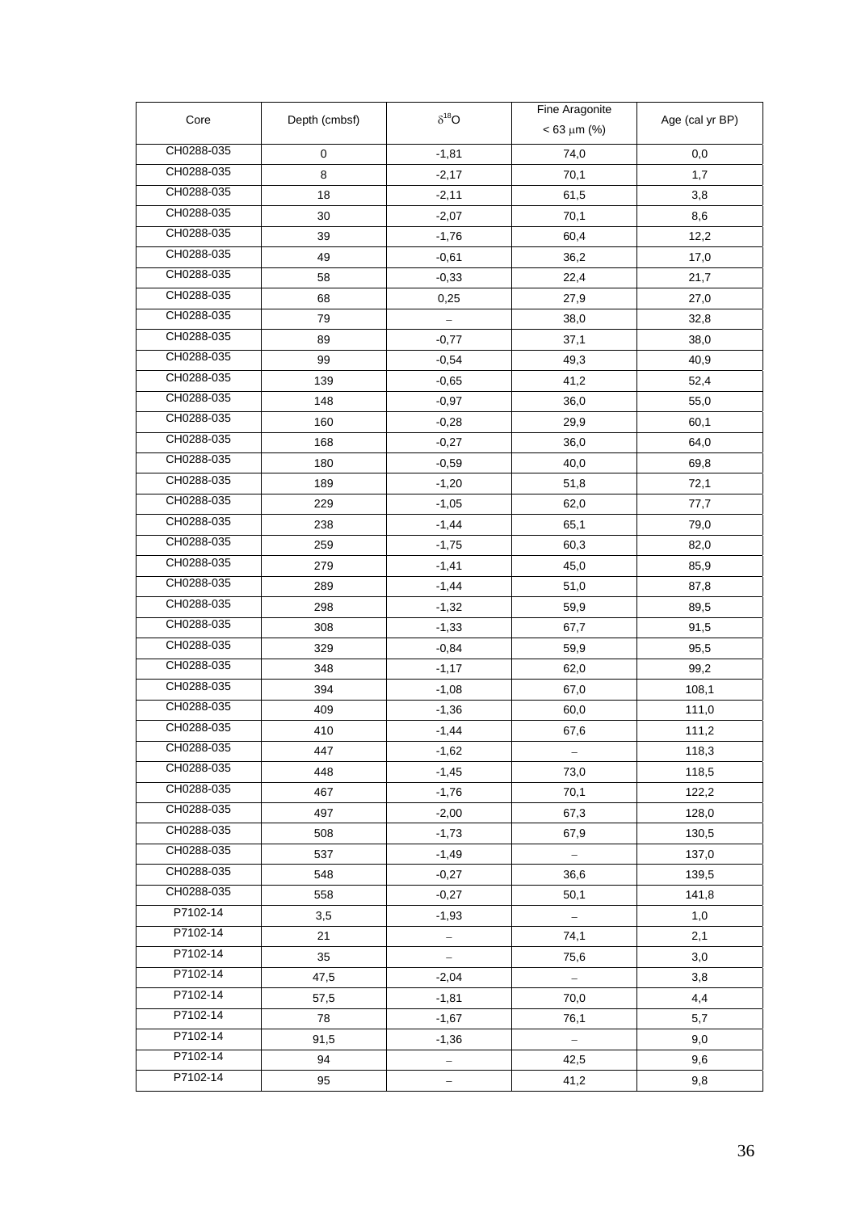| Core | Depth (cmbsf) | $\delta^{18}O$ | Fine Aragonite < 63 μm (%) | Age (cal yr BP) |
|---|---|---|---|---|
| CH0288-035 | 0 | -1,81 | 74,0 | 0,0 |
| CH0288-035 | 8 | -2,17 | 70,1 | 1,7 |
| CH0288-035 | 18 | -2,11 | 61,5 | 3,8 |
| CH0288-035 | 30 | -2,07 | 70,1 | 8,6 |
| CH0288-035 | 39 | -1,76 | 60,4 | 12,2 |
| CH0288-035 | 49 | -0,61 | 36,2 | 17,0 |
| CH0288-035 | 58 | -0,33 | 22,4 | 21,7 |
| CH0288-035 | 68 | 0,25 | 27,9 | 27,0 |
| CH0288-035 | 79 | – | 38,0 | 32,8 |
| CH0288-035 | 89 | -0,77 | 37,1 | 38,0 |
| CH0288-035 | 99 | -0,54 | 49,3 | 40,9 |
| CH0288-035 | 139 | -0,65 | 41,2 | 52,4 |
| CH0288-035 | 148 | -0,97 | 36,0 | 55,0 |
| CH0288-035 | 160 | -0,28 | 29,9 | 60,1 |
| CH0288-035 | 168 | -0,27 | 36,0 | 64,0 |
| CH0288-035 | 180 | -0,59 | 40,0 | 69,8 |
| CH0288-035 | 189 | -1,20 | 51,8 | 72,1 |
| CH0288-035 | 229 | -1,05 | 62,0 | 77,7 |
| CH0288-035 | 238 | -1,44 | 65,1 | 79,0 |
| CH0288-035 | 259 | -1,75 | 60,3 | 82,0 |
| CH0288-035 | 279 | -1,41 | 45,0 | 85,9 |
| CH0288-035 | 289 | -1,44 | 51,0 | 87,8 |
| CH0288-035 | 298 | -1,32 | 59,9 | 89,5 |
| CH0288-035 | 308 | -1,33 | 67,7 | 91,5 |
| CH0288-035 | 329 | -0,84 | 59,9 | 95,5 |
| CH0288-035 | 348 | -1,17 | 62,0 | 99,2 |
| CH0288-035 | 394 | -1,08 | 67,0 | 108,1 |
| CH0288-035 | 409 | -1,36 | 60,0 | 111,0 |
| CH0288-035 | 410 | -1,44 | 67,6 | 111,2 |
| CH0288-035 | 447 | -1,62 | – | 118,3 |
| CH0288-035 | 448 | -1,45 | 73,0 | 118,5 |
| CH0288-035 | 467 | -1,76 | 70,1 | 122,2 |
| CH0288-035 | 497 | -2,00 | 67,3 | 128,0 |
| CH0288-035 | 508 | -1,73 | 67,9 | 130,5 |
| CH0288-035 | 537 | -1,49 | – | 137,0 |
| CH0288-035 | 548 | -0,27 | 36,6 | 139,5 |
| CH0288-035 | 558 | -0,27 | 50,1 | 141,8 |
| P7102-14 | 3,5 | -1,93 | – | 1,0 |
| P7102-14 | 21 | – | 74,1 | 2,1 |
| P7102-14 | 35 | – | 75,6 | 3,0 |
| P7102-14 | 47,5 | -2,04 | – | 3,8 |
| P7102-14 | 57,5 | -1,81 | 70,0 | 4,4 |
| P7102-14 | 78 | -1,67 | 76,1 | 5,7 |
| P7102-14 | 91,5 | -1,36 | – | 9,0 |
| P7102-14 | 94 | – | 42,5 | 9,6 |
| P7102-14 | 95 | – | 41,2 | 9,8 |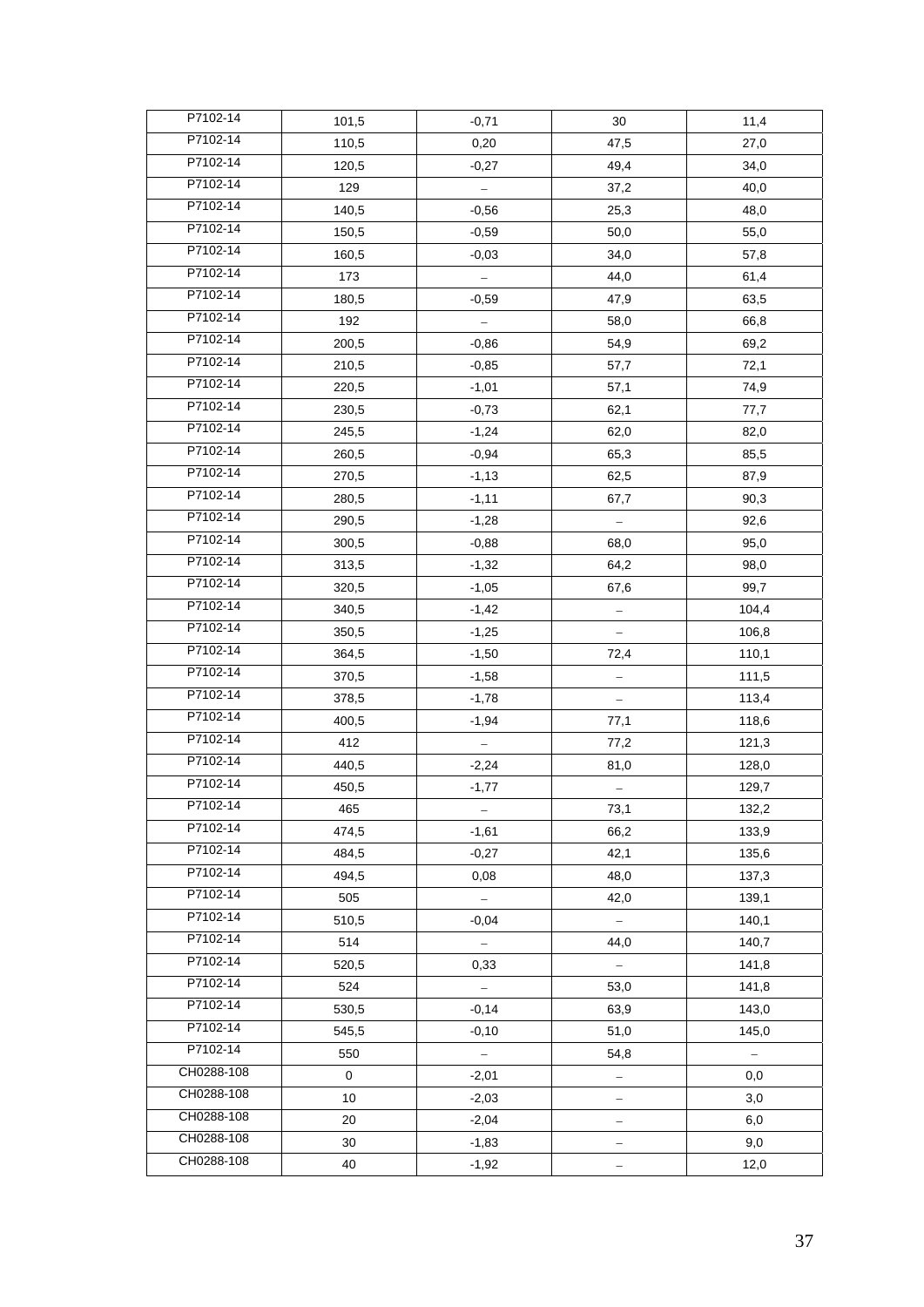| P7102-14 | 101,5 | -0,71 | 30 | 11,4 |
|---|---|---|---|---|
| P7102-14 | 110,5 | 0,20 | 47,5 | 27,0 |
| P7102-14 | 120,5 | -0,27 | 49,4 | 34,0 |
| P7102-14 | 129 | – | 37,2 | 40,0 |
| P7102-14 | 140,5 | -0,56 | 25,3 | 48,0 |
| P7102-14 | 150,5 | -0,59 | 50,0 | 55,0 |
| P7102-14 | 160,5 | -0,03 | 34,0 | 57,8 |
| P7102-14 | 173 | – | 44,0 | 61,4 |
| P7102-14 | 180,5 | -0,59 | 47,9 | 63,5 |
| P7102-14 | 192 | – | 58,0 | 66,8 |
| P7102-14 | 200,5 | -0,86 | 54,9 | 69,2 |
| P7102-14 | 210,5 | -0,85 | 57,7 | 72,1 |
| P7102-14 | 220,5 | -1,01 | 57,1 | 74,9 |
| P7102-14 | 230,5 | -0,73 | 62,1 | 77,7 |
| P7102-14 | 245,5 | -1,24 | 62,0 | 82,0 |
| P7102-14 | 260,5 | -0,94 | 65,3 | 85,5 |
| P7102-14 | 270,5 | -1,13 | 62,5 | 87,9 |
| P7102-14 | 280,5 | -1,11 | 67,7 | 90,3 |
| P7102-14 | 290,5 | -1,28 | – | 92,6 |
| P7102-14 | 300,5 | -0,88 | 68,0 | 95,0 |
| P7102-14 | 313,5 | -1,32 | 64,2 | 98,0 |
| P7102-14 | 320,5 | -1,05 | 67,6 | 99,7 |
| P7102-14 | 340,5 | -1,42 | – | 104,4 |
| P7102-14 | 350,5 | -1,25 | – | 106,8 |
| P7102-14 | 364,5 | -1,50 | 72,4 | 110,1 |
| P7102-14 | 370,5 | -1,58 | – | 111,5 |
| P7102-14 | 378,5 | -1,78 | – | 113,4 |
| P7102-14 | 400,5 | -1,94 | 77,1 | 118,6 |
| P7102-14 | 412 | – | 77,2 | 121,3 |
| P7102-14 | 440,5 | -2,24 | 81,0 | 128,0 |
| P7102-14 | 450,5 | -1,77 | – | 129,7 |
| P7102-14 | 465 | – | 73,1 | 132,2 |
| P7102-14 | 474,5 | -1,61 | 66,2 | 133,9 |
| P7102-14 | 484,5 | -0,27 | 42,1 | 135,6 |
| P7102-14 | 494,5 | 0,08 | 48,0 | 137,3 |
| P7102-14 | 505 | – | 42,0 | 139,1 |
| P7102-14 | 510,5 | -0,04 | – | 140,1 |
| P7102-14 | 514 | – | 44,0 | 140,7 |
| P7102-14 | 520,5 | 0,33 | – | 141,8 |
| P7102-14 | 524 | – | 53,0 | 141,8 |
| P7102-14 | 530,5 | -0,14 | 63,9 | 143,0 |
| P7102-14 | 545,5 | -0,10 | 51,0 | 145,0 |
| P7102-14 | 550 | – | 54,8 | – |
| CH0288-108 | 0 | -2,01 | – | 0,0 |
| CH0288-108 | 10 | -2,03 | – | 3,0 |
| CH0288-108 | 20 | -2,04 | – | 6,0 |
| CH0288-108 | 30 | -1,83 | – | 9,0 |
| CH0288-108 | 40 | -1,92 | – | 12,0 |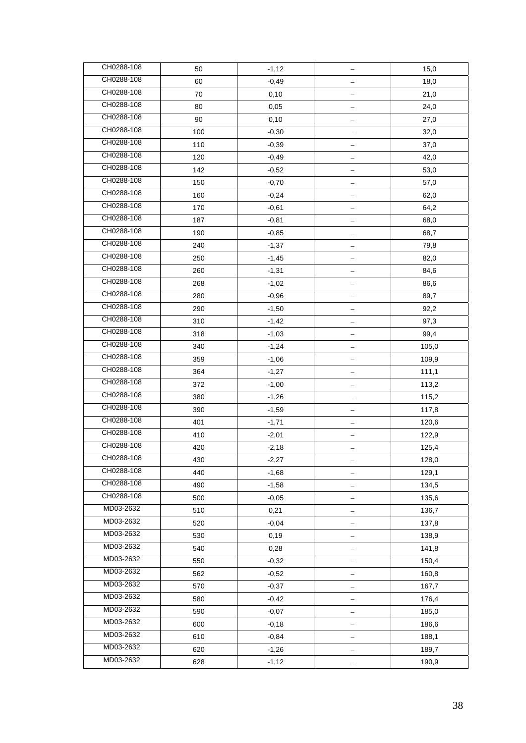| | | | | |
|---|---|---|---|---|
| CH0288-108 | 50 | -1,12 | – | 15,0 |
| CH0288-108 | 60 | -0,49 | – | 18,0 |
| CH0288-108 | 70 | 0,10 | – | 21,0 |
| CH0288-108 | 80 | 0,05 | – | 24,0 |
| CH0288-108 | 90 | 0,10 | – | 27,0 |
| CH0288-108 | 100 | -0,30 | – | 32,0 |
| CH0288-108 | 110 | -0,39 | – | 37,0 |
| CH0288-108 | 120 | -0,49 | – | 42,0 |
| CH0288-108 | 142 | -0,52 | – | 53,0 |
| CH0288-108 | 150 | -0,70 | – | 57,0 |
| CH0288-108 | 160 | -0,24 | – | 62,0 |
| CH0288-108 | 170 | -0,61 | – | 64,2 |
| CH0288-108 | 187 | -0,81 | – | 68,0 |
| CH0288-108 | 190 | -0,85 | – | 68,7 |
| CH0288-108 | 240 | -1,37 | – | 79,8 |
| CH0288-108 | 250 | -1,45 | – | 82,0 |
| CH0288-108 | 260 | -1,31 | – | 84,6 |
| CH0288-108 | 268 | -1,02 | – | 86,6 |
| CH0288-108 | 280 | -0,96 | – | 89,7 |
| CH0288-108 | 290 | -1,50 | – | 92,2 |
| CH0288-108 | 310 | -1,42 | – | 97,3 |
| CH0288-108 | 318 | -1,03 | – | 99,4 |
| CH0288-108 | 340 | -1,24 | – | 105,0 |
| CH0288-108 | 359 | -1,06 | – | 109,9 |
| CH0288-108 | 364 | -1,27 | – | 111,1 |
| CH0288-108 | 372 | -1,00 | – | 113,2 |
| CH0288-108 | 380 | -1,26 | – | 115,2 |
| CH0288-108 | 390 | -1,59 | – | 117,8 |
| CH0288-108 | 401 | -1,71 | – | 120,6 |
| CH0288-108 | 410 | -2,01 | – | 122,9 |
| CH0288-108 | 420 | -2,18 | – | 125,4 |
| CH0288-108 | 430 | -2,27 | – | 128,0 |
| CH0288-108 | 440 | -1,68 | – | 129,1 |
| CH0288-108 | 490 | -1,58 | – | 134,5 |
| CH0288-108 | 500 | -0,05 | – | 135,6 |
| MD03-2632 | 510 | 0,21 | – | 136,7 |
| MD03-2632 | 520 | -0,04 | – | 137,8 |
| MD03-2632 | 530 | 0,19 | – | 138,9 |
| MD03-2632 | 540 | 0,28 | – | 141,8 |
| MD03-2632 | 550 | -0,32 | – | 150,4 |
| MD03-2632 | 562 | -0,52 | – | 160,8 |
| MD03-2632 | 570 | -0,37 | – | 167,7 |
| MD03-2632 | 580 | -0,42 | – | 176,4 |
| MD03-2632 | 590 | -0,07 | – | 185,0 |
| MD03-2632 | 600 | -0,18 | – | 186,6 |
| MD03-2632 | 610 | -0,84 | – | 188,1 |
| MD03-2632 | 620 | -1,26 | – | 189,7 |
| MD03-2632 | 628 | -1,12 | – | 190,9 |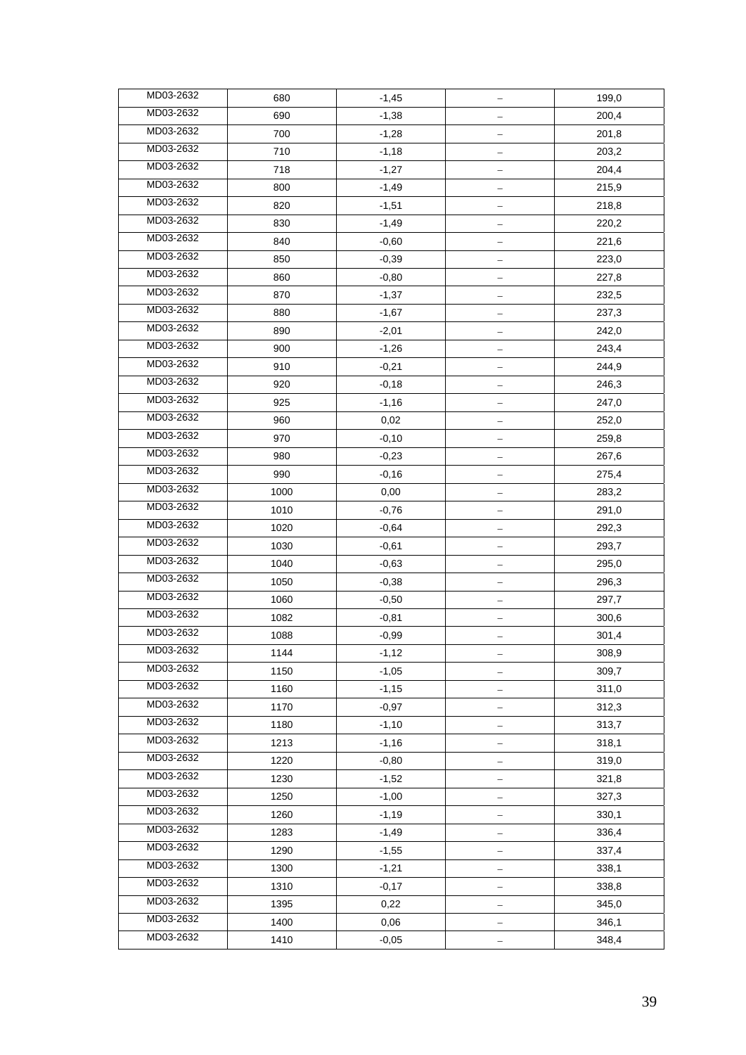| MD03-2632 | 680 | -1,45 | – | 199,0 |
|---|---|---|---|---|
| MD03-2632 | 690 | -1,38 | – | 200,4 |
| MD03-2632 | 700 | -1,28 | – | 201,8 |
| MD03-2632 | 710 | -1,18 | – | 203,2 |
| MD03-2632 | 718 | -1,27 | – | 204,4 |
| MD03-2632 | 800 | -1,49 | – | 215,9 |
| MD03-2632 | 820 | -1,51 | – | 218,8 |
| MD03-2632 | 830 | -1,49 | – | 220,2 |
| MD03-2632 | 840 | -0,60 | – | 221,6 |
| MD03-2632 | 850 | -0,39 | – | 223,0 |
| MD03-2632 | 860 | -0,80 | – | 227,8 |
| MD03-2632 | 870 | -1,37 | – | 232,5 |
| MD03-2632 | 880 | -1,67 | – | 237,3 |
| MD03-2632 | 890 | -2,01 | – | 242,0 |
| MD03-2632 | 900 | -1,26 | – | 243,4 |
| MD03-2632 | 910 | -0,21 | – | 244,9 |
| MD03-2632 | 920 | -0,18 | – | 246,3 |
| MD03-2632 | 925 | -1,16 | – | 247,0 |
| MD03-2632 | 960 | 0,02 | – | 252,0 |
| MD03-2632 | 970 | -0,10 | – | 259,8 |
| MD03-2632 | 980 | -0,23 | – | 267,6 |
| MD03-2632 | 990 | -0,16 | – | 275,4 |
| MD03-2632 | 1000 | 0,00 | – | 283,2 |
| MD03-2632 | 1010 | -0,76 | – | 291,0 |
| MD03-2632 | 1020 | -0,64 | – | 292,3 |
| MD03-2632 | 1030 | -0,61 | – | 293,7 |
| MD03-2632 | 1040 | -0,63 | – | 295,0 |
| MD03-2632 | 1050 | -0,38 | – | 296,3 |
| MD03-2632 | 1060 | -0,50 | – | 297,7 |
| MD03-2632 | 1082 | -0,81 | – | 300,6 |
| MD03-2632 | 1088 | -0,99 | – | 301,4 |
| MD03-2632 | 1144 | -1,12 | – | 308,9 |
| MD03-2632 | 1150 | -1,05 | – | 309,7 |
| MD03-2632 | 1160 | -1,15 | – | 311,0 |
| MD03-2632 | 1170 | -0,97 | – | 312,3 |
| MD03-2632 | 1180 | -1,10 | – | 313,7 |
| MD03-2632 | 1213 | -1,16 | – | 318,1 |
| MD03-2632 | 1220 | -0,80 | – | 319,0 |
| MD03-2632 | 1230 | -1,52 | – | 321,8 |
| MD03-2632 | 1250 | -1,00 | – | 327,3 |
| MD03-2632 | 1260 | -1,19 | – | 330,1 |
| MD03-2632 | 1283 | -1,49 | – | 336,4 |
| MD03-2632 | 1290 | -1,55 | – | 337,4 |
| MD03-2632 | 1300 | -1,21 | – | 338,1 |
| MD03-2632 | 1310 | -0,17 | – | 338,8 |
| MD03-2632 | 1395 | 0,22 | – | 345,0 |
| MD03-2632 | 1400 | 0,06 | – | 346,1 |
| MD03-2632 | 1410 | -0,05 | – | 348,4 |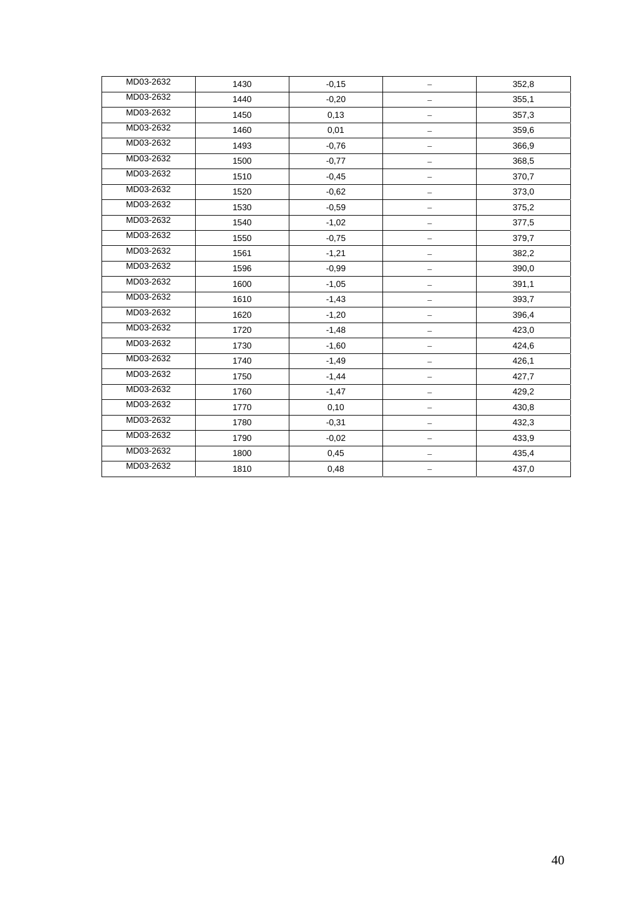| | | | | |
|---|---|---|---|---|
| MD03-2632 | 1430 | -0,15 | – | 352,8 |
| MD03-2632 | 1440 | -0,20 | – | 355,1 |
| MD03-2632 | 1450 | 0,13 | – | 357,3 |
| MD03-2632 | 1460 | 0,01 | – | 359,6 |
| MD03-2632 | 1493 | -0,76 | – | 366,9 |
| MD03-2632 | 1500 | -0,77 | – | 368,5 |
| MD03-2632 | 1510 | -0,45 | – | 370,7 |
| MD03-2632 | 1520 | -0,62 | – | 373,0 |
| MD03-2632 | 1530 | -0,59 | – | 375,2 |
| MD03-2632 | 1540 | -1,02 | – | 377,5 |
| MD03-2632 | 1550 | -0,75 | – | 379,7 |
| MD03-2632 | 1561 | -1,21 | – | 382,2 |
| MD03-2632 | 1596 | -0,99 | – | 390,0 |
| MD03-2632 | 1600 | -1,05 | – | 391,1 |
| MD03-2632 | 1610 | -1,43 | – | 393,7 |
| MD03-2632 | 1620 | -1,20 | – | 396,4 |
| MD03-2632 | 1720 | -1,48 | – | 423,0 |
| MD03-2632 | 1730 | -1,60 | – | 424,6 |
| MD03-2632 | 1740 | -1,49 | – | 426,1 |
| MD03-2632 | 1750 | -1,44 | – | 427,7 |
| MD03-2632 | 1760 | -1,47 | – | 429,2 |
| MD03-2632 | 1770 | 0,10 | – | 430,8 |
| MD03-2632 | 1780 | -0,31 | – | 432,3 |
| MD03-2632 | 1790 | -0,02 | – | 433,9 |
| MD03-2632 | 1800 | 0,45 | – | 435,4 |
| MD03-2632 | 1810 | 0,48 | – | 437,0 |